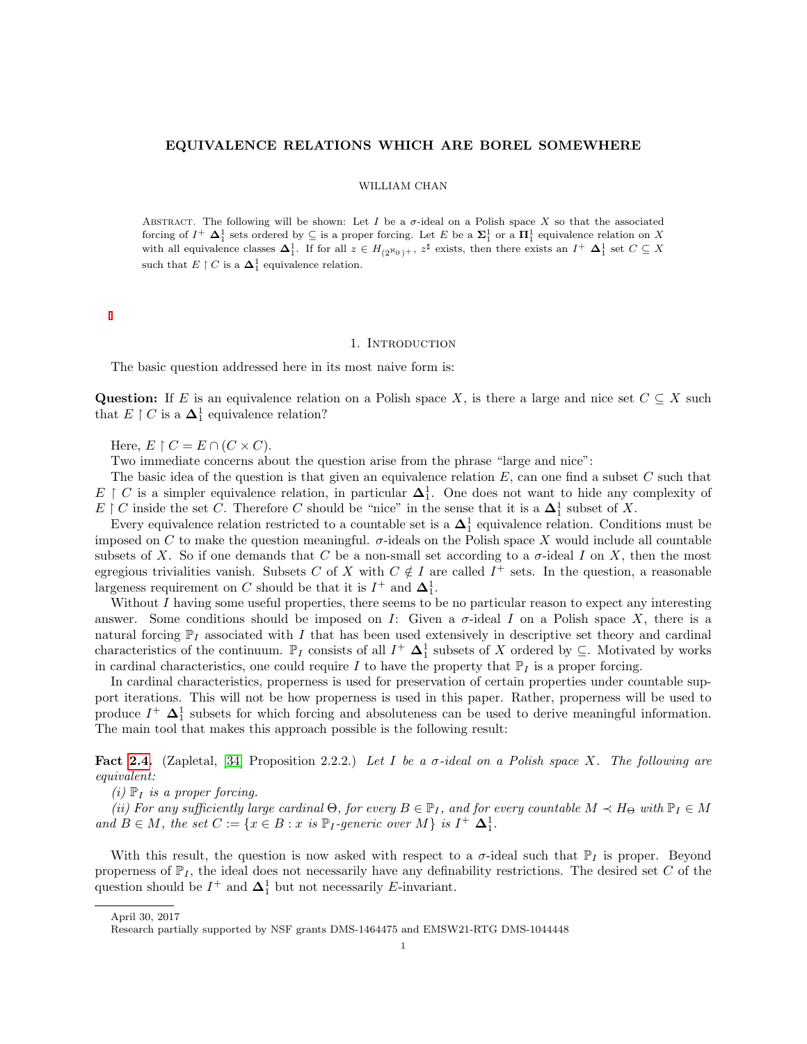# EQUIVALENCE RELATIONS WHICH ARE BOREL SOMEWHERE

WILLIAM CHAN

Abstract. The following will be shown: Let $I$ be a $\sigma$-ideal on a Polish space $X$ so that the associated forcing of $I^+$ $\mathbf{\Delta}^1_1$ sets ordered by $\subseteq$ is a proper forcing. Let $E$ be a $\mathbf{\Sigma}^1_1$ or a $\mathbf{\Pi}^1_1$ equivalence relation on $X$ with all equivalence classes $\mathbf{\Delta}^1_1$. If for all $z \in H_{(2^{\aleph_0})^+}$, $z^\sharp$ exists, then there exists an $I^+$ $\mathbf{\Delta}^1_1$ set $C \subseteq X$ such that $E \restriction C$ is a $\mathbf{\Delta}^1_1$ equivalence relation.

## 1. Introduction

The basic question addressed here in its most naive form is:

**Question:** If $E$ is an equivalence relation on a Polish space $X$, is there a large and nice set $C \subseteq X$ such that $E \restriction C$ is a $\mathbf{\Delta}^1_1$ equivalence relation?

Here, $E \restriction C = E \cap (C \times C)$.

Two immediate concerns about the question arise from the phrase "large and nice":

The basic idea of the question is that given an equivalence relation $E$, can one find a subset $C$ such that $E \restriction C$ is a simpler equivalence relation, in particular $\mathbf{\Delta}^1_1$. One does not want to hide any complexity of $E \restriction C$ inside the set $C$. Therefore $C$ should be "nice" in the sense that it is a $\mathbf{\Delta}^1_1$ subset of $X$.

Every equivalence relation restricted to a countable set is a $\mathbf{\Delta}^1_1$ equivalence relation. Conditions must be imposed on $C$ to make the question meaningful. $\sigma$-ideals on the Polish space $X$ would include all countable subsets of $X$. So if one demands that $C$ be a non-small set according to a $\sigma$-ideal $I$ on $X$, then the most egregious trivialities vanish. Subsets $C$ of $X$ with $C \notin I$ are called $I^+$ sets. In the question, a reasonable largeness requirement on $C$ should be that it is $I^+$ and $\mathbf{\Delta}^1_1$.

Without $I$ having some useful properties, there seems to be no particular reason to expect any interesting answer. Some conditions should be imposed on $I$: Given a $\sigma$-ideal $I$ on a Polish space $X$, there is a natural forcing $\mathbb{P}_I$ associated with $I$ that has been used extensively in descriptive set theory and cardinal characteristics of the continuum. $\mathbb{P}_I$ consists of all $I^+$ $\mathbf{\Delta}^1_1$ subsets of $X$ ordered by $\subseteq$. Motivated by works in cardinal characteristics, one could require $I$ to have the property that $\mathbb{P}_I$ is a proper forcing.

In cardinal characteristics, properness is used for preservation of certain properties under countable support iterations. This will not be how properness is used in this paper. Rather, properness will be used to produce $I^+$ $\mathbf{\Delta}^1_1$ subsets for which forcing and absoluteness can be used to derive meaningful information. The main tool that makes this approach possible is the following result:

**Fact 2.4.** (Zapletal, [34] Proposition 2.2.2.) *Let $I$ be a $\sigma$-ideal on a Polish space $X$. The following are equivalent:*

*(i) $\mathbb{P}_I$ is a proper forcing.*

*(ii) For any sufficiently large cardinal $\Theta$, for every $B \in \mathbb{P}_I$, and for every countable $M \prec H_\Theta$ with $\mathbb{P}_I \in M$ and $B \in M$, the set $C := \{x \in B : x \text{ is } \mathbb{P}_I\text{-generic over } M\}$ is $I^+$ $\mathbf{\Delta}^1_1$.*

With this result, the question is now asked with respect to a $\sigma$-ideal such that $\mathbb{P}_I$ is proper. Beyond properness of $\mathbb{P}_I$, the ideal does not necessarily have any definability restrictions. The desired set $C$ of the question should be $I^+$ and $\mathbf{\Delta}^1_1$ but not necessarily $E$-invariant.

---

April 30, 2017

Research partially supported by NSF grants DMS-1464475 and EMSW21-RTG DMS-1044448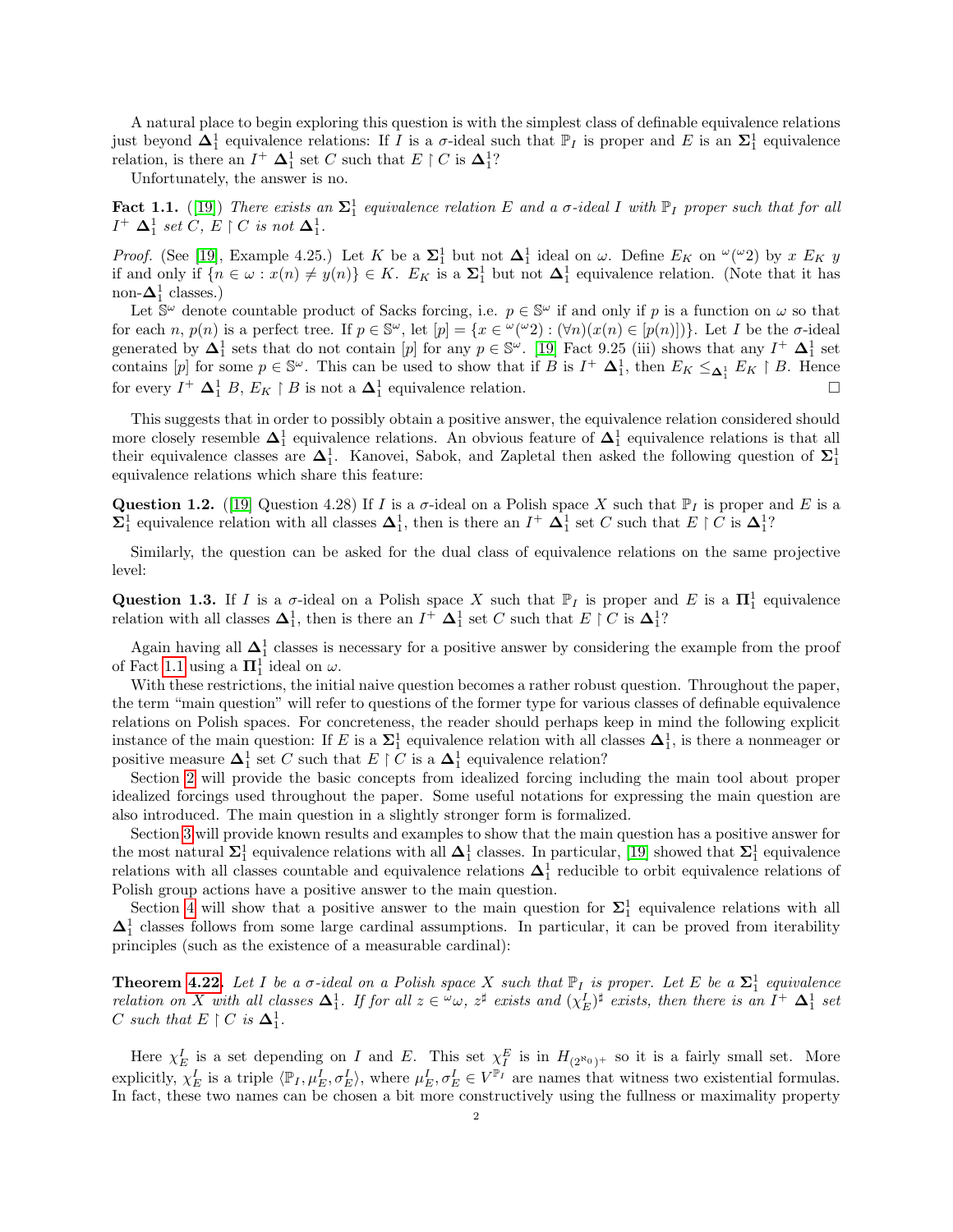A natural place to begin exploring this question is with the simplest class of definable equivalence relations just beyond $\mathbf{\Delta}^1_1$ equivalence relations: If $I$ is a $\sigma$-ideal such that $\mathbb{P}_I$ is proper and $E$ is an $\mathbf{\Sigma}^1_1$ equivalence relation, is there an $I^+$ $\mathbf{\Delta}^1_1$ set $C$ such that $E \restriction C$ is $\mathbf{\Delta}^1_1$?

Unfortunately, the answer is no.

**Fact 1.1.** ([19]) *There exists an $\mathbf{\Sigma}^1_1$ equivalence relation $E$ and a $\sigma$-ideal $I$ with $\mathbb{P}_I$ proper such that for all $I^+$ $\mathbf{\Delta}^1_1$ set $C$, $E \restriction C$ is not $\mathbf{\Delta}^1_1$.*

*Proof.* (See [19], Example 4.25.) Let $K$ be a $\mathbf{\Sigma}^1_1$ but not $\mathbf{\Delta}^1_1$ ideal on $\omega$. Define $E_K$ on ${}^\omega({}^\omega 2)$ by $x \ E_K \ y$ if and only if $\{n \in \omega : x(n) \neq y(n)\} \in K$. $E_K$ is a $\mathbf{\Sigma}^1_1$ but not $\mathbf{\Delta}^1_1$ equivalence relation. (Note that it has non-$\mathbf{\Delta}^1_1$ classes.)

Let $\mathbb{S}^\omega$ denote countable product of Sacks forcing, i.e. $p \in \mathbb{S}^\omega$ if and only if $p$ is a function on $\omega$ so that for each $n$, $p(n)$ is a perfect tree. If $p \in \mathbb{S}^\omega$, let $[p] = \{x \in {}^\omega({}^\omega 2) : (\forall n)(x(n) \in [p(n)])\}$. Let $I$ be the $\sigma$-ideal generated by $\mathbf{\Delta}^1_1$ sets that do not contain $[p]$ for any $p \in \mathbb{S}^\omega$. [19] Fact 9.25 (iii) shows that any $I^+$ $\mathbf{\Delta}^1_1$ set contains $[p]$ for some $p \in \mathbb{S}^\omega$. This can be used to show that if $B$ is $I^+$ $\mathbf{\Delta}^1_1$, then $E_K \leq_{\mathbf{\Delta}^1_1} E_K \restriction B$. Hence for every $I^+$ $\mathbf{\Delta}^1_1$ $B$, $E_K \restriction B$ is not a $\mathbf{\Delta}^1_1$ equivalence relation. $\square$

This suggests that in order to possibly obtain a positive answer, the equivalence relation considered should more closely resemble $\mathbf{\Delta}^1_1$ equivalence relations. An obvious feature of $\mathbf{\Delta}^1_1$ equivalence relations is that all their equivalence classes are $\mathbf{\Delta}^1_1$. Kanovei, Sabok, and Zapletal then asked the following question of $\mathbf{\Sigma}^1_1$ equivalence relations which share this feature:

**Question 1.2.** ([19] Question 4.28) If $I$ is a $\sigma$-ideal on a Polish space $X$ such that $\mathbb{P}_I$ is proper and $E$ is a $\mathbf{\Sigma}^1_1$ equivalence relation with all classes $\mathbf{\Delta}^1_1$, then is there an $I^+$ $\mathbf{\Delta}^1_1$ set $C$ such that $E \restriction C$ is $\mathbf{\Delta}^1_1$?

Similarly, the question can be asked for the dual class of equivalence relations on the same projective level:

**Question 1.3.** If $I$ is a $\sigma$-ideal on a Polish space $X$ such that $\mathbb{P}_I$ is proper and $E$ is a $\mathbf{\Pi}^1_1$ equivalence relation with all classes $\mathbf{\Delta}^1_1$, then is there an $I^+$ $\mathbf{\Delta}^1_1$ set $C$ such that $E \restriction C$ is $\mathbf{\Delta}^1_1$?

Again having all $\mathbf{\Delta}^1_1$ classes is necessary for a positive answer by considering the example from the proof of Fact 1.1 using a $\mathbf{\Pi}^1_1$ ideal on $\omega$.

With these restrictions, the initial naive question becomes a rather robust question. Throughout the paper, the term "main question" will refer to questions of the former type for various classes of definable equivalence relations on Polish spaces. For concreteness, the reader should perhaps keep in mind the following explicit instance of the main question: If $E$ is a $\mathbf{\Sigma}^1_1$ equivalence relation with all classes $\mathbf{\Delta}^1_1$, is there a nonmeager or positive measure $\mathbf{\Delta}^1_1$ set $C$ such that $E \restriction C$ is a $\mathbf{\Delta}^1_1$ equivalence relation?

Section 2 will provide the basic concepts from idealized forcing including the main tool about proper idealized forcings used throughout the paper. Some useful notations for expressing the main question are also introduced. The main question in a slightly stronger form is formalized.

Section 3 will provide known results and examples to show that the main question has a positive answer for the most natural $\mathbf{\Sigma}^1_1$ equivalence relations with all $\mathbf{\Delta}^1_1$ classes. In particular, [19] showed that $\mathbf{\Sigma}^1_1$ equivalence relations with all classes countable and equivalence relations $\mathbf{\Delta}^1_1$ reducible to orbit equivalence relations of Polish group actions have a positive answer to the main question.

Section 4 will show that a positive answer to the main question for $\mathbf{\Sigma}^1_1$ equivalence relations with all $\mathbf{\Delta}^1_1$ classes follows from some large cardinal assumptions. In particular, it can be proved from iterability principles (such as the existence of a measurable cardinal):

**Theorem 4.22.** *Let $I$ be a $\sigma$-ideal on a Polish space $X$ such that $\mathbb{P}_I$ is proper. Let $E$ be a $\mathbf{\Sigma}^1_1$ equivalence relation on $X$ with all classes $\mathbf{\Delta}^1_1$. If for all $z \in {}^\omega\omega$, $z^\sharp$ exists and $(\chi^I_E)^\sharp$ exists, then there is an $I^+$ $\mathbf{\Delta}^1_1$ set $C$ such that $E \restriction C$ is $\mathbf{\Delta}^1_1$.*

Here $\chi^I_E$ is a set depending on $I$ and $E$. This set $\chi^E_I$ is in $H_{(2^{\aleph_0})^+}$ so it is a fairly small set. More explicitly, $\chi^I_E$ is a triple $\langle \mathbb{P}_I, \mu^I_E, \sigma^I_E \rangle$, where $\mu^I_E, \sigma^I_E \in V^{\mathbb{P}_I}$ are names that witness two existential formulas. In fact, these two names can be chosen a bit more constructively using the fullness or maximality property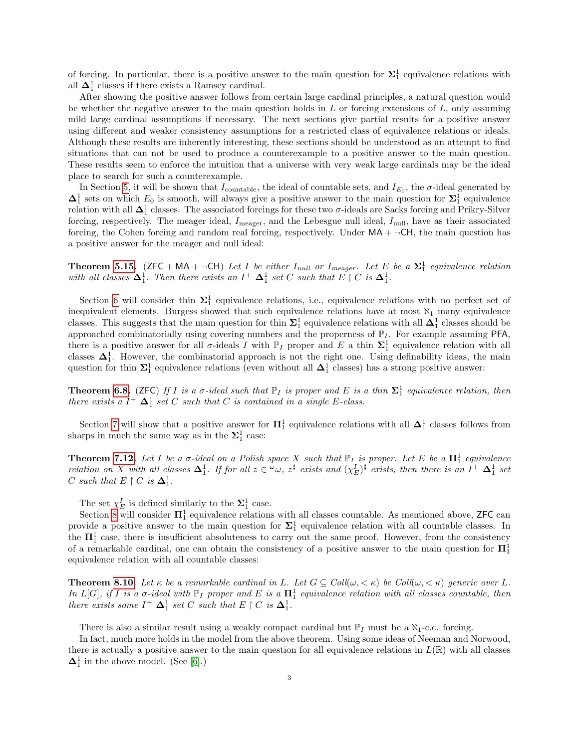of forcing. In particular, there is a positive answer to the main question for $\mathbf{\Sigma}^1_1$ equivalence relations with all $\mathbf{\Delta}^1_1$ classes if there exists a Ramsey cardinal.

After showing the positive answer follows from certain large cardinal principles, a natural question would be whether the negative answer to the main question holds in $L$ or forcing extensions of $L$, only assuming mild large cardinal assumptions if necessary. The next sections give partial results for a positive answer using different and weaker consistency assumptions for a restricted class of equivalence relations or ideals. Although these results are inherently interesting, these sections should be understood as an attempt to find situations that can not be used to produce a counterexample to a positive answer to the main question. These results seem to enforce the intuition that a universe with very weak large cardinals may be the ideal place to search for such a counterexample.

In Section 5, it will be shown that $I_{\text{countable}}$, the ideal of countable sets, and $I_{E_0}$, the $\sigma$-ideal generated by $\mathbf{\Delta}^1_1$ sets on which $E_0$ is smooth, will always give a positive answer to the main question for $\mathbf{\Sigma}^1_1$ equivalence relation with all $\mathbf{\Delta}^1_1$ classes. The associated forcings for these two $\sigma$-ideals are Sacks forcing and Prikry-Silver forcing, respectively. The meager ideal, $I_{\text{meager}}$, and the Lebesgue null ideal, $I_{\text{null}}$, have as their associated forcing, the Cohen forcing and random real forcing, respectively. Under $\mathsf{MA} + \neg\mathsf{CH}$, the main question has a positive answer for the meager and null ideal:

**Theorem 5.15.** ($\mathsf{ZFC} + \mathsf{MA} + \neg\mathsf{CH}$) *Let $I$ be either $I_{null}$ or $I_{meager}$. Let $E$ be a $\mathbf{\Sigma}^1_1$ equivalence relation with all classes $\mathbf{\Delta}^1_1$. Then there exists an $I^+$ $\mathbf{\Delta}^1_1$ set $C$ such that $E \restriction C$ is $\mathbf{\Delta}^1_1$.*

Section 6 will consider thin $\mathbf{\Sigma}^1_1$ equivalence relations, i.e., equivalence relations with no perfect set of inequivalent elements. Burgess showed that such equivalence relations have at most $\aleph_1$ many equivalence classes. This suggests that the main question for thin $\mathbf{\Sigma}^1_1$ equivalence relations with all $\mathbf{\Delta}^1_1$ classes should be approached combinatorially using covering numbers and the properness of $\mathbb{P}_I$. For example assuming $\mathsf{PFA}$, there is a positive answer for all $\sigma$-ideals $I$ with $\mathbb{P}_I$ proper and $E$ a thin $\mathbf{\Sigma}^1_1$ equivalence relation with all classes $\mathbf{\Delta}^1_1$. However, the combinatorial approach is not the right one. Using definability ideas, the main question for thin $\mathbf{\Sigma}^1_1$ equivalence relations (even without all $\mathbf{\Delta}^1_1$ classes) has a strong positive answer:

**Theorem 6.8.** ($\mathsf{ZFC}$) *If $I$ is a $\sigma$-ideal such that $\mathbb{P}_I$ is proper and $E$ is a thin $\mathbf{\Sigma}^1_1$ equivalence relation, then there exists a $I^+$ $\mathbf{\Delta}^1_1$ set $C$ such that $C$ is contained in a single $E$-class.*

Section 7 will show that a positive answer for $\mathbf{\Pi}^1_1$ equivalence relations with all $\mathbf{\Delta}^1_1$ classes follows from sharps in much the same way as in the $\mathbf{\Sigma}^1_1$ case:

**Theorem 7.12.** *Let $I$ be a $\sigma$-ideal on a Polish space $X$ such that $\mathbb{P}_I$ is proper. Let $E$ be a $\mathbf{\Pi}^1_1$ equivalence relation on $X$ with all classes $\mathbf{\Delta}^1_1$. If for all $z \in {}^\omega\omega$, $z^\sharp$ exists and $(\chi^I_E)^\sharp$ exists, then there is an $I^+$ $\mathbf{\Delta}^1_1$ set $C$ such that $E \restriction C$ is $\mathbf{\Delta}^1_1$.*

The set $\chi^I_E$ is defined similarly to the $\mathbf{\Sigma}^1_1$ case.

Section 8 will consider $\mathbf{\Pi}^1_1$ equivalence relations with all classes countable. As mentioned above, $\mathsf{ZFC}$ can provide a positive answer to the main question for $\mathbf{\Sigma}^1_1$ equivalence relation with all countable classes. In the $\mathbf{\Pi}^1_1$ case, there is insufficient absoluteness to carry out the same proof. However, from the consistency of a remarkable cardinal, one can obtain the consistency of a positive answer to the main question for $\mathbf{\Pi}^1_1$ equivalence relation with all countable classes:

**Theorem 8.10.** *Let $\kappa$ be a remarkable cardinal in $L$. Let $G \subseteq Coll(\omega, <\kappa)$ be $Coll(\omega, <\kappa)$ generic over $L$. In $L[G]$, if $I$ is a $\sigma$-ideal with $\mathbb{P}_I$ proper and $E$ is a $\mathbf{\Pi}^1_1$ equivalence relation with all classes countable, then there exists some $I^+$ $\mathbf{\Delta}^1_1$ set $C$ such that $E \restriction C$ is $\mathbf{\Delta}^1_1$.*

There is also a similar result using a weakly compact cardinal but $\mathbb{P}_I$ must be a $\aleph_1$-c.c. forcing.

In fact, much more holds in the model from the above theorem. Using some ideas of Neeman and Norwood, there is actually a positive answer to the main question for all equivalence relations in $L(\mathbb{R})$ with all classes $\mathbf{\Delta}^1_1$ in the above model. (See [6].)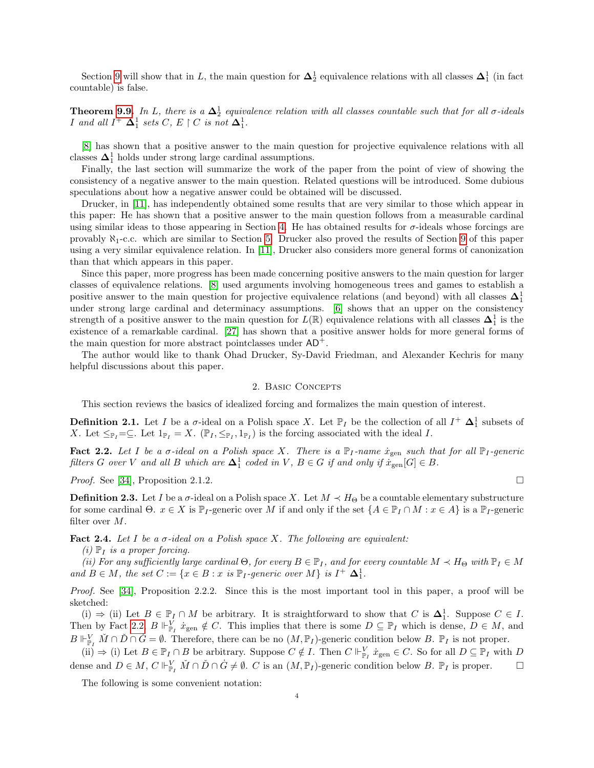Section 9 will show that in $L$, the main question for $\mathbf{\Delta}^1_2$ equivalence relations with all classes $\mathbf{\Delta}^1_1$ (in fact countable) is false.

**Theorem 9.9.** *In $L$, there is a $\mathbf{\Delta}^1_2$ equivalence relation with all classes countable such that for all $\sigma$-ideals $I$ and all $I^+$ $\mathbf{\Delta}^1_1$ sets $C$, $E \upharpoonright C$ is not $\mathbf{\Delta}^1_1$.*

[8] has shown that a positive answer to the main question for projective equivalence relations with all classes $\mathbf{\Delta}^1_1$ holds under strong large cardinal assumptions.

Finally, the last section will summarize the work of the paper from the point of view of showing the consistency of a negative answer to the main question. Related questions will be introduced. Some dubious speculations about how a negative answer could be obtained will be discussed.

Drucker, in [11], has independently obtained some results that are very similar to those which appear in this paper: He has shown that a positive answer to the main question follows from a measurable cardinal using similar ideas to those appearing in Section 4. He has obtained results for $\sigma$-ideals whose forcings are provably $\aleph_1$-c.c. which are similar to Section 5. Drucker also proved the results of Section 9 of this paper using a very similar equivalence relation. In [11], Drucker also considers more general forms of canonization than that which appears in this paper.

Since this paper, more progress has been made concerning positive answers to the main question for larger classes of equivalence relations. [8] used arguments involving homogeneous trees and games to establish a positive answer to the main question for projective equivalence relations (and beyond) with all classes $\mathbf{\Delta}^1_1$ under strong large cardinal and determinacy assumptions. [6] shows that an upper on the consistency strength of a positive answer to the main question for $L(\mathbb{R})$ equivalence relations with all classes $\mathbf{\Delta}^1_1$ is the existence of a remarkable cardinal. [27] has shown that a positive answer holds for more general forms of the main question for more abstract pointclasses under $\mathsf{AD}^+$.

The author would like to thank Ohad Drucker, Sy-David Friedman, and Alexander Kechris for many helpful discussions about this paper.

## 2. Basic Concepts

This section reviews the basics of idealized forcing and formalizes the main question of interest.

**Definition 2.1.** Let $I$ be a $\sigma$-ideal on a Polish space $X$. Let $\mathbb{P}_I$ be the collection of all $I^+$ $\mathbf{\Delta}^1_1$ subsets of $X$. Let $\leq_{\mathbb{P}_I} = \subseteq$. Let $1_{\mathbb{P}_I} = X$. $(\mathbb{P}_I, \leq_{\mathbb{P}_I}, 1_{\mathbb{P}_I})$ is the forcing associated with the ideal $I$.

**Fact 2.2.** *Let $I$ be a $\sigma$-ideal on a Polish space $X$. There is a $\mathbb{P}_I$-name $\dot{x}_{\text{gen}}$ such that for all $\mathbb{P}_I$-generic filters $G$ over $V$ and all $B$ which are $\mathbf{\Delta}^1_1$ coded in $V$, $B \in G$ if and only if $\dot{x}_{\text{gen}}[G] \in B$.*

*Proof.* See [34], Proposition 2.1.2. □

**Definition 2.3.** Let $I$ be a $\sigma$-ideal on a Polish space $X$. Let $M \prec H_\Theta$ be a countable elementary substructure for some cardinal $\Theta$. $x \in X$ is $\mathbb{P}_I$-generic over $M$ if and only if the set $\{A \in \mathbb{P}_I \cap M : x \in A\}$ is a $\mathbb{P}_I$-generic filter over $M$.

**Fact 2.4.** *Let $I$ be a $\sigma$-ideal on a Polish space $X$. The following are equivalent:*

*(i) $\mathbb{P}_I$ is a proper forcing.*

*(ii) For any sufficiently large cardinal $\Theta$, for every $B \in \mathbb{P}_I$, and for every countable $M \prec H_\Theta$ with $\mathbb{P}_I \in M$ and $B \in M$, the set $C := \{x \in B : x \text{ is } \mathbb{P}_I\text{-generic over } M\}$ is $I^+$ $\mathbf{\Delta}^1_1$.*

*Proof.* See [34], Proposition 2.2.2. Since this is the most important tool in this paper, a proof will be sketched:

(i) ⇒ (ii) Let $B \in \mathbb{P}_I \cap M$ be arbitrary. It is straightforward to show that $C$ is $\mathbf{\Delta}^1_1$. Suppose $C \in I$. Then by Fact 2.2, $B \Vdash^V_{\mathbb{P}_I} \dot{x}_{\text{gen}} \notin C$. This implies that there is some $D \subseteq \mathbb{P}_I$ which is dense, $D \in M$, and $B \Vdash^V_{\mathbb{P}_I} \check{M} \cap \check{D} \cap \dot{G} = \emptyset$. Therefore, there can be no $(M, \mathbb{P}_I)$-generic condition below $B$. $\mathbb{P}_I$ is not proper.

(ii) ⇒ (i) Let $B \in \mathbb{P}_I \cap B$ be arbitrary. Suppose $C \notin I$. Then $C \Vdash^V_{\mathbb{P}_I} \dot{x}_{\text{gen}} \in C$. So for all $D \subseteq \mathbb{P}_I$ with $D$ dense and $D \in M$, $C \Vdash^V_{\mathbb{P}_I} \check{M} \cap \check{D} \cap \dot{G} \neq \emptyset$. $C$ is an $(M, \mathbb{P}_I)$-generic condition below $B$. $\mathbb{P}_I$ is proper. □

The following is some convenient notation: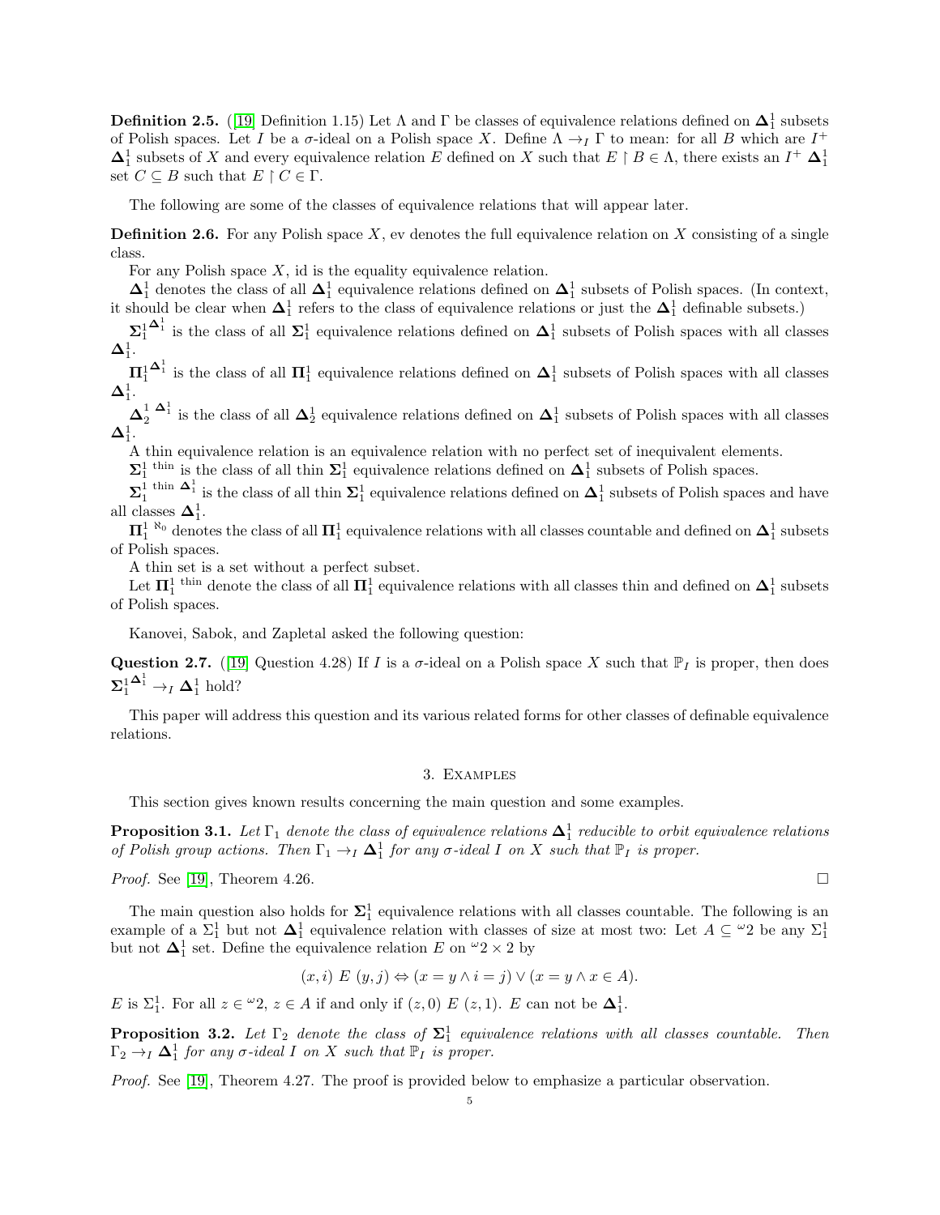**Definition 2.5.** ([19] Definition 1.15) Let $\Lambda$ and $\Gamma$ be classes of equivalence relations defined on $\boldsymbol{\Delta}_1^1$ subsets of Polish spaces. Let $I$ be a $\sigma$-ideal on a Polish space $X$. Define $\Lambda \to_I \Gamma$ to mean: for all $B$ which are $I^+$ $\boldsymbol{\Delta}_1^1$ subsets of $X$ and every equivalence relation $E$ defined on $X$ such that $E \upharpoonright B \in \Lambda$, there exists an $I^+$ $\boldsymbol{\Delta}_1^1$ set $C \subseteq B$ such that $E \upharpoonright C \in \Gamma$.

The following are some of the classes of equivalence relations that will appear later.

**Definition 2.6.** For any Polish space $X$, ev denotes the full equivalence relation on $X$ consisting of a single class.

For any Polish space $X$, id is the equality equivalence relation.

$\boldsymbol{\Delta}_1^1$ denotes the class of all $\boldsymbol{\Delta}_1^1$ equivalence relations defined on $\boldsymbol{\Delta}_1^1$ subsets of Polish spaces. (In context, it should be clear when $\boldsymbol{\Delta}_1^1$ refers to the class of equivalence relations or just the $\boldsymbol{\Delta}_1^1$ definable subsets.)

${\boldsymbol{\Sigma}_1^1}^{\boldsymbol{\Delta}_1^1}$ is the class of all $\boldsymbol{\Sigma}_1^1$ equivalence relations defined on $\boldsymbol{\Delta}_1^1$ subsets of Polish spaces with all classes $\boldsymbol{\Delta}_1^1$.

${\boldsymbol{\Pi}_1^1}^{\boldsymbol{\Delta}_1^1}$ is the class of all $\boldsymbol{\Pi}_1^1$ equivalence relations defined on $\boldsymbol{\Delta}_1^1$ subsets of Polish spaces with all classes $\boldsymbol{\Delta}_1^1$.

${\boldsymbol{\Delta}_2^1}^{\boldsymbol{\Delta}_1^1}$ is the class of all $\boldsymbol{\Delta}_2^1$ equivalence relations defined on $\boldsymbol{\Delta}_1^1$ subsets of Polish spaces with all classes $\boldsymbol{\Delta}_1^1$.

A thin equivalence relation is an equivalence relation with no perfect set of inequivalent elements.

${\boldsymbol{\Sigma}_1^1}^{\text{thin}}$ is the class of all thin $\boldsymbol{\Sigma}_1^1$ equivalence relations defined on $\boldsymbol{\Delta}_1^1$ subsets of Polish spaces.

${\boldsymbol{\Sigma}_1^1}^{\text{thin } \boldsymbol{\Delta}_1^1}$ is the class of all thin $\boldsymbol{\Sigma}_1^1$ equivalence relations defined on $\boldsymbol{\Delta}_1^1$ subsets of Polish spaces and have all classes $\boldsymbol{\Delta}_1^1$.

${\boldsymbol{\Pi}_1^1}^{\aleph_0}$ denotes the class of all $\boldsymbol{\Pi}_1^1$ equivalence relations with all classes countable and defined on $\boldsymbol{\Delta}_1^1$ subsets of Polish spaces.

A thin set is a set without a perfect subset.

Let ${\boldsymbol{\Pi}_1^1}^{\text{thin}}$ denote the class of all $\boldsymbol{\Pi}_1^1$ equivalence relations with all classes thin and defined on $\boldsymbol{\Delta}_1^1$ subsets of Polish spaces.

Kanovei, Sabok, and Zapletal asked the following question:

**Question 2.7.** ([19] Question 4.28) If $I$ is a $\sigma$-ideal on a Polish space $X$ such that $\mathbb{P}_I$ is proper, then does ${\boldsymbol{\Sigma}_1^1}^{\boldsymbol{\Delta}_1^1} \to_I \boldsymbol{\Delta}_1^1$ hold?

This paper will address this question and its various related forms for other classes of definable equivalence relations.

## 3. Examples

This section gives known results concerning the main question and some examples.

**Proposition 3.1.** *Let $\Gamma_1$ denote the class of equivalence relations $\boldsymbol{\Delta}_1^1$ reducible to orbit equivalence relations of Polish group actions. Then $\Gamma_1 \to_I \boldsymbol{\Delta}_1^1$ for any $\sigma$-ideal $I$ on $X$ such that $\mathbb{P}_I$ is proper.*

*Proof.* See [19], Theorem 4.26. $\square$

The main question also holds for $\boldsymbol{\Sigma}_1^1$ equivalence relations with all classes countable. The following is an example of a $\Sigma_1^1$ but not $\boldsymbol{\Delta}_1^1$ equivalence relation with classes of size at most two: Let $A \subseteq {}^\omega 2$ be any $\Sigma_1^1$ but not $\boldsymbol{\Delta}_1^1$ set. Define the equivalence relation $E$ on ${}^\omega 2 \times 2$ by

$$(x, i) \ E \ (y, j) \Leftrightarrow (x = y \wedge i = j) \vee (x = y \wedge x \in A).$$

$E$ is $\Sigma_1^1$. For all $z \in {}^\omega 2$, $z \in A$ if and only if $(z, 0) \ E \ (z, 1)$. $E$ can not be $\boldsymbol{\Delta}_1^1$.

**Proposition 3.2.** *Let $\Gamma_2$ denote the class of $\boldsymbol{\Sigma}_1^1$ equivalence relations with all classes countable. Then $\Gamma_2 \to_I \boldsymbol{\Delta}_1^1$ for any $\sigma$-ideal $I$ on $X$ such that $\mathbb{P}_I$ is proper.*

*Proof.* See [19], Theorem 4.27. The proof is provided below to emphasize a particular observation.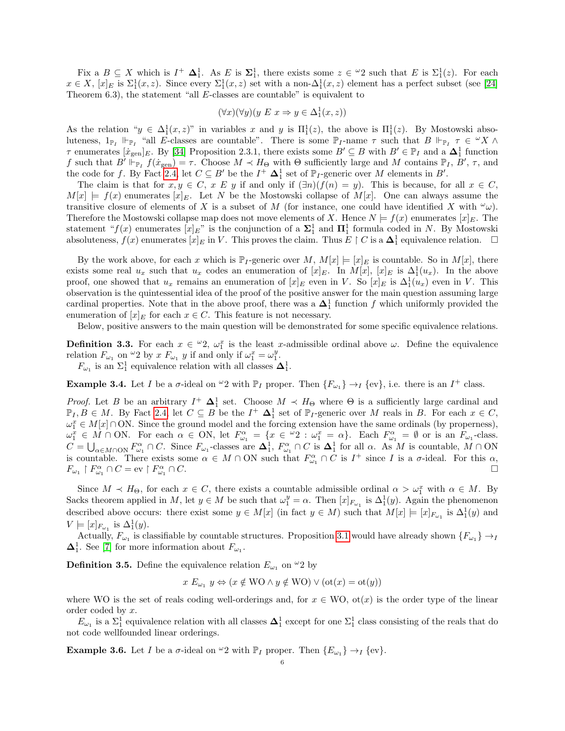Fix a $B \subseteq X$ which is $I^+$ $\mathbf{\Delta}^1_1$. As $E$ is $\mathbf{\Sigma}^1_1$, there exists some $z \in {}^\omega 2$ such that $E$ is $\Sigma^1_1(z)$. For each $x \in X$, $[x]_E$ is $\Sigma^1_1(x,z)$. Since every $\Sigma^1_1(x,z)$ set with a non-$\Delta^1_1(x,z)$ element has a perfect subset (see [24] Theorem 6.3), the statement "all $E$-classes are countable" is equivalent to

$$(\forall x)(\forall y)(y \ E \ x \Rightarrow y \in \Delta^1_1(x,z))$$

As the relation "$y \in \Delta^1_1(x,z)$" in variables $x$ and $y$ is $\Pi^1_1(z)$, the above is $\Pi^1_1(z)$. By Mostowski absoluteness, $1_{\mathbb{P}_I} \Vdash_{\mathbb{P}_I}$ "all $E$-classes are countable". There is some $\mathbb{P}_I$-name $\tau$ such that $B \Vdash_{\mathbb{P}_I} \tau \in {}^\omega X \wedge \tau$ enumerates $[\dot{x}_{\text{gen}}]_E$. By [34] Proposition 2.3.1, there exists some $B' \subseteq B$ with $B' \in \mathbb{P}_I$ and a $\mathbf{\Delta}^1_1$ function $f$ such that $B' \Vdash_{\mathbb{P}_I} f(\dot{x}_{\text{gen}}) = \tau$. Choose $M \prec H_\Theta$ with $\Theta$ sufficiently large and $M$ contains $\mathbb{P}_I$, $B'$, $\tau$, and the code for $f$. By Fact 2.4, let $C \subseteq B'$ be the $I^+$ $\mathbf{\Delta}^1_1$ set of $\mathbb{P}_I$-generic over $M$ elements in $B'$.

The claim is that for $x, y \in C$, $x \ E \ y$ if and only if $(\exists n)(f(n) = y)$. This is because, for all $x \in C$, $M[x] \models f(x)$ enumerates $[x]_E$. Let $N$ be the Mostowski collapse of $M[x]$. One can always assume the transitive closure of elements of $X$ is a subset of $M$ (for instance, one could have identified $X$ with ${}^\omega\omega$). Therefore the Mostowski collapse map does not move elements of $X$. Hence $N \models f(x)$ enumerates $[x]_E$. The statement "$f(x)$ enumerates $[x]_E$" is the conjunction of a $\mathbf{\Sigma}^1_1$ and $\mathbf{\Pi}^1_1$ formula coded in $N$. By Mostowski absoluteness, $f(x)$ enumerates $[x]_E$ in $V$. This proves the claim. Thus $E \restriction C$ is a $\mathbf{\Delta}^1_1$ equivalence relation. $\square$

By the work above, for each $x$ which is $\mathbb{P}_I$-generic over $M$, $M[x] \models [x]_E$ is countable. So in $M[x]$, there exists some real $u_x$ such that $u_x$ codes an enumeration of $[x]_E$. In $M[x]$, $[x]_E$ is $\Delta^1_1(u_x)$. In the above proof, one showed that $u_x$ remains an enumeration of $[x]_E$ even in $V$. So $[x]_E$ is $\Delta^1_1(u_x)$ even in $V$. This observation is the quintessential idea of the proof of the positive answer for the main question assuming large cardinal properties. Note that in the above proof, there was a $\mathbf{\Delta}^1_1$ function $f$ which uniformly provided the enumeration of $[x]_E$ for each $x \in C$. This feature is not necessary.

Below, positive answers to the main question will be demonstrated for some specific equivalence relations.

**Definition 3.3.** For each $x \in {}^\omega 2$, $\omega_1^x$ is the least $x$-admissible ordinal above $\omega$. Define the equivalence relation $F_{\omega_1}$ on ${}^\omega 2$ by $x \ F_{\omega_1} \ y$ if and only if $\omega_1^x = \omega_1^y$.

$F_{\omega_1}$ is an $\Sigma^1_1$ equivalence relation with all classes $\mathbf{\Delta}^1_1$.

**Example 3.4.** Let $I$ be a $\sigma$-ideal on ${}^\omega 2$ with $\mathbb{P}_I$ proper. Then $\{F_{\omega_1}\} \to_I \{\text{ev}\}$, i.e. there is an $I^+$ class.

*Proof.* Let $B$ be an arbitrary $I^+$ $\mathbf{\Delta}^1_1$ set. Choose $M \prec H_\Theta$ where $\Theta$ is a sufficiently large cardinal and $\mathbb{P}_I, B \in M$. By Fact 2.4, let $C \subseteq B$ be the $I^+$ $\mathbf{\Delta}^1_1$ set of $\mathbb{P}_I$-generic over $M$ reals in $B$. For each $x \in C$, $\omega_1^x \in M[x] \cap \text{ON}$. Since the ground model and the forcing extension have the same ordinals (by properness), $\omega_1^x \in M \cap \text{ON}$. For each $\alpha \in \text{ON}$, let $F^\alpha_{\omega_1} = \{x \in {}^\omega 2 : \omega_1^x = \alpha\}$. Each $F^\alpha_{\omega_1} = \emptyset$ or is an $F_{\omega_1}$-class. $C = \bigcup_{\alpha \in M \cap \text{ON}} F^\alpha_{\omega_1} \cap C$. Since $F_{\omega_1}$-classes are $\mathbf{\Delta}^1_1$, $F^\alpha_{\omega_1} \cap C$ is $\mathbf{\Delta}^1_1$ for all $\alpha$. As $M$ is countable, $M \cap \text{ON}$ is countable. There exists some $\alpha \in M \cap \text{ON}$ such that $F^\alpha_{\omega_1} \cap C$ is $I^+$ since $I$ is a $\sigma$-ideal. For this $\alpha$, $F_{\omega_1} \restriction F^\alpha_{\omega_1} \cap C = \text{ev} \restriction F^\alpha_{\omega_1} \cap C$. $\square$

Since $M \prec H_\Theta$, for each $x \in C$, there exists a countable admissible ordinal $\alpha > \omega_1^x$ with $\alpha \in M$. By Sacks theorem applied in $M$, let $y \in M$ be such that $\omega_1^y = \alpha$. Then $[x]_{F_{\omega_1}}$ is $\Delta^1_1(y)$. Again the phenomenon described above occurs: there exist some $y \in M[x]$ (in fact $y \in M$) such that $M[x] \models [x]_{F_{\omega_1}}$ is $\Delta^1_1(y)$ and $V \models [x]_{F_{\omega_1}}$ is $\Delta^1_1(y)$.

Actually, $F_{\omega_1}$ is classifiable by countable structures. Proposition 3.1 would have already shown $\{F_{\omega_1}\} \to_I \mathbf{\Delta}^1_1$. See [7] for more information about $F_{\omega_1}$.

**Definition 3.5.** Define the equivalence relation $E_{\omega_1}$ on ${}^\omega 2$ by

$$x \ E_{\omega_1} \ y \Leftrightarrow (x \notin \text{WO} \wedge y \notin \text{WO}) \vee (\text{ot}(x) = \text{ot}(y))$$

where WO is the set of reals coding well-orderings and, for $x \in \text{WO}$, $\text{ot}(x)$ is the order type of the linear order coded by $x$.

$E_{\omega_1}$ is a $\Sigma^1_1$ equivalence relation with all classes $\mathbf{\Delta}^1_1$ except for one $\Sigma^1_1$ class consisting of the reals that do not code wellfounded linear orderings.

**Example 3.6.** Let $I$ be a $\sigma$-ideal on ${}^\omega 2$ with $\mathbb{P}_I$ proper. Then $\{E_{\omega_1}\} \to_I \{\text{ev}\}$.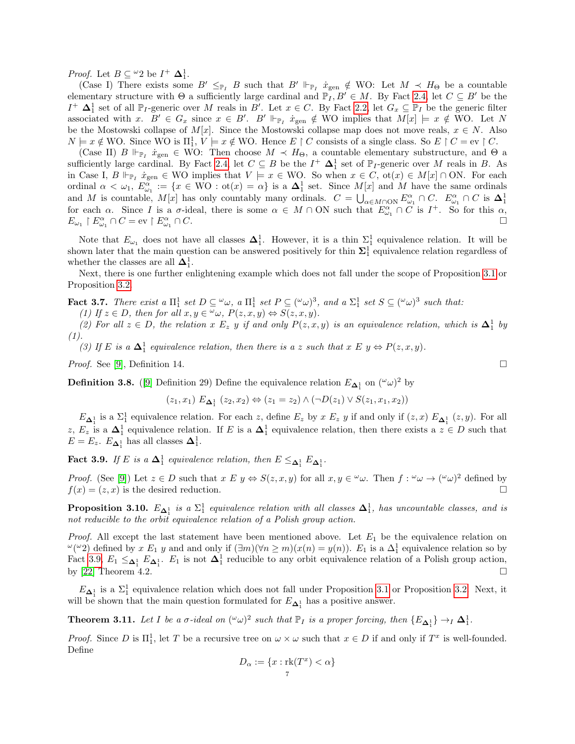*Proof.* Let $B \subseteq {}^\omega 2$ be $I^+$ $\mathbf{\Delta}^1_1$.

(Case I) There exists some $B' \leq_{\mathbb{P}_I} B$ such that $B' \Vdash_{\mathbb{P}_I} \dot{x}_{\text{gen}} \notin \text{WO}$: Let $M \prec H_\Theta$ be a countable elementary structure with $\Theta$ a sufficiently large cardinal and $\mathbb{P}_I, B' \in M$. By Fact 2.4, let $C \subseteq B'$ be the $I^+$ $\mathbf{\Delta}^1_1$ set of all $\mathbb{P}_I$-generic over $M$ reals in $B'$. Let $x \in C$. By Fact 2.2, let $G_x \subseteq \mathbb{P}_I$ be the generic filter associated with $x$. $B' \in G_x$ since $x \in B'$. $B' \Vdash_{\mathbb{P}_I} \dot{x}_{\text{gen}} \notin \text{WO}$ implies that $M[x] \models x \notin \text{WO}$. Let $N$ be the Mostowski collapse of $M[x]$. Since the Mostowski collapse map does not move reals, $x \in N$. Also $N \models x \notin \text{WO}$. Since WO is $\Pi^1_1$, $V \models x \notin \text{WO}$. Hence $E \upharpoonright C$ consists of a single class. So $E \upharpoonright C = \text{ev} \upharpoonright C$.

(Case II) $B \Vdash_{\mathbb{P}_I} \dot{x}_{\text{gen}} \in \text{WO}$: Then choose $M \prec H_\Theta$, a countable elementary substructure, and $\Theta$ a sufficiently large cardinal. By Fact 2.4, let $C \subseteq B$ be the $I^+$ $\mathbf{\Delta}^1_1$ set of $\mathbb{P}_I$-generic over $M$ reals in $B$. As in Case I, $B \Vdash_{\mathbb{P}_I} \dot{x}_{\text{gen}} \in \text{WO}$ implies that $V \models x \in \text{WO}$. So when $x \in C$, $\text{ot}(x) \in M[x] \cap \text{ON}$. For each ordinal $\alpha < \omega_1$, $E^\alpha_{\omega_1} := \{x \in \text{WO} : \text{ot}(x) = \alpha\}$ is a $\mathbf{\Delta}^1_1$ set. Since $M[x]$ and $M$ have the same ordinals and $M$ is countable, $M[x]$ has only countably many ordinals. $C = \bigcup_{\alpha \in M \cap \text{ON}} E^\alpha_{\omega_1} \cap C$. $E^\alpha_{\omega_1} \cap C$ is $\mathbf{\Delta}^1_1$ for each $\alpha$. Since $I$ is a $\sigma$-ideal, there is some $\alpha \in M \cap \text{ON}$ such that $E^\alpha_{\omega_1} \cap C$ is $I^+$. So for this $\alpha$, $E_{\omega_1} \upharpoonright E^\alpha_{\omega_1} \cap C = \text{ev} \upharpoonright E^\alpha_{\omega_1} \cap C$. ☐

Note that $E_{\omega_1}$ does not have all classes $\mathbf{\Delta}^1_1$. However, it is a thin $\Sigma^1_1$ equivalence relation. It will be shown later that the main question can be answered positively for thin $\mathbf{\Sigma}^1_1$ equivalence relation regardless of whether the classes are all $\mathbf{\Delta}^1_1$.

Next, there is one further enlightening example which does not fall under the scope of Proposition 3.1 or Proposition 3.2.

**Fact 3.7.** *There exist a $\Pi^1_1$ set $D \subseteq {}^\omega\omega$, a $\Pi^1_1$ set $P \subseteq ({}^\omega\omega)^3$, and a $\Sigma^1_1$ set $S \subseteq ({}^\omega\omega)^3$ such that:*

*(1) If $z \in D$, then for all $x, y \in {}^\omega\omega$, $P(z,x,y) \Leftrightarrow S(z,x,y)$.*

*(2) For all $z \in D$, the relation $x \; E_z \; y$ if and only $P(z,x,y)$ is an equivalence relation, which is $\mathbf{\Delta}^1_1$ by (1).*

*(3) If $E$ is a $\mathbf{\Delta}^1_1$ equivalence relation, then there is a $z$ such that $x \; E \; y \Leftrightarrow P(z,x,y)$.*

*Proof.* See [9], Definition 14. ☐

**Definition 3.8.** ([9] Definition 29) Define the equivalence relation $E_{\mathbf{\Delta}^1_1}$ on $({}^\omega\omega)^2$ by

$$(z_1, x_1) \; E_{\mathbf{\Delta}^1_1} \; (z_2, x_2) \Leftrightarrow (z_1 = z_2) \wedge (\neg D(z_1) \vee S(z_1, x_1, x_2))$$

$E_{\mathbf{\Delta}^1_1}$ is a $\Sigma^1_1$ equivalence relation. For each $z$, define $E_z$ by $x \; E_z \; y$ if and only if $(z,x) \; E_{\mathbf{\Delta}^1_1} \; (z,y)$. For all $z$, $E_z$ is a $\mathbf{\Delta}^1_1$ equivalence relation. If $E$ is a $\mathbf{\Delta}^1_1$ equivalence relation, then there exists a $z \in D$ such that $E = E_z$. $E_{\mathbf{\Delta}^1_1}$ has all classes $\mathbf{\Delta}^1_1$.

**Fact 3.9.** *If $E$ is a $\mathbf{\Delta}^1_1$ equivalence relation, then $E \leq_{\mathbf{\Delta}^1_1} E_{\mathbf{\Delta}^1_1}$.*

*Proof.* (See [9]) Let $z \in D$ such that $x \; E \; y \Leftrightarrow S(z,x,y)$ for all $x, y \in {}^\omega\omega$. Then $f : {}^\omega\omega \to ({}^\omega\omega)^2$ defined by $f(x) = (z,x)$ is the desired reduction. ☐

**Proposition 3.10.** *$E_{\mathbf{\Delta}^1_1}$ is a $\Sigma^1_1$ equivalence relation with all classes $\mathbf{\Delta}^1_1$, has uncountable classes, and is not reducible to the orbit equivalence relation of a Polish group action.*

*Proof.* All except the last statement have been mentioned above. Let $E_1$ be the equivalence relation on ${}^\omega({}^\omega 2)$ defined by $x \; E_1 \; y$ and and only if $(\exists m)(\forall n \geq m)(x(n) = y(n))$. $E_1$ is a $\Delta^1_1$ equivalence relation so by Fact 3.9, $E_1 \leq_{\mathbf{\Delta}^1_1} E_{\mathbf{\Delta}^1_1}$. $E_1$ is not $\mathbf{\Delta}^1_1$ reducible to any orbit equivalence relation of a Polish group action, by [22] Theorem 4.2. ☐

$E_{\mathbf{\Delta}^1_1}$ is a $\Sigma^1_1$ equivalence relation which does not fall under Proposition 3.1 or Proposition 3.2. Next, it will be shown that the main question formulated for $E_{\mathbf{\Delta}^1_1}$ has a positive answer.

**Theorem 3.11.** *Let $I$ be a $\sigma$-ideal on $({}^\omega\omega)^2$ such that $\mathbb{P}_I$ is a proper forcing, then $\{E_{\mathbf{\Delta}^1_1}\} \to_I \mathbf{\Delta}^1_1$.*

*Proof.* Since $D$ is $\Pi^1_1$, let $T$ be a recursive tree on $\omega \times \omega$ such that $x \in D$ if and only if $T^x$ is well-founded. Define

$$D_\alpha := \{x : \text{rk}(T^x) < \alpha\}$$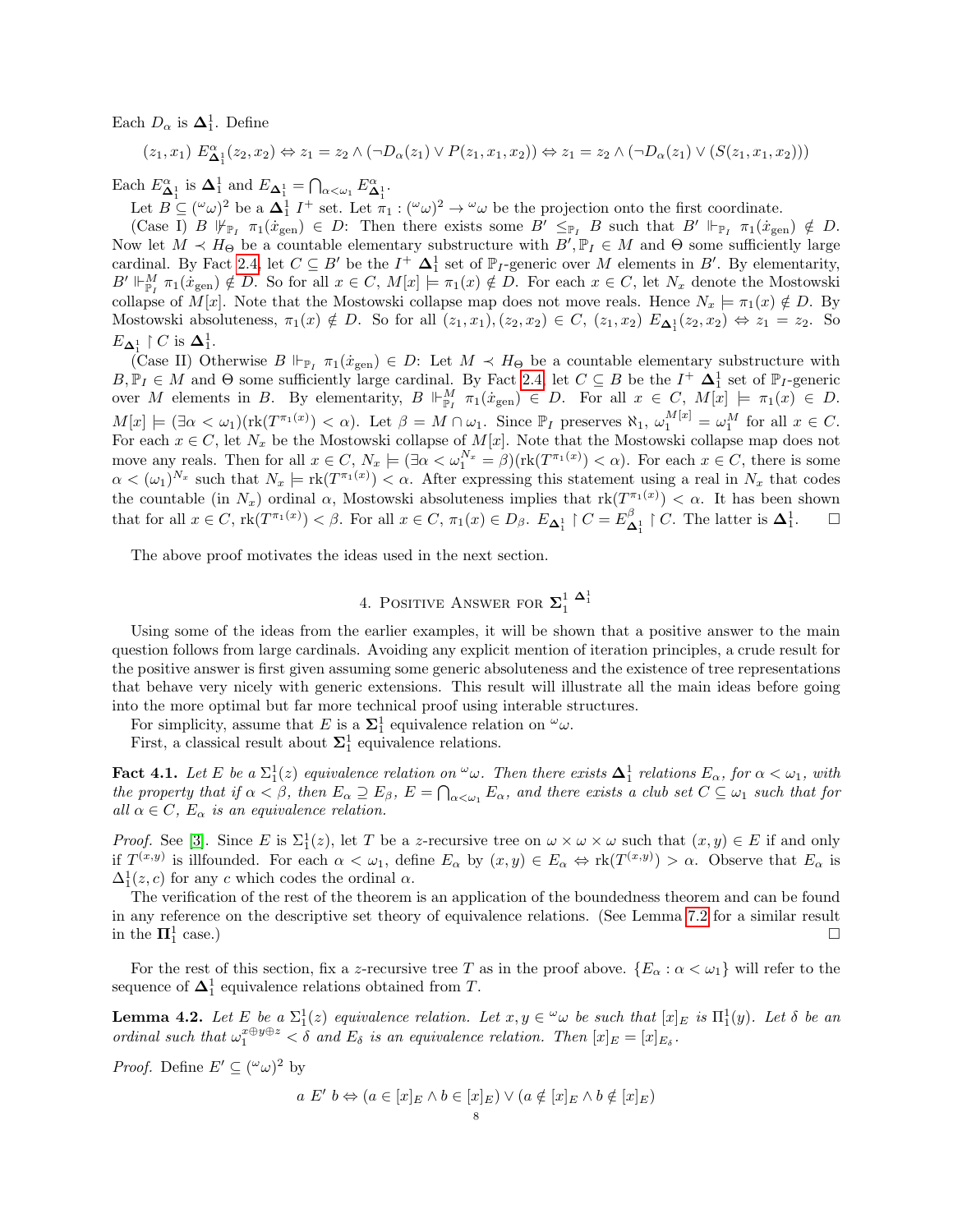Each $D_\alpha$ is $\mathbf{\Delta}^1_1$. Define

$$(z_1, x_1) \ E^\alpha_{\mathbf{\Delta}^1_1} (z_2, x_2) \Leftrightarrow z_1 = z_2 \wedge (\neg D_\alpha(z_1) \vee P(z_1, x_1, x_2)) \Leftrightarrow z_1 = z_2 \wedge (\neg D_\alpha(z_1) \vee (S(z_1, x_1, x_2)))$$

Each $E^\alpha_{\mathbf{\Delta}^1_1}$ is $\mathbf{\Delta}^1_1$ and $E_{\mathbf{\Delta}^1_1} = \bigcap_{\alpha < \omega_1} E^\alpha_{\mathbf{\Delta}^1_1}$.

Let $B \subseteq ({}^\omega\omega)^2$ be a $\mathbf{\Delta}^1_1$ $I^+$ set. Let $\pi_1 : ({}^\omega\omega)^2 \to {}^\omega\omega$ be the projection onto the first coordinate.

(Case I) $B \not\Vdash_{\mathbb{P}_I} \pi_1(\dot{x}_{\text{gen}}) \in D$: Then there exists some $B' \leq_{\mathbb{P}_I} B$ such that $B' \Vdash_{\mathbb{P}_I} \pi_1(\dot{x}_{\text{gen}}) \notin D$. Now let $M \prec H_\Theta$ be a countable elementary substructure with $B', \mathbb{P}_I \in M$ and $\Theta$ some sufficiently large cardinal. By Fact 2.4, let $C \subseteq B'$ be the $I^+$ $\mathbf{\Delta}^1_1$ set of $\mathbb{P}_I$-generic over $M$ elements in $B'$. By elementarity, $B' \Vdash^M_{\mathbb{P}_I} \pi_1(\dot{x}_{\text{gen}}) \notin D$. So for all $x \in C$, $M[x] \models \pi_1(x) \notin D$. For each $x \in C$, let $N_x$ denote the Mostowski collapse of $M[x]$. Note that the Mostowski collapse map does not move reals. Hence $N_x \models \pi_1(x) \notin D$. By Mostowski absoluteness, $\pi_1(x) \notin D$. So for all $(z_1, x_1), (z_2, x_2) \in C$, $(z_1, x_2) \ E_{\mathbf{\Delta}^1_1} (z_2, x_2) \Leftrightarrow z_1 = z_2$. So $E_{\mathbf{\Delta}^1_1} \upharpoonright C$ is $\mathbf{\Delta}^1_1$.

(Case II) Otherwise $B \Vdash_{\mathbb{P}_I} \pi_1(\dot{x}_{\text{gen}}) \in D$: Let $M \prec H_\Theta$ be a countable elementary substructure with $B, \mathbb{P}_I \in M$ and $\Theta$ some sufficiently large cardinal. By Fact 2.4, let $C \subseteq B$ be the $I^+$ $\mathbf{\Delta}^1_1$ set of $\mathbb{P}_I$-generic over $M$ elements in $B$. By elementarity, $B \Vdash^M_{\mathbb{P}_I} \pi_1(\dot{x}_{\text{gen}}) \in D$. For all $x \in C$, $M[x] \models \pi_1(x) \in D$. $M[x] \models (\exists \alpha < \omega_1)(\text{rk}(T^{\pi_1(x)}) < \alpha)$. Let $\beta = M \cap \omega_1$. Since $\mathbb{P}_I$ preserves $\aleph_1$, $\omega_1^{M[x]} = \omega_1^M$ for all $x \in C$. For each $x \in C$, let $N_x$ be the Mostowski collapse of $M[x]$. Note that the Mostowski collapse map does not move any reals. Then for all $x \in C$, $N_x \models (\exists \alpha < \omega_1^{N_x} = \beta)(\text{rk}(T^{\pi_1(x)}) < \alpha)$. For each $x \in C$, there is some $\alpha < (\omega_1)^{N_x}$ such that $N_x \models \text{rk}(T^{\pi_1(x)}) < \alpha$. After expressing this statement using a real in $N_x$ that codes the countable (in $N_x$) ordinal $\alpha$, Mostowski absoluteness implies that $\text{rk}(T^{\pi_1(x)}) < \alpha$. It has been shown that for all $x \in C$, $\text{rk}(T^{\pi_1(x)}) < \beta$. For all $x \in C$, $\pi_1(x) \in D_\beta$. $E_{\mathbf{\Delta}^1_1} \upharpoonright C = E^\beta_{\mathbf{\Delta}^1_1} \upharpoonright C$. The latter is $\mathbf{\Delta}^1_1$. $\square$

The above proof motivates the ideas used in the next section.

## 4. Positive Answer for $\mathbf{\Sigma}^1_1$ $^{\mathbf{\Delta}^1_1}$

Using some of the ideas from the earlier examples, it will be shown that a positive answer to the main question follows from large cardinals. Avoiding any explicit mention of iteration principles, a crude result for the positive answer is first given assuming some generic absoluteness and the existence of tree representations that behave very nicely with generic extensions. This result will illustrate all the main ideas before going into the more optimal but far more technical proof using interable structures.

For simplicity, assume that $E$ is a $\mathbf{\Sigma}^1_1$ equivalence relation on ${}^\omega\omega$.

First, a classical result about $\mathbf{\Sigma}^1_1$ equivalence relations.

**Fact 4.1.** *Let $E$ be a $\Sigma^1_1(z)$ equivalence relation on ${}^\omega\omega$. Then there exists $\mathbf{\Delta}^1_1$ relations $E_\alpha$, for $\alpha < \omega_1$, with the property that if $\alpha < \beta$, then $E_\alpha \supseteq E_\beta$, $E = \bigcap_{\alpha < \omega_1} E_\alpha$, and there exists a club set $C \subseteq \omega_1$ such that for all $\alpha \in C$, $E_\alpha$ is an equivalence relation.*

*Proof.* See [3]. Since $E$ is $\Sigma^1_1(z)$, let $T$ be a $z$-recursive tree on $\omega \times \omega \times \omega$ such that $(x, y) \in E$ if and only if $T^{(x,y)}$ is illfounded. For each $\alpha < \omega_1$, define $E_\alpha$ by $(x, y) \in E_\alpha \Leftrightarrow \text{rk}(T^{(x,y)}) > \alpha$. Observe that $E_\alpha$ is $\Delta^1_1(z, c)$ for any $c$ which codes the ordinal $\alpha$.

The verification of the rest of the theorem is an application of the boundedness theorem and can be found in any reference on the descriptive set theory of equivalence relations. (See Lemma 7.2 for a similar result in the $\mathbf{\Pi}^1_1$ case.) $\square$

For the rest of this section, fix a $z$-recursive tree $T$ as in the proof above. $\{E_\alpha : \alpha < \omega_1\}$ will refer to the sequence of $\mathbf{\Delta}^1_1$ equivalence relations obtained from $T$.

**Lemma 4.2.** *Let $E$ be a $\Sigma^1_1(z)$ equivalence relation. Let $x, y \in {}^\omega\omega$ be such that $[x]_E$ is $\Pi^1_1(y)$. Let $\delta$ be an ordinal such that $\omega_1^{x \oplus y \oplus z} < \delta$ and $E_\delta$ is an equivalence relation. Then $[x]_E = [x]_{E_\delta}$.*

*Proof.* Define $E' \subseteq ({}^\omega\omega)^2$ by

$$a \ E' \ b \Leftrightarrow (a \in [x]_E \wedge b \in [x]_E) \vee (a \notin [x]_E \wedge b \notin [x]_E)$$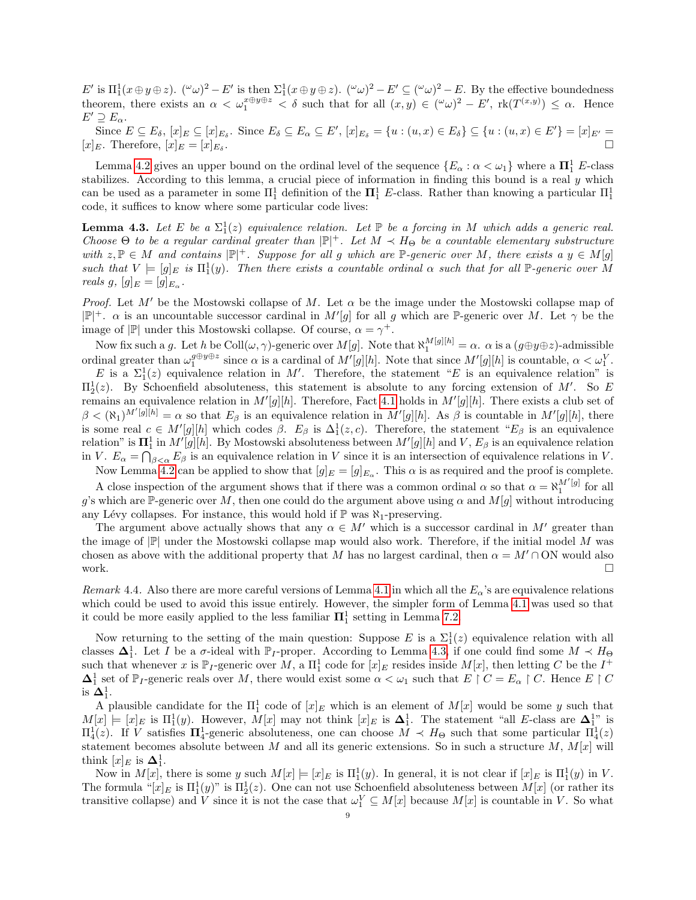$E'$ is $\Pi^1_1(x \oplus y \oplus z)$. $({}^\omega\omega)^2 - E'$ is then $\Sigma^1_1(x \oplus y \oplus z)$. $({}^\omega\omega)^2 - E' \subseteq ({}^\omega\omega)^2 - E$. By the effective boundedness theorem, there exists an $\alpha < \omega_1^{x \oplus y \oplus z} < \delta$ such that for all $(x, y) \in ({}^\omega\omega)^2 - E'$, $\text{rk}(T^{(x,y)}) \leq \alpha$. Hence $E' \supseteq E_\alpha$.

Since $E \subseteq E_\delta$, $[x]_E \subseteq [x]_{E_\delta}$. Since $E_\delta \subseteq E_\alpha \subseteq E'$, $[x]_{E_\delta} = \{u : (u, x) \in E_\delta\} \subseteq \{u : (u, x) \in E'\} = [x]_{E'} = [x]_E$. Therefore, $[x]_E = [x]_{E_\delta}$. □

Lemma 4.2 gives an upper bound on the ordinal level of the sequence $\{E_\alpha : \alpha < \omega_1\}$ where a $\boldsymbol{\Pi}^1_1$ $E$-class stabilizes. According to this lemma, a crucial piece of information in finding this bound is a real $y$ which can be used as a parameter in some $\Pi^1_1$ definition of the $\boldsymbol{\Pi}^1_1$ $E$-class. Rather than knowing a particular $\Pi^1_1$ code, it suffices to know where some particular code lives:

**Lemma 4.3.** *Let $E$ be a $\Sigma^1_1(z)$ equivalence relation. Let $\mathbb{P}$ be a forcing in $M$ which adds a generic real. Choose $\Theta$ to be a regular cardinal greater than $|\mathbb{P}|^+$. Let $M \prec H_\Theta$ be a countable elementary substructure with $z, \mathbb{P} \in M$ and contains $|\mathbb{P}|^+$. Suppose for all $g$ which are $\mathbb{P}$-generic over $M$, there exists a $y \in M[g]$ such that $V \models [g]_E$ is $\Pi^1_1(y)$. Then there exists a countable ordinal $\alpha$ such that for all $\mathbb{P}$-generic over $M$ reals $g$, $[g]_E = [g]_{E_\alpha}$.*

*Proof.* Let $M'$ be the Mostowski collapse of $M$. Let $\alpha$ be the image under the Mostowski collapse map of $|\mathbb{P}|^+$. $\alpha$ is an uncountable successor cardinal in $M'[g]$ for all $g$ which are $\mathbb{P}$-generic over $M$. Let $\gamma$ be the image of $|\mathbb{P}|$ under this Mostowski collapse. Of course, $\alpha = \gamma^+$.

Now fix such a $g$. Let $h$ be $\text{Coll}(\omega, \gamma)$-generic over $M[g]$. Note that $\aleph_1^{M[g][h]} = \alpha$. $\alpha$ is a $(g \oplus y \oplus z)$-admissible ordinal greater than $\omega_1^{g \oplus y \oplus z}$ since $\alpha$ is a cardinal of $M'[g][h]$. Note that since $M'[g][h]$ is countable, $\alpha < \omega_1^V$.

$E$ is a $\Sigma^1_1(z)$ equivalence relation in $M'$. Therefore, the statement "$E$ is an equivalence relation" is $\Pi^1_2(z)$. By Schoenfield absoluteness, this statement is absolute to any forcing extension of $M'$. So $E$ remains an equivalence relation in $M'[g][h]$. Therefore, Fact 4.1 holds in $M'[g][h]$. There exists a club set of $\beta < (\aleph_1)^{M'[g][h]} = \alpha$ so that $E_\beta$ is an equivalence relation in $M'[g][h]$. As $\beta$ is countable in $M'[g][h]$, there is some real $c \in M'[g][h]$ which codes $\beta$. $E_\beta$ is $\Delta^1_1(z, c)$. Therefore, the statement "$E_\beta$ is an equivalence relation" is $\boldsymbol{\Pi}^1_1$ in $M'[g][h]$. By Mostowski absoluteness between $M'[g][h]$ and $V$, $E_\beta$ is an equivalence relation in $V$. $E_\alpha = \bigcap_{\beta < \alpha} E_\beta$ is an equivalence relation in $V$ since it is an intersection of equivalence relations in $V$.

Now Lemma 4.2 can be applied to show that $[g]_E = [g]_{E_\alpha}$. This $\alpha$ is as required and the proof is complete.

A close inspection of the argument shows that if there was a common ordinal $\alpha$ so that $\alpha = \aleph_1^{M'[g]}$ for all $g$'s which are $\mathbb{P}$-generic over $M$, then one could do the argument above using $\alpha$ and $M[g]$ without introducing any Lévy collapses. For instance, this would hold if $\mathbb{P}$ was $\aleph_1$-preserving.

The argument above actually shows that any $\alpha \in M'$ which is a successor cardinal in $M'$ greater than the image of $|\mathbb{P}|$ under the Mostowski collapse map would also work. Therefore, if the initial model $M$ was chosen as above with the additional property that $M$ has no largest cardinal, then $\alpha = M' \cap \text{ON}$ would also work. □

*Remark* 4.4. Also there are more careful versions of Lemma 4.1 in which all the $E_\alpha$'s are equivalence relations which could be used to avoid this issue entirely. However, the simpler form of Lemma 4.1 was used so that it could be more easily applied to the less familiar $\boldsymbol{\Pi}^1_1$ setting in Lemma 7.2.

Now returning to the setting of the main question: Suppose $E$ is a $\Sigma^1_1(z)$ equivalence relation with all classes $\boldsymbol{\Delta}^1_1$. Let $I$ be a $\sigma$-ideal with $\mathbb{P}_I$-proper. According to Lemma 4.3, if one could find some $M \prec H_\Theta$ such that whenever $x$ is $\mathbb{P}_I$-generic over $M$, a $\Pi^1_1$ code for $[x]_E$ resides inside $M[x]$, then letting $C$ be the $I^+$ $\boldsymbol{\Delta}^1_1$ set of $\mathbb{P}_I$-generic reals over $M$, there would exist some $\alpha < \omega_1$ such that $E \upharpoonright C = E_\alpha \upharpoonright C$. Hence $E \upharpoonright C$ is $\boldsymbol{\Delta}^1_1$.

A plausible candidate for the $\Pi^1_1$ code of $[x]_E$ which is an element of $M[x]$ would be some $y$ such that $M[x] \models [x]_E$ is $\Pi^1_1(y)$. However, $M[x]$ may not think $[x]_E$ is $\boldsymbol{\Delta}^1_1$. The statement "all $E$-class are $\boldsymbol{\Delta}^1_1$" is $\Pi^1_4(z)$. If $V$ satisfies $\boldsymbol{\Pi}^1_4$-generic absoluteness, one can choose $M \prec H_\Theta$ such that some particular $\Pi^1_4(z)$ statement becomes absolute between $M$ and all its generic extensions. So in such a structure $M$, $M[x]$ will think $[x]_E$ is $\boldsymbol{\Delta}^1_1$.

Now in $M[x]$, there is some $y$ such $M[x] \models [x]_E$ is $\Pi^1_1(y)$. In general, it is not clear if $[x]_E$ is $\Pi^1_1(y)$ in $V$. The formula "$[x]_E$ is $\Pi^1_1(y)$" is $\Pi^1_2(z)$. One can not use Schoenfield absoluteness between $M[x]$ (or rather its transitive collapse) and $V$ since it is not the case that $\omega_1^V \subseteq M[x]$ because $M[x]$ is countable in $V$. So what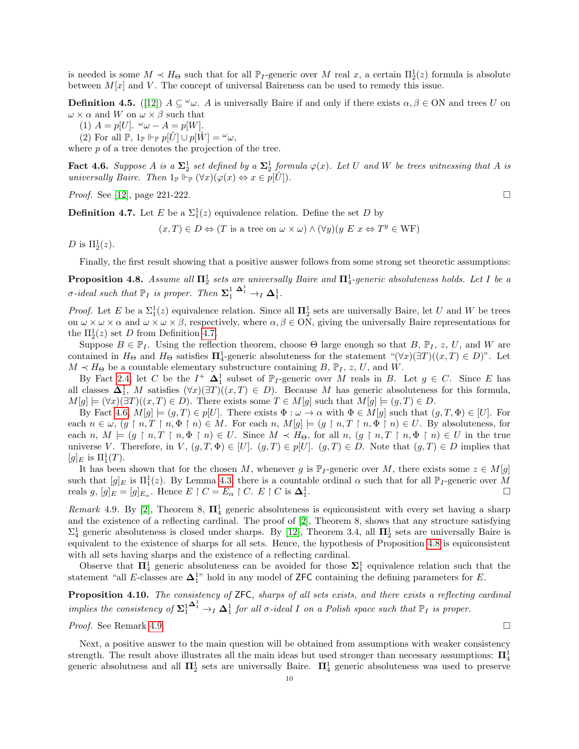is needed is some $M \prec H_\Theta$ such that for all $\mathbb{P}_I$-generic over $M$ real $x$, a certain $\Pi^1_2(z)$ formula is absolute between $M[x]$ and $V$. The concept of universal Baireness can be used to remedy this issue.

**Definition 4.5.** ([12]) $A \subseteq {}^\omega\omega$. $A$ is universally Baire if and only if there exists $\alpha, \beta \in \text{ON}$ and trees $U$ on $\omega \times \alpha$ and $W$ on $\omega \times \beta$ such that

(1) $A = p[U]$. ${}^\omega\omega - A = p[W]$.

(2) For all $\mathbb{P}$, $1_\mathbb{P} \Vdash_\mathbb{P} p[\check{U}] \cup p[\check{W}] = {}^\omega\omega$,

where $p$ of a tree denotes the projection of the tree.

**Fact 4.6.** *Suppose $A$ is a $\mathbf{\Sigma}^1_2$ set defined by a $\mathbf{\Sigma}^1_2$ formula $\varphi(x)$. Let $U$ and $W$ be trees witnessing that $A$ is universally Baire. Then $1_\mathbb{P} \Vdash_\mathbb{P} (\forall x)(\varphi(x) \Leftrightarrow x \in p[\check{U}])$.*

*Proof.* See [12], page 221-222. $\square$

**Definition 4.7.** Let $E$ be a $\Sigma^1_1(z)$ equivalence relation. Define the set $D$ by

$$(x, T) \in D \Leftrightarrow (T \text{ is a tree on } \omega \times \omega) \wedge (\forall y)(y\ E\ x \Leftrightarrow T^y \in \text{WF})$$

$D$ is $\Pi^1_2(z)$.

Finally, the first result showing that a positive answer follows from some strong set theoretic assumptions:

**Proposition 4.8.** *Assume all $\mathbf{\Pi}^1_2$ sets are universally Baire and $\mathbf{\Pi}^1_4$-generic absoluteness holds. Let $I$ be a $\sigma$-ideal such that $\mathbb{P}_I$ is proper. Then $\mathbf{\Sigma}^1_1{}^{\mathbf{\Delta}^1_1} \to_I \mathbf{\Delta}^1_1$.*

*Proof.* Let $E$ be a $\Sigma^1_1(z)$ equivalence relation. Since all $\mathbf{\Pi}^1_2$ sets are universally Baire, let $U$ and $W$ be trees on $\omega \times \omega \times \omega \times \alpha$ and $\omega \times \omega \times \omega \times \beta$, respectively, where $\alpha, \beta \in \text{ON}$, giving the universally Baire representations for the $\Pi^1_2(z)$ set $D$ from Definition 4.7.

Suppose $B \in \mathbb{P}_I$. Using the reflection theorem, choose $\Theta$ large enough so that $B$, $\mathbb{P}_I$, $z$, $U$, and $W$ are contained in $H_\Theta$ and $H_\Theta$ satisfies $\mathbf{\Pi}^1_4$-generic absoluteness for the statement "$(\forall x)(\exists T)((x, T) \in D)$". Let $M \prec H_\Theta$ be a countable elementary substructure containing $B$, $\mathbb{P}_I$, $z$, $U$, and $W$.

By Fact 2.4, let $C$ be the $I^+$ $\mathbf{\Delta}^1_1$ subset of $\mathbb{P}_I$-generic over $M$ reals in $B$. Let $g \in C$. Since $E$ has all classes $\mathbf{\Delta}^1_1$, $M$ satisfies $(\forall x)(\exists T)((x, T) \in D)$. Because $M$ has generic absoluteness for this formula, $M[g] \models (\forall x)(\exists T)((x, T) \in D)$. There exists some $T \in M[g]$ such that $M[g] \models (g, T) \in D$.

By Fact 4.6, $M[g] \models (g, T) \in p[U]$. There exists $\Phi : \omega \to \alpha$ with $\Phi \in M[g]$ such that $(g, T, \Phi) \in [U]$. For each $n \in \omega$, $(g \upharpoonright n, T \upharpoonright n, \Phi \upharpoonright n) \in M$. For each $n$, $M[g] \models (g \upharpoonright n, T \upharpoonright n, \Phi \upharpoonright n) \in U$. By absoluteness, for each $n$, $M \models (g \upharpoonright n, T \upharpoonright n, \Phi \upharpoonright n) \in U$. Since $M \prec H_\Theta$, for all $n$, $(g \upharpoonright n, T \upharpoonright n, \Phi \upharpoonright n) \in U$ in the true universe $V$. Therefore, in $V$, $(g, T, \Phi) \in [U]$. $(g, T) \in p[U]$. $(g, T) \in D$. Note that $(g, T) \in D$ implies that $[g]_E$ is $\Pi^1_1(T)$.

It has been shown that for the chosen $M$, whenever $g$ is $\mathbb{P}_I$-generic over $M$, there exists some $z \in M[g]$ such that $[g]_E$ is $\Pi^1_1(z)$. By Lemma 4.3, there is a countable ordinal $\alpha$ such that for all $\mathbb{P}_I$-generic over $M$ reals $g$, $[g]_E = [g]_{E_\alpha}$. Hence $E \upharpoonright C = E_\alpha \upharpoonright C$. $E \upharpoonright C$ is $\mathbf{\Delta}^1_1$. $\square$

*Remark* 4.9. By [2], Theorem 8, $\mathbf{\Pi}^1_4$ generic absoluteness is equiconsistent with every set having a sharp and the existence of a reflecting cardinal. The proof of [2], Theorem 8, shows that any structure satisfying $\Sigma^1_4$ generic absoluteness is closed under sharps. By [12], Theorem 3.4, all $\mathbf{\Pi}^1_2$ sets are universally Baire is equivalent to the existence of sharps for all sets. Hence, the hypothesis of Proposition 4.8 is equiconsistent with all sets having sharps and the existence of a reflecting cardinal.

Observe that $\mathbf{\Pi}^1_4$ generic absoluteness can be avoided for those $\mathbf{\Sigma}^1_1$ equivalence relation such that the statement "all $E$-classes are $\mathbf{\Delta}^1_1$" hold in any model of ZFC containing the defining parameters for $E$.

**Proposition 4.10.** *The consistency of* ZFC*, sharps of all sets exists, and there exists a reflecting cardinal implies the consistency of $\mathbf{\Sigma}^1_1{}^{\mathbf{\Delta}^1_1} \to_I \mathbf{\Delta}^1_1$ for all $\sigma$-ideal $I$ on a Polish space such that $\mathbb{P}_I$ is proper.*

*Proof.* See Remark 4.9. $\square$

Next, a positive answer to the main question will be obtained from assumptions with weaker consistency strength. The result above illustrates all the main ideas but used stronger than necessary assumptions: $\mathbf{\Pi}^1_4$ generic absolutness and all $\mathbf{\Pi}^1_2$ sets are universally Baire. $\mathbf{\Pi}^1_4$ generic absoluteness was used to preserve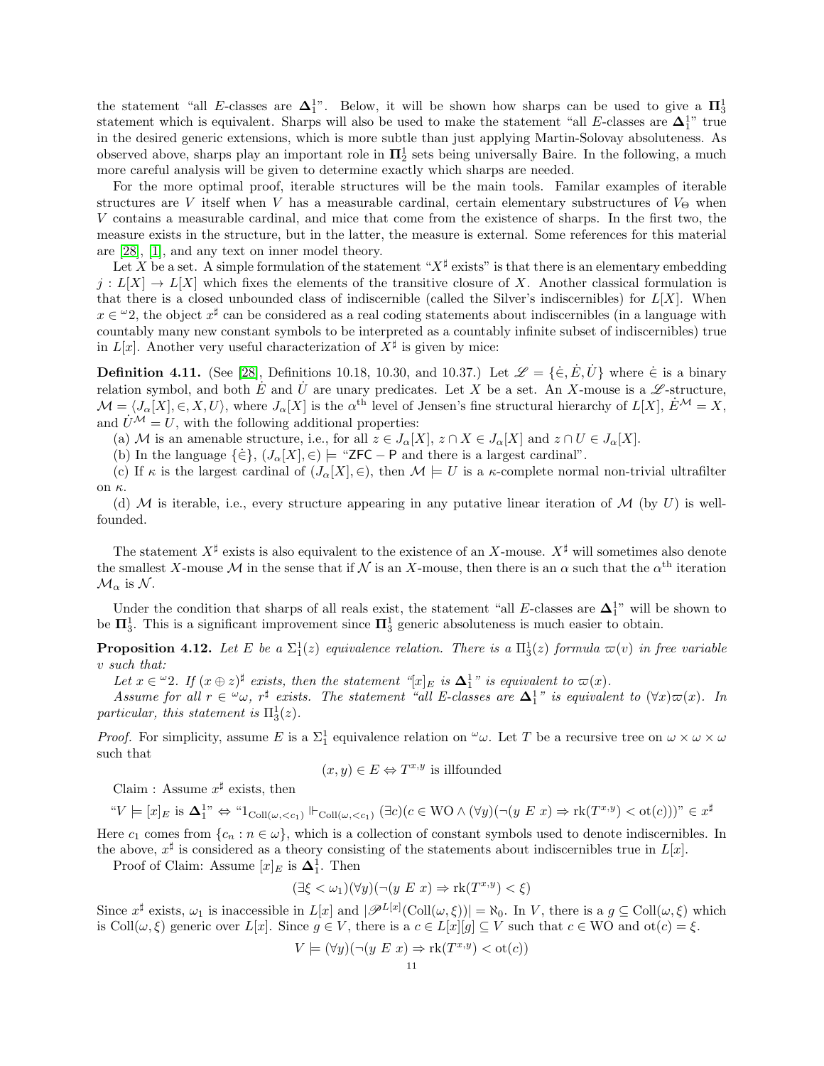the statement "all $E$-classes are $\boldsymbol{\Delta}^1_1$". Below, it will be shown how sharps can be used to give a $\boldsymbol{\Pi}^1_3$ statement which is equivalent. Sharps will also be used to make the statement "all $E$-classes are $\boldsymbol{\Delta}^1_1$" true in the desired generic extensions, which is more subtle than just applying Martin-Solovay absoluteness. As observed above, sharps play an important role in $\boldsymbol{\Pi}^1_2$ sets being universally Baire. In the following, a much more careful analysis will be given to determine exactly which sharps are needed.

For the more optimal proof, iterable structures will be the main tools. Familar examples of iterable structures are $V$ itself when $V$ has a measurable cardinal, certain elementary substructures of $V_\Theta$ when $V$ contains a measurable cardinal, and mice that come from the existence of sharps. In the first two, the measure exists in the structure, but in the latter, the measure is external. Some references for this material are [28], [1], and any text on inner model theory.

Let $X$ be a set. A simple formulation of the statement "$X^\sharp$ exists" is that there is an elementary embedding $j : L[X] \to L[X]$ which fixes the elements of the transitive closure of $X$. Another classical formulation is that there is a closed unbounded class of indiscernible (called the Silver's indiscernibles) for $L[X]$. When $x \in {}^\omega 2$, the object $x^\sharp$ can be considered as a real coding statements about indiscernibles (in a language with countably many new constant symbols to be interpreted as a countably infinite subset of indiscernibles) true in $L[x]$. Another very useful characterization of $X^\sharp$ is given by mice:

**Definition 4.11.** (See [28], Definitions 10.18, 10.30, and 10.37.) Let $\mathscr{L} = \{\dot\in, \dot E, \dot U\}$ where $\dot\in$ is a binary relation symbol, and both $\dot E$ and $\dot U$ are unary predicates. Let $X$ be a set. An $X$-mouse is a $\mathscr{L}$-structure, $\mathcal{M} = \langle J_\alpha[X], \in, X, U\rangle$, where $J_\alpha[X]$ is the $\alpha^{\text{th}}$ level of Jensen's fine structural hierarchy of $L[X]$, $\dot E^{\mathcal{M}} = X$, and $\dot U^{\mathcal{M}} = U$, with the following additional properties:

(a) $\mathcal{M}$ is an amenable structure, i.e., for all $z \in J_\alpha[X]$, $z \cap X \in J_\alpha[X]$ and $z \cap U \in J_\alpha[X]$.

(b) In the language $\{\dot\in\}$, $(J_\alpha[X], \in) \models$ "$\mathsf{ZFC} - \mathsf{P}$ and there is a largest cardinal".

(c) If $\kappa$ is the largest cardinal of $(J_\alpha[X], \in)$, then $\mathcal{M} \models U$ is a $\kappa$-complete normal non-trivial ultrafilter on $\kappa$.

(d) $\mathcal{M}$ is iterable, i.e., every structure appearing in any putative linear iteration of $\mathcal{M}$ (by $U$) is well-founded.

The statement $X^\sharp$ exists is also equivalent to the existence of an $X$-mouse. $X^\sharp$ will sometimes also denote the smallest $X$-mouse $\mathcal{M}$ in the sense that if $\mathcal{N}$ is an $X$-mouse, then there is an $\alpha$ such that the $\alpha^{\text{th}}$ iteration $\mathcal{M}_\alpha$ is $\mathcal{N}$.

Under the condition that sharps of all reals exist, the statement "all $E$-classes are $\boldsymbol{\Delta}^1_1$" will be shown to be $\boldsymbol{\Pi}^1_3$. This is a significant improvement since $\boldsymbol{\Pi}^1_3$ generic absoluteness is much easier to obtain.

**Proposition 4.12.** *Let $E$ be a $\Sigma^1_1(z)$ equivalence relation. There is a $\Pi^1_3(z)$ formula $\varpi(v)$ in free variable $v$ such that:*

*Let $x \in {}^\omega 2$. If $(x \oplus z)^\sharp$ exists, then the statement "$[x]_E$ is $\boldsymbol{\Delta}^1_1$" is equivalent to $\varpi(x)$.*

*Assume for all $r \in {}^\omega\omega$, $r^\sharp$ exists. The statement "all $E$-classes are $\boldsymbol{\Delta}^1_1$" is equivalent to $(\forall x)\varpi(x)$. In particular, this statement is $\Pi^1_3(z)$.*

*Proof.* For simplicity, assume $E$ is a $\Sigma^1_1$ equivalence relation on ${}^\omega\omega$. Let $T$ be a recursive tree on $\omega \times \omega \times \omega$ such that

$$(x, y) \in E \Leftrightarrow T^{x,y} \text{ is illfounded}$$

Claim : Assume $x^\sharp$ exists, then

$$\text{“}V \models [x]_E \text{ is } \boldsymbol{\Delta}^1_1\text{”} \Leftrightarrow \text{“}1_{\text{Coll}(\omega,<c_1)} \Vdash_{\text{Coll}(\omega,<c_1)} (\exists c)(c \in \text{WO} \wedge (\forall y)(\neg(y\ E\ x) \Rightarrow \text{rk}(T^{x,y}) < \text{ot}(c)))\text{”} \in x^\sharp$$

Here $c_1$ comes from $\{c_n : n \in \omega\}$, which is a collection of constant symbols used to denote indiscernibles. In the above, $x^\sharp$ is considered as a theory consisting of the statements about indiscernibles true in $L[x]$.

Proof of Claim: Assume $[x]_E$ is $\boldsymbol{\Delta}^1_1$. Then

$$(\exists \xi < \omega_1)(\forall y)(\neg(y\ E\ x) \Rightarrow \text{rk}(T^{x,y}) < \xi)$$

Since $x^\sharp$ exists, $\omega_1$ is inaccessible in $L[x]$ and $|\mathscr{P}^{L[x]}(\text{Coll}(\omega, \xi))| = \aleph_0$. In $V$, there is a $g \subseteq \text{Coll}(\omega, \xi)$ which is $\text{Coll}(\omega, \xi)$ generic over $L[x]$. Since $g \in V$, there is a $c \in L[x][g] \subseteq V$ such that $c \in \text{WO}$ and $\text{ot}(c) = \xi$.

$$V \models (\forall y)(\neg(y\ E\ x) \Rightarrow \text{rk}(T^{x,y}) < \text{ot}(c))$$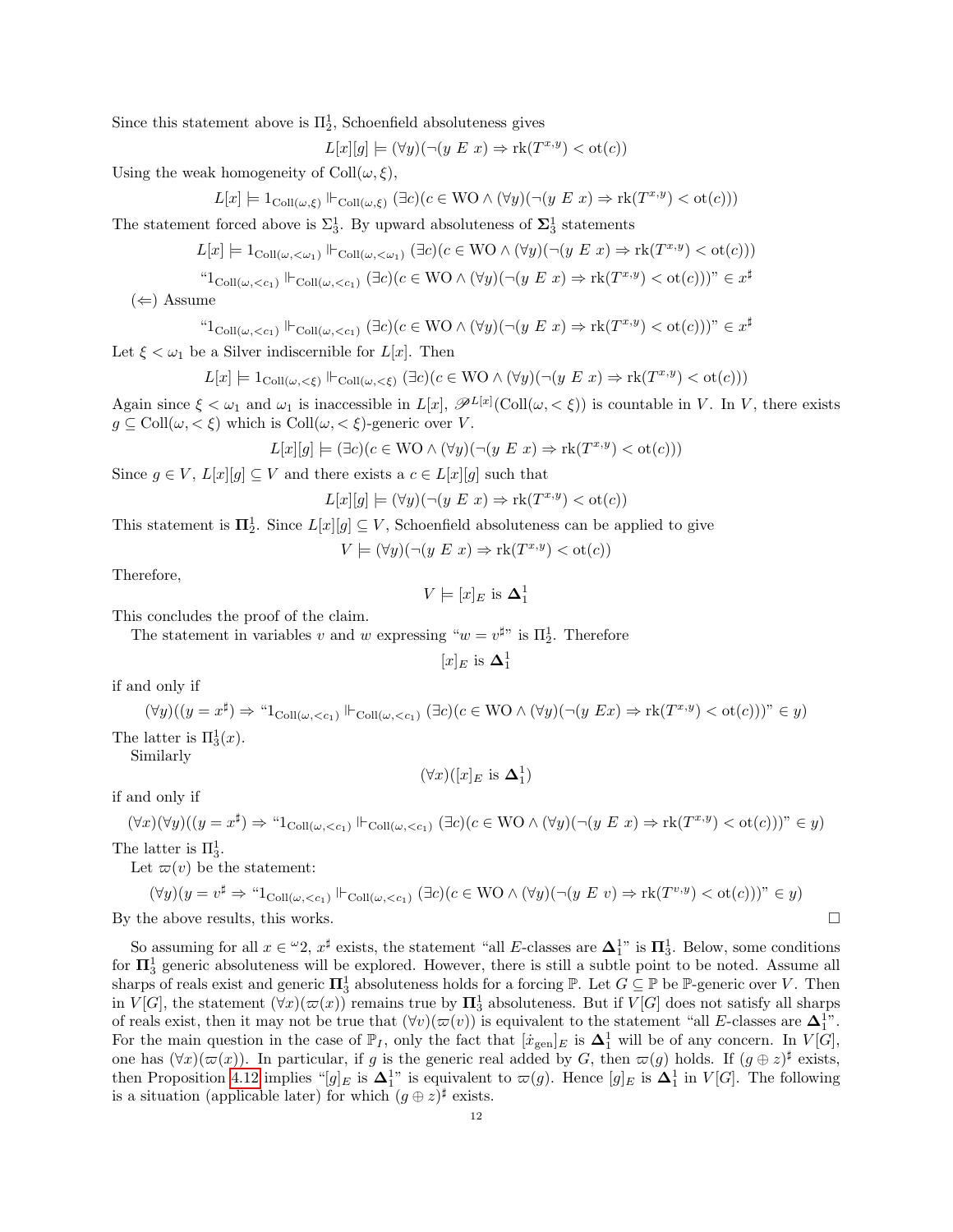Since this statement above is $\Pi^1_2$, Schoenfield absoluteness gives

$$L[x][g] \models (\forall y)(\neg(y\ E\ x) \Rightarrow \text{rk}(T^{x,y}) < \text{ot}(c))$$

Using the weak homogeneity of $\text{Coll}(\omega, \xi)$,

$$L[x] \models 1_{\text{Coll}(\omega,\xi)} \Vdash_{\text{Coll}(\omega,\xi)} (\exists c)(c \in \text{WO} \wedge (\forall y)(\neg(y\ E\ x) \Rightarrow \text{rk}(T^{x,y}) < \text{ot}(c)))$$

The statement forced above is $\Sigma^1_3$. By upward absoluteness of $\mathbf{\Sigma}^1_3$ statements

$$L[x] \models 1_{\text{Coll}(\omega,<\omega_1)} \Vdash_{\text{Coll}(\omega,<\omega_1)} (\exists c)(c \in \text{WO} \wedge (\forall y)(\neg(y\ E\ x) \Rightarrow \text{rk}(T^{x,y}) < \text{ot}(c)))$$

$$\text{“}1_{\text{Coll}(\omega,<c_1)} \Vdash_{\text{Coll}(\omega,<c_1)} (\exists c)(c \in \text{WO} \wedge (\forall y)(\neg(y\ E\ x) \Rightarrow \text{rk}(T^{x,y}) < \text{ot}(c)))\text{”} \in x^\sharp$$

($\Leftarrow$) Assume

$$\text{“}1_{\text{Coll}(\omega,<c_1)} \Vdash_{\text{Coll}(\omega,<c_1)} (\exists c)(c \in \text{WO} \wedge (\forall y)(\neg(y\ E\ x) \Rightarrow \text{rk}(T^{x,y}) < \text{ot}(c)))\text{”} \in x^\sharp$$

Let $\xi < \omega_1$ be a Silver indiscernible for $L[x]$. Then

$$L[x] \models 1_{\text{Coll}(\omega,<\xi)} \Vdash_{\text{Coll}(\omega,<\xi)} (\exists c)(c \in \text{WO} \wedge (\forall y)(\neg(y\ E\ x) \Rightarrow \text{rk}(T^{x,y}) < \text{ot}(c)))$$

Again since $\xi < \omega_1$ and $\omega_1$ is inaccessible in $L[x]$, $\mathscr{P}^{L[x]}(\text{Coll}(\omega,<\xi))$ is countable in $V$. In $V$, there exists $g \subseteq \text{Coll}(\omega,<\xi)$ which is $\text{Coll}(\omega,<\xi)$-generic over $V$.

$$L[x][g] \models (\exists c)(c \in \text{WO} \wedge (\forall y)(\neg(y\ E\ x) \Rightarrow \text{rk}(T^{x,y}) < \text{ot}(c)))$$

Since $g \in V$, $L[x][g] \subseteq V$ and there exists a $c \in L[x][g]$ such that

$$L[x][g] \models (\forall y)(\neg(y\ E\ x) \Rightarrow \text{rk}(T^{x,y}) < \text{ot}(c))$$

This statement is $\mathbf{\Pi}^1_2$. Since $L[x][g] \subseteq V$, Schoenfield absoluteness can be applied to give

$$V \models (\forall y)(\neg(y\ E\ x) \Rightarrow \text{rk}(T^{x,y}) < \text{ot}(c))$$

Therefore,

$$V \models [x]_E \text{ is } \mathbf{\Delta}^1_1$$

This concludes the proof of the claim.

The statement in variables $v$ and $w$ expressing “$w = v^\sharp$” is $\Pi^1_2$. Therefore

$$[x]_E \text{ is } \mathbf{\Delta}^1_1$$

if and only if

$$(\forall y)((y = x^\sharp) \Rightarrow \text{“}1_{\text{Coll}(\omega,<c_1)} \Vdash_{\text{Coll}(\omega,<c_1)} (\exists c)(c \in \text{WO} \wedge (\forall y)(\neg(y\ Ex) \Rightarrow \text{rk}(T^{x,y}) < \text{ot}(c)))\text{”} \in y)$$

The latter is $\Pi^1_3(x)$.

Similarly

$$(\forall x)([x]_E \text{ is } \mathbf{\Delta}^1_1)$$

if and only if

$$(\forall x)(\forall y)((y = x^\sharp) \Rightarrow \text{“}1_{\text{Coll}(\omega,<c_1)} \Vdash_{\text{Coll}(\omega,<c_1)} (\exists c)(c \in \text{WO} \wedge (\forall y)(\neg(y\ E\ x) \Rightarrow \text{rk}(T^{x,y}) < \text{ot}(c)))\text{”} \in y)$$

The latter is $\Pi^1_3$.

Let $\varpi(v)$ be the statement:

$$(\forall y)(y = v^\sharp \Rightarrow \text{“}1_{\text{Coll}(\omega,<c_1)} \Vdash_{\text{Coll}(\omega,<c_1)} (\exists c)(c \in \text{WO} \wedge (\forall y)(\neg(y\ E\ v) \Rightarrow \text{rk}(T^{v,y}) < \text{ot}(c)))\text{”} \in y)$$

By the above results, this works. $\square$

So assuming for all $x \in {}^\omega 2$, $x^\sharp$ exists, the statement “all $E$-classes are $\mathbf{\Delta}^1_1$” is $\mathbf{\Pi}^1_3$. Below, some conditions for $\mathbf{\Pi}^1_3$ generic absoluteness will be explored. However, there is still a subtle point to be noted. Assume all sharps of reals exist and generic $\mathbf{\Pi}^1_3$ absoluteness holds for a forcing $\mathbb{P}$. Let $G \subseteq \mathbb{P}$ be $\mathbb{P}$-generic over $V$. Then in $V[G]$, the statement $(\forall x)(\varpi(x))$ remains true by $\mathbf{\Pi}^1_3$ absoluteness. But if $V[G]$ does not satisfy all sharps of reals exist, then it may not be true that $(\forall v)(\varpi(v))$ is equivalent to the statement “all $E$-classes are $\mathbf{\Delta}^1_1$”. For the main question in the case of $\mathbb{P}_I$, only the fact that $[\dot{x}_{\text{gen}}]_E$ is $\mathbf{\Delta}^1_1$ will be of any concern. In $V[G]$, one has $(\forall x)(\varpi(x))$. In particular, if $g$ is the generic real added by $G$, then $\varpi(g)$ holds. If $(g \oplus z)^\sharp$ exists, then Proposition 4.12 implies “$[g]_E$ is $\mathbf{\Delta}^1_1$” is equivalent to $\varpi(g)$. Hence $[g]_E$ is $\mathbf{\Delta}^1_1$ in $V[G]$. The following is a situation (applicable later) for which $(g \oplus z)^\sharp$ exists.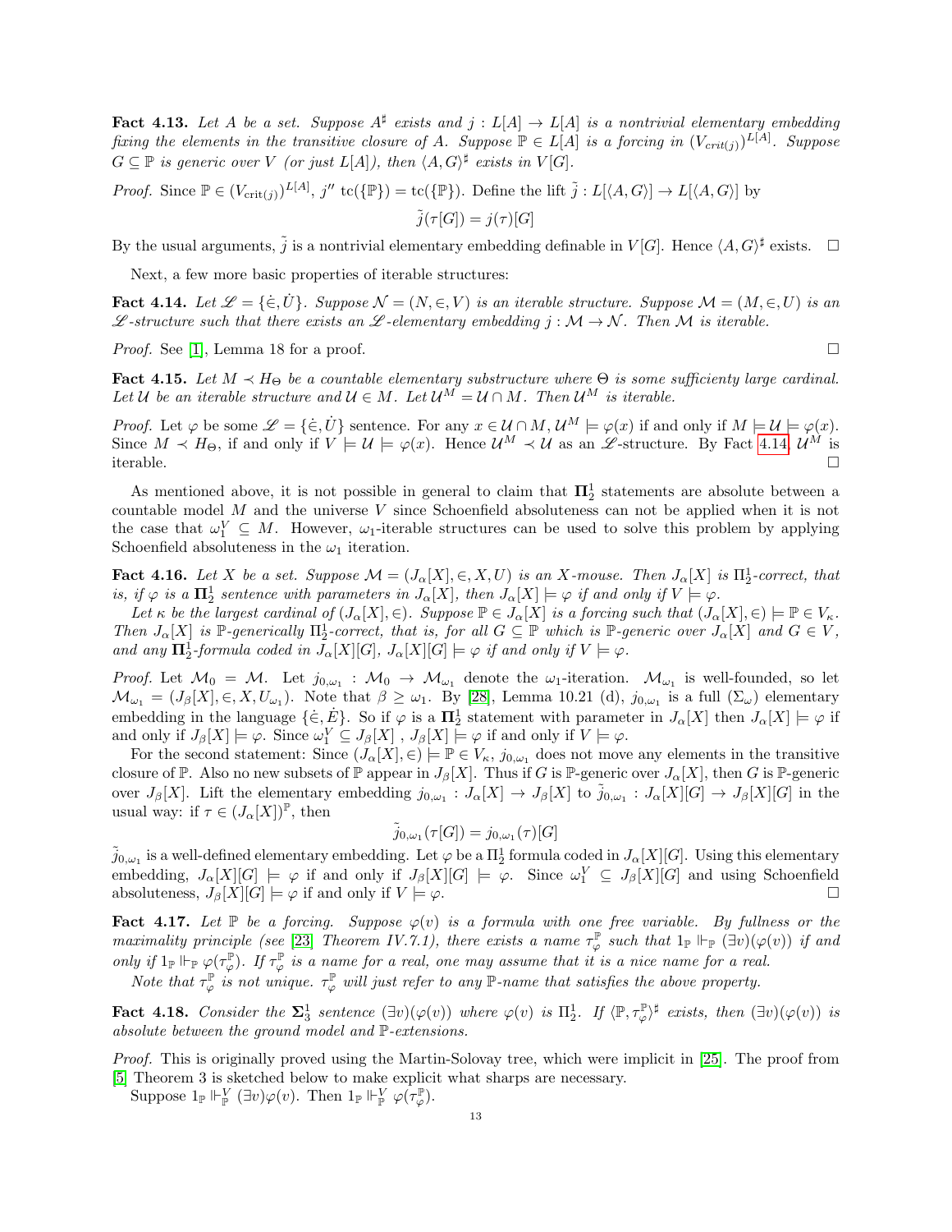**Fact 4.13.** *Let $A$ be a set. Suppose $A^\sharp$ exists and $j : L[A] \to L[A]$ is a nontrivial elementary embedding fixing the elements in the transitive closure of $A$. Suppose $\mathbb{P} \in L[A]$ is a forcing in $(V_{crit(j)})^{L[A]}$. Suppose $G \subseteq \mathbb{P}$ is generic over $V$ (or just $L[A]$), then $\langle A, G\rangle^\sharp$ exists in $V[G]$.*

*Proof.* Since $\mathbb{P} \in (V_{\text{crit}(j)})^{L[A]}$, $j''\ \text{tc}(\{\mathbb{P}\}) = \text{tc}(\{\mathbb{P}\})$. Define the lift $\tilde{j} : L[\langle A, G\rangle] \to L[\langle A, G\rangle]$ by

$$\tilde{j}(\tau[G]) = j(\tau)[G]$$

By the usual arguments, $\tilde{j}$ is a nontrivial elementary embedding definable in $V[G]$. Hence $\langle A, G\rangle^\sharp$ exists. □

Next, a few more basic properties of iterable structures:

**Fact 4.14.** *Let $\mathscr{L} = \{\dot{\in}, \dot{U}\}$. Suppose $\mathcal{N} = (N, \in, V)$ is an iterable structure. Suppose $\mathcal{M} = (M, \in, U)$ is an $\mathscr{L}$-structure such that there exists an $\mathscr{L}$-elementary embedding $j : \mathcal{M} \to \mathcal{N}$. Then $\mathcal{M}$ is iterable.*

*Proof.* See [1], Lemma 18 for a proof. □

**Fact 4.15.** *Let $M \prec H_\Theta$ be a countable elementary substructure where $\Theta$ is some sufficienty large cardinal. Let $\mathcal{U}$ be an iterable structure and $\mathcal{U} \in M$. Let $\mathcal{U}^M = \mathcal{U} \cap M$. Then $\mathcal{U}^M$ is iterable.*

*Proof.* Let $\varphi$ be some $\mathscr{L} = \{\dot{\in}, \dot{U}\}$ sentence. For any $x \in \mathcal{U} \cap M$, $\mathcal{U}^M \models \varphi(x)$ if and only if $M \models \mathcal{U} \models \varphi(x)$. Since $M \prec H_\Theta$, if and only if $V \models \mathcal{U} \models \varphi(x)$. Hence $\mathcal{U}^M \prec \mathcal{U}$ as an $\mathscr{L}$-structure. By Fact 4.14, $\mathcal{U}^M$ is iterable. □

As mentioned above, it is not possible in general to claim that $\mathbf{\Pi}^1_2$ statements are absolute between a countable model $M$ and the universe $V$ since Schoenfield absoluteness can not be applied when it is not the case that $\omega_1^V \subseteq M$. However, $\omega_1$-iterable structures can be used to solve this problem by applying Schoenfield absoluteness in the $\omega_1$ iteration.

**Fact 4.16.** *Let $X$ be a set. Suppose $\mathcal{M} = (J_\alpha[X], \in, X, U)$ is an $X$-mouse. Then $J_\alpha[X]$ is $\Pi^1_2$-correct, that is, if $\varphi$ is a $\mathbf{\Pi}^1_2$ sentence with parameters in $J_\alpha[X]$, then $J_\alpha[X] \models \varphi$ if and only if $V \models \varphi$.*

*Let $\kappa$ be the largest cardinal of $(J_\alpha[X], \in)$. Suppose $\mathbb{P} \in J_\alpha[X]$ is a forcing such that $(J_\alpha[X], \in) \models \mathbb{P} \in V_\kappa$. Then $J_\alpha[X]$ is $\mathbb{P}$-generically $\Pi^1_2$-correct, that is, for all $G \subseteq \mathbb{P}$ which is $\mathbb{P}$-generic over $J_\alpha[X]$ and $G \in V$, and any $\mathbf{\Pi}^1_2$-formula coded in $J_\alpha[X][G]$, $J_\alpha[X][G] \models \varphi$ if and only if $V \models \varphi$.*

*Proof.* Let $\mathcal{M}_0 = \mathcal{M}$. Let $j_{0,\omega_1} : \mathcal{M}_0 \to \mathcal{M}_{\omega_1}$ denote the $\omega_1$-iteration. $\mathcal{M}_{\omega_1}$ is well-founded, so let $\mathcal{M}_{\omega_1} = (J_\beta[X], \in, X, U_{\omega_1})$. Note that $\beta \geq \omega_1$. By [28], Lemma 10.21 (d), $j_{0,\omega_1}$ is a full ($\Sigma_\omega$) elementary embedding in the language $\{\dot{\in}, \dot{E}\}$. So if $\varphi$ is a $\mathbf{\Pi}^1_2$ statement with parameter in $J_\alpha[X]$ then $J_\alpha[X] \models \varphi$ if and only if $J_\beta[X] \models \varphi$. Since $\omega_1^V \subseteq J_\beta[X]$ , $J_\beta[X] \models \varphi$ if and only if $V \models \varphi$.

For the second statement: Since $(J_\alpha[X], \in) \models \mathbb{P} \in V_\kappa$, $j_{0,\omega_1}$ does not move any elements in the transitive closure of $\mathbb{P}$. Also no new subsets of $\mathbb{P}$ appear in $J_\beta[X]$. Thus if $G$ is $\mathbb{P}$-generic over $J_\alpha[X]$, then $G$ is $\mathbb{P}$-generic over $J_\beta[X]$. Lift the elementary embedding $j_{0,\omega_1} : J_\alpha[X] \to J_\beta[X]$ to $\tilde{j}_{0,\omega_1} : J_\alpha[X][G] \to J_\beta[X][G]$ in the usual way: if $\tau \in (J_\alpha[X])^{\mathbb{P}}$, then

$$\tilde{j}_{0,\omega_1}(\tau[G]) = j_{0,\omega_1}(\tau)[G]$$

$\tilde{j}_{0,\omega_1}$ is a well-defined elementary embedding. Let $\varphi$ be a $\Pi^1_2$ formula coded in $J_\alpha[X][G]$. Using this elementary embedding, $J_\alpha[X][G] \models \varphi$ if and only if $J_\beta[X][G] \models \varphi$. Since $\omega_1^V \subseteq J_\beta[X][G]$ and using Schoenfield absoluteness, $J_\beta[X][G] \models \varphi$ if and only if $V \models \varphi$. □

**Fact 4.17.** *Let $\mathbb{P}$ be a forcing. Suppose $\varphi(v)$ is a formula with one free variable. By fullness or the maximality principle (see [23] Theorem IV.7.1), there exists a name $\tau^{\mathbb{P}}_\varphi$ such that $1_{\mathbb{P}} \Vdash_{\mathbb{P}} (\exists v)(\varphi(v))$ if and only if $1_{\mathbb{P}} \Vdash_{\mathbb{P}} \varphi(\tau^{\mathbb{P}}_\varphi)$. If $\tau^{\mathbb{P}}_\varphi$ is a name for a real, one may assume that it is a nice name for a real.*

*Note that $\tau^{\mathbb{P}}_\varphi$ is not unique. $\tau^{\mathbb{P}}_\varphi$ will just refer to any $\mathbb{P}$-name that satisfies the above property.*

**Fact 4.18.** *Consider the $\mathbf{\Sigma}^1_3$ sentence $(\exists v)(\varphi(v))$ where $\varphi(v)$ is $\Pi^1_2$. If $\langle \mathbb{P}, \tau^{\mathbb{P}}_\varphi\rangle^\sharp$ exists, then $(\exists v)(\varphi(v))$ is absolute between the ground model and $\mathbb{P}$-extensions.*

*Proof.* This is originally proved using the Martin-Solovay tree, which were implicit in [25]. The proof from [5] Theorem 3 is sketched below to make explicit what sharps are necessary.

Suppose $1_{\mathbb{P}} \Vdash^V_{\mathbb{P}} (\exists v)\varphi(v)$. Then $1_{\mathbb{P}} \Vdash^V_{\mathbb{P}} \varphi(\tau^{\mathbb{P}}_\varphi)$.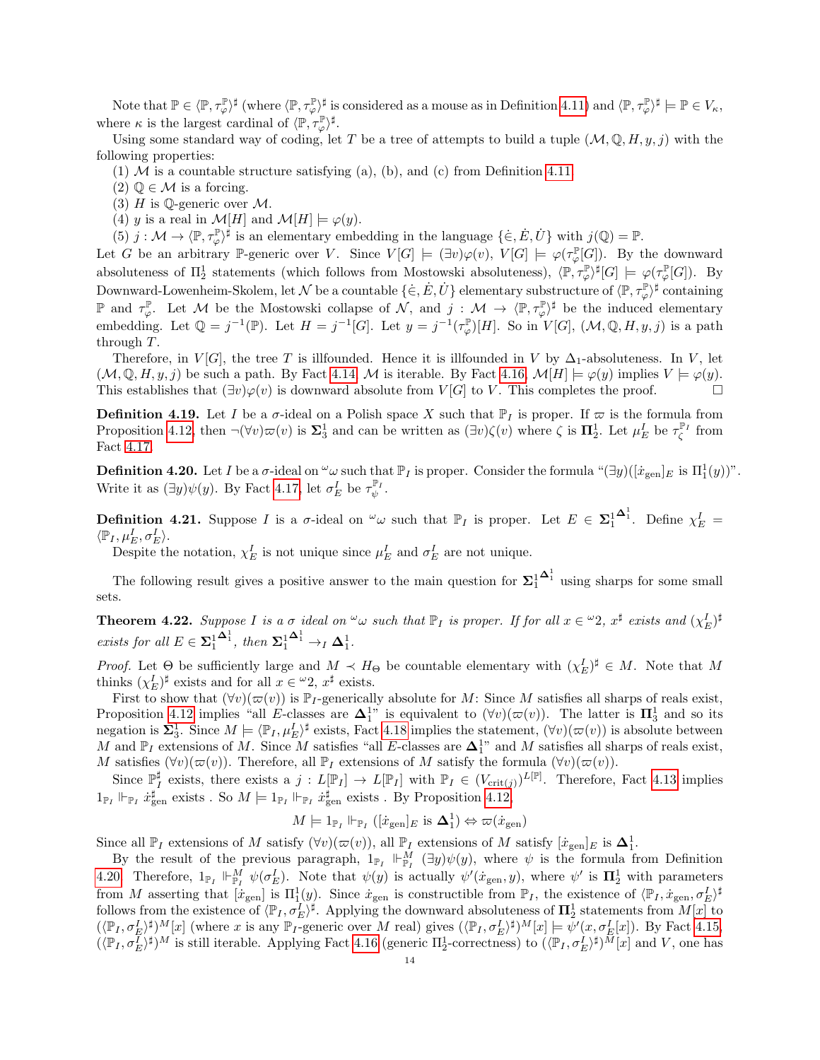Note that $\mathbb{P} \in \langle \mathbb{P}, \tau_\varphi^\mathbb{P} \rangle^\sharp$ (where $\langle \mathbb{P}, \tau_\varphi^\mathbb{P} \rangle^\sharp$ is considered as a mouse as in Definition 4.11) and $\langle \mathbb{P}, \tau_\varphi^\mathbb{P} \rangle^\sharp \models \mathbb{P} \in V_\kappa$, where $\kappa$ is the largest cardinal of $\langle \mathbb{P}, \tau_\varphi^\mathbb{P} \rangle^\sharp$.

Using some standard way of coding, let $T$ be a tree of attempts to build a tuple $(\mathcal{M}, \mathbb{Q}, H, y, j)$ with the following properties:

(1) $\mathcal{M}$ is a countable structure satisfying (a), (b), and (c) from Definition 4.11.
(2) $\mathbb{Q} \in \mathcal{M}$ is a forcing.
(3) $H$ is $\mathbb{Q}$-generic over $\mathcal{M}$.
(4) $y$ is a real in $\mathcal{M}[H]$ and $\mathcal{M}[H] \models \varphi(y)$.
(5) $j : \mathcal{M} \to \langle \mathbb{P}, \tau_\varphi^\mathbb{P} \rangle^\sharp$ is an elementary embedding in the language $\{\dot\in, \dot E, \dot U\}$ with $j(\mathbb{Q}) = \mathbb{P}$.

Let $G$ be an arbitrary $\mathbb{P}$-generic over $V$. Since $V[G] \models (\exists v)\varphi(v)$, $V[G] \models \varphi(\tau_\varphi^\mathbb{P}[G])$. By the downward absoluteness of $\Pi_2^1$ statements (which follows from Mostowski absoluteness), $\langle \mathbb{P}, \tau_\varphi^\mathbb{P} \rangle^\sharp[G] \models \varphi(\tau_\varphi^\mathbb{P}[G])$. By Downward-Lowenheim-Skolem, let $\mathcal{N}$ be a countable $\{\dot\in, \dot E, \dot U\}$ elementary substructure of $\langle \mathbb{P}, \tau_\varphi^\mathbb{P} \rangle^\sharp$ containing $\mathbb{P}$ and $\tau_\varphi^\mathbb{P}$. Let $\mathcal{M}$ be the Mostowski collapse of $\mathcal{N}$, and $j : \mathcal{M} \to \langle \mathbb{P}, \tau_\varphi^\mathbb{P} \rangle^\sharp$ be the induced elementary embedding. Let $\mathbb{Q} = j^{-1}(\mathbb{P})$. Let $H = j^{-1}[G]$. Let $y = j^{-1}(\tau_\varphi^\mathbb{P})[H]$. So in $V[G]$, $(\mathcal{M}, \mathbb{Q}, H, y, j)$ is a path through $T$.

Therefore, in $V[G]$, the tree $T$ is illfounded. Hence it is illfounded in $V$ by $\Delta_1$-absoluteness. In $V$, let $(\mathcal{M}, \mathbb{Q}, H, y, j)$ be such a path. By Fact 4.14, $\mathcal{M}$ is iterable. By Fact 4.16, $\mathcal{M}[H] \models \varphi(y)$ implies $V \models \varphi(y)$. This establishes that $(\exists v)\varphi(v)$ is downward absolute from $V[G]$ to $V$. This completes the proof. □

**Definition 4.19.** Let $I$ be a $\sigma$-ideal on a Polish space $X$ such that $\mathbb{P}_I$ is proper. If $\varpi$ is the formula from Proposition 4.12, then $\neg(\forall v)\varpi(v)$ is $\mathbf{\Sigma}_3^1$ and can be written as $(\exists v)\zeta(v)$ where $\zeta$ is $\mathbf{\Pi}_2^1$. Let $\mu_E^I$ be $\tau_\zeta^{\mathbb{P}_I}$ from Fact 4.17.

**Definition 4.20.** Let $I$ be a $\sigma$-ideal on ${}^\omega\omega$ such that $\mathbb{P}_I$ is proper. Consider the formula "$(\exists y)([\dot x_{\text{gen}}]_E$ is $\Pi_1^1(y))$". Write it as $(\exists y)\psi(y)$. By Fact 4.17, let $\sigma_E^I$ be $\tau_\psi^{\mathbb{P}_I}$.

**Definition 4.21.** Suppose $I$ is a $\sigma$-ideal on ${}^\omega\omega$ such that $\mathbb{P}_I$ is proper. Let $E \in \mathbf{\Sigma}_1^{1\,\mathbf{\Delta}_1^1}$. Define $\chi_E^I = \langle \mathbb{P}_I, \mu_E^I, \sigma_E^I \rangle$.

Despite the notation, $\chi_E^I$ is not unique since $\mu_E^I$ and $\sigma_E^I$ are not unique.

The following result gives a positive answer to the main question for $\mathbf{\Sigma}_1^{1\,\mathbf{\Delta}_1^1}$ using sharps for some small sets.

**Theorem 4.22.** *Suppose $I$ is a $\sigma$ ideal on ${}^\omega\omega$ such that $\mathbb{P}_I$ is proper. If for all $x \in {}^\omega 2$, $x^\sharp$ exists and $(\chi_E^I)^\sharp$ exists for all $E \in \mathbf{\Sigma}_1^{1\,\mathbf{\Delta}_1^1}$, then $\mathbf{\Sigma}_1^{1\,\mathbf{\Delta}_1^1} \to_I \mathbf{\Delta}_1^1$.*

*Proof.* Let $\Theta$ be sufficiently large and $M \prec H_\Theta$ be countable elementary with $(\chi_E^I)^\sharp \in M$. Note that $M$ thinks $(\chi_E^I)^\sharp$ exists and for all $x \in {}^\omega 2$, $x^\sharp$ exists.

First to show that $(\forall v)(\varpi(v))$ is $\mathbb{P}_I$-generically absolute for $M$: Since $M$ satisfies all sharps of reals exist, Proposition 4.12 implies "all $E$-classes are $\mathbf{\Delta}_1^1$" is equivalent to $(\forall v)(\varpi(v))$. The latter is $\mathbf{\Pi}_3^1$ and so its negation is $\mathbf{\Sigma}_3^1$. Since $M \models \langle \mathbb{P}_I, \mu_E^I \rangle^\sharp$ exists, Fact 4.18 implies the statement, $(\forall v)(\varpi(v))$ is absolute between $M$ and $\mathbb{P}_I$ extensions of $M$. Since $M$ satisfies "all $E$-classes are $\mathbf{\Delta}_1^1$" and $M$ satisfies all sharps of reals exist, $M$ satisfies $(\forall v)(\varpi(v))$. Therefore, all $\mathbb{P}_I$ extensions of $M$ satisfy the formula $(\forall v)(\varpi(v))$.

Since $\mathbb{P}_I^\sharp$ exists, there exists a $j : L[\mathbb{P}_I] \to L[\mathbb{P}_I]$ with $\mathbb{P}_I \in (V_{\text{crit}(j)})^{L[\mathbb{P}]}$. Therefore, Fact 4.13 implies $1_{\mathbb{P}_I} \Vdash_{\mathbb{P}_I} \dot x_{\text{gen}}^\sharp$ exists . So $M \models 1_{\mathbb{P}_I} \Vdash_{\mathbb{P}_I} \dot x_{\text{gen}}^\sharp$ exists . By Proposition 4.12

$$M \models 1_{\mathbb{P}_I} \Vdash_{\mathbb{P}_I} ([\dot x_{\text{gen}}]_E \text{ is } \mathbf{\Delta}_1^1) \Leftrightarrow \varpi(\dot x_{\text{gen}})$$

Since all $\mathbb{P}_I$ extensions of $M$ satisfy $(\forall v)(\varpi(v))$, all $\mathbb{P}_I$ extensions of $M$ satisfy $[\dot x_{\text{gen}}]_E$ is $\mathbf{\Delta}_1^1$.

By the result of the previous paragraph, $1_{\mathbb{P}_I} \Vdash_{\mathbb{P}_I}^M (\exists y)\psi(y)$, where $\psi$ is the formula from Definition 4.20. Therefore, $1_{\mathbb{P}_I} \Vdash_{\mathbb{P}_I}^M \psi(\sigma_E^I)$. Note that $\psi(y)$ is actually $\psi'(\dot x_{\text{gen}}, y)$, where $\psi'$ is $\mathbf{\Pi}_2^1$ with parameters from $M$ asserting that $[\dot x_{\text{gen}}]$ is $\Pi_1^1(y)$. Since $\dot x_{\text{gen}}$ is constructible from $\mathbb{P}_I$, the existence of $\langle \mathbb{P}_I, \dot x_{\text{gen}}, \sigma_E^I \rangle^\sharp$ follows from the existence of $\langle \mathbb{P}_I, \sigma_E^I \rangle^\sharp$. Applying the downward absoluteness of $\mathbf{\Pi}_2^1$ statements from $M[x]$ to $(\langle \mathbb{P}_I, \sigma_E^I \rangle^\sharp)^M[x]$ (where $x$ is any $\mathbb{P}_I$-generic over $M$ real) gives $(\langle \mathbb{P}_I, \sigma_E^I \rangle^\sharp)^M[x] \models \psi'(x, \sigma_E^I[x])$. By Fact 4.15, $(\langle \mathbb{P}_I, \sigma_E^I \rangle^\sharp)^M$ is still iterable. Applying Fact 4.16 (generic $\Pi_2^1$-correctness) to $(\langle \mathbb{P}_I, \sigma_E^I \rangle^\sharp)^M[x]$ and $V$, one has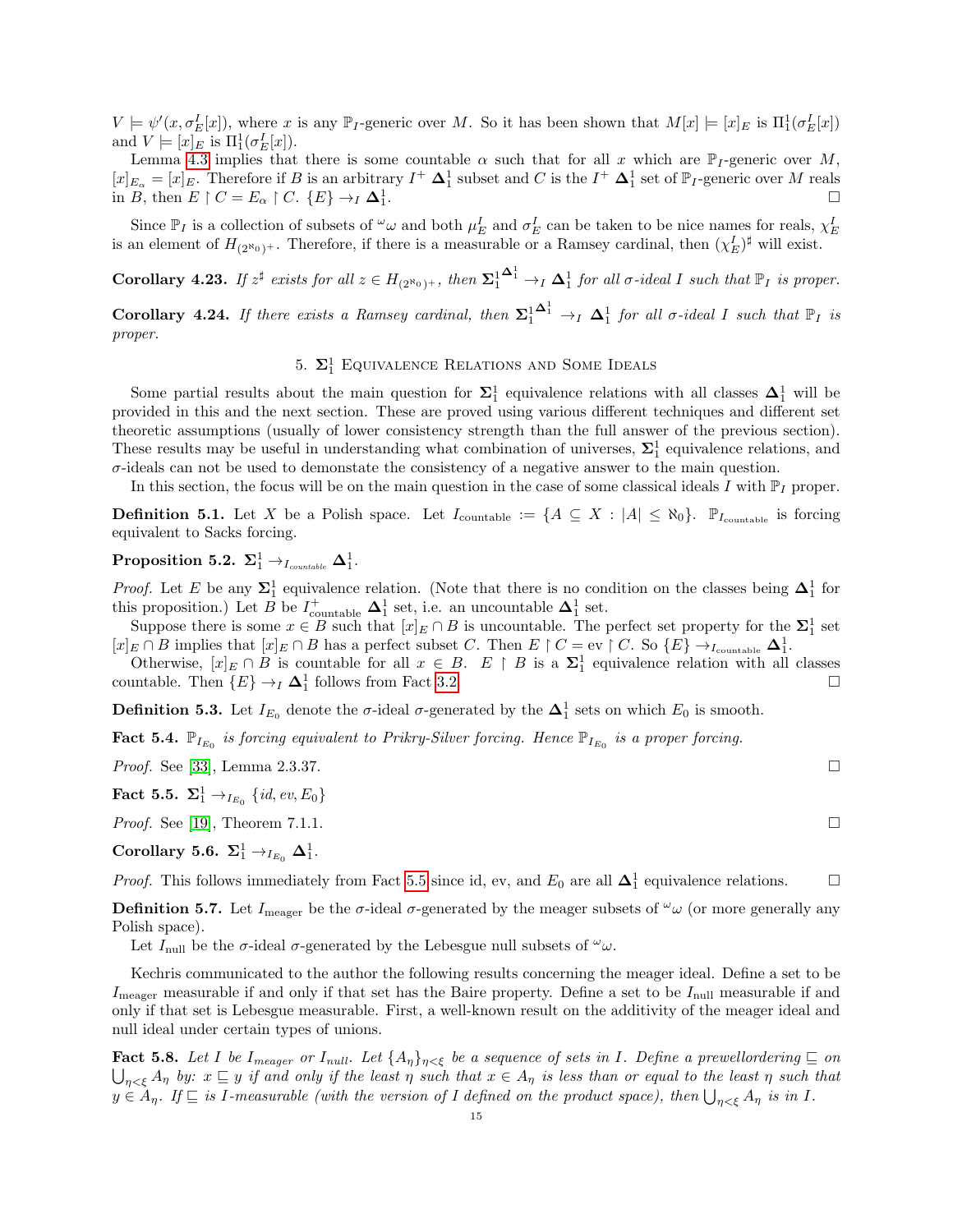$V \models \psi'(x, \sigma^I_E[x])$, where $x$ is any $\mathbb{P}_I$-generic over $M$. So it has been shown that $M[x] \models [x]_E$ is $\Pi^1_1(\sigma^I_E[x])$ and $V \models [x]_E$ is $\Pi^1_1(\sigma^I_E[x])$.

Lemma 4.3 implies that there is some countable $\alpha$ such that for all $x$ which are $\mathbb{P}_I$-generic over $M$, $[x]_{E_\alpha} = [x]_E$. Therefore if $B$ is an arbitrary $I^+$ $\mathbf{\Delta}^1_1$ subset and $C$ is the $I^+$ $\mathbf{\Delta}^1_1$ set of $\mathbb{P}_I$-generic over $M$ reals in $B$, then $E \upharpoonright C = E_\alpha \upharpoonright C$. $\{E\} \to_I \mathbf{\Delta}^1_1$. $\square$

Since $\mathbb{P}_I$ is a collection of subsets of ${}^\omega\omega$ and both $\mu^I_E$ and $\sigma^I_E$ can be taken to be nice names for reals, $\chi^I_E$ is an element of $H_{(2^{\aleph_0})^+}$. Therefore, if there is a measurable or a Ramsey cardinal, then $(\chi^I_E)^\sharp$ will exist.

**Corollary 4.23.** *If $z^\sharp$ exists for all $z \in H_{(2^{\aleph_0})^+}$, then $\mathbf{\Sigma}_1^{1\,\mathbf{\Delta}^1_1} \to_I \mathbf{\Delta}^1_1$ for all $\sigma$-ideal $I$ such that $\mathbb{P}_I$ is proper.*

**Corollary 4.24.** *If there exists a Ramsey cardinal, then $\mathbf{\Sigma}_1^{1\,\mathbf{\Delta}^1_1} \to_I \mathbf{\Delta}^1_1$ for all $\sigma$-ideal $I$ such that $\mathbb{P}_I$ is proper.*

## 5. $\mathbf{\Sigma}^1_1$ Equivalence Relations and Some Ideals

Some partial results about the main question for $\mathbf{\Sigma}^1_1$ equivalence relations with all classes $\mathbf{\Delta}^1_1$ will be provided in this and the next section. These are proved using various different techniques and different set theoretic assumptions (usually of lower consistency strength than the full answer of the previous section). These results may be useful in understanding what combination of universes, $\mathbf{\Sigma}^1_1$ equivalence relations, and $\sigma$-ideals can not be used to demonstate the consistency of a negative answer to the main question.

In this section, the focus will be on the main question in the case of some classical ideals $I$ with $\mathbb{P}_I$ proper.

**Definition 5.1.** Let $X$ be a Polish space. Let $I_{\text{countable}} := \{A \subseteq X : |A| \leq \aleph_0\}$. $\mathbb{P}_{I_{\text{countable}}}$ is forcing equivalent to Sacks forcing.

**Proposition 5.2.** $\mathbf{\Sigma}^1_1 \to_{I_{countable}} \mathbf{\Delta}^1_1$.

*Proof.* Let $E$ be any $\mathbf{\Sigma}^1_1$ equivalence relation. (Note that there is no condition on the classes being $\mathbf{\Delta}^1_1$ for this proposition.) Let $B$ be $I^+_{\text{countable}}$ $\mathbf{\Delta}^1_1$ set, i.e. an uncountable $\mathbf{\Delta}^1_1$ set.

Suppose there is some $x \in B$ such that $[x]_E \cap B$ is uncountable. The perfect set property for the $\mathbf{\Sigma}^1_1$ set $[x]_E \cap B$ implies that $[x]_E \cap B$ has a perfect subset $C$. Then $E \upharpoonright C = \text{ev} \upharpoonright C$. So $\{E\} \to_{I_{\text{countable}}} \mathbf{\Delta}^1_1$.

Otherwise, $[x]_E \cap B$ is countable for all $x \in B$. $E \upharpoonright B$ is a $\mathbf{\Sigma}^1_1$ equivalence relation with all classes countable. Then $\{E\} \to_I \mathbf{\Delta}^1_1$ follows from Fact 3.2. $\square$

**Definition 5.3.** Let $I_{E_0}$ denote the $\sigma$-ideal $\sigma$-generated by the $\mathbf{\Delta}^1_1$ sets on which $E_0$ is smooth.

**Fact 5.4.** *$\mathbb{P}_{I_{E_0}}$ is forcing equivalent to Prikry-Silver forcing. Hence $\mathbb{P}_{I_{E_0}}$ is a proper forcing.*

*Proof.* See [33], Lemma 2.3.37. $\square$

**Fact 5.5.** $\mathbf{\Sigma}^1_1 \to_{I_{E_0}} \{id, ev, E_0\}$

*Proof.* See [19], Theorem 7.1.1. $\square$

**Corollary 5.6.** $\mathbf{\Sigma}^1_1 \to_{I_{E_0}} \mathbf{\Delta}^1_1$.

*Proof.* This follows immediately from Fact 5.5 since id, ev, and $E_0$ are all $\mathbf{\Delta}^1_1$ equivalence relations. $\square$

**Definition 5.7.** Let $I_{\text{meager}}$ be the $\sigma$-ideal $\sigma$-generated by the meager subsets of ${}^\omega\omega$ (or more generally any Polish space).

Let $I_{\text{null}}$ be the $\sigma$-ideal $\sigma$-generated by the Lebesgue null subsets of ${}^\omega\omega$.

Kechris communicated to the author the following results concerning the meager ideal. Define a set to be $I_{\text{meager}}$ measurable if and only if that set has the Baire property. Define a set to be $I_{\text{null}}$ measurable if and only if that set is Lebesgue measurable. First, a well-known result on the additivity of the meager ideal and null ideal under certain types of unions.

**Fact 5.8.** *Let $I$ be $I_{meager}$ or $I_{null}$. Let $\{A_\eta\}_{\eta<\xi}$ be a sequence of sets in $I$. Define a prewellordering $\sqsubseteq$ on $\bigcup_{\eta<\xi} A_\eta$ by: $x \sqsubseteq y$ if and only if the least $\eta$ such that $x \in A_\eta$ is less than or equal to the least $\eta$ such that $y \in A_\eta$. If $\sqsubseteq$ is $I$-measurable (with the version of $I$ defined on the product space), then $\bigcup_{\eta<\xi} A_\eta$ is in $I$.*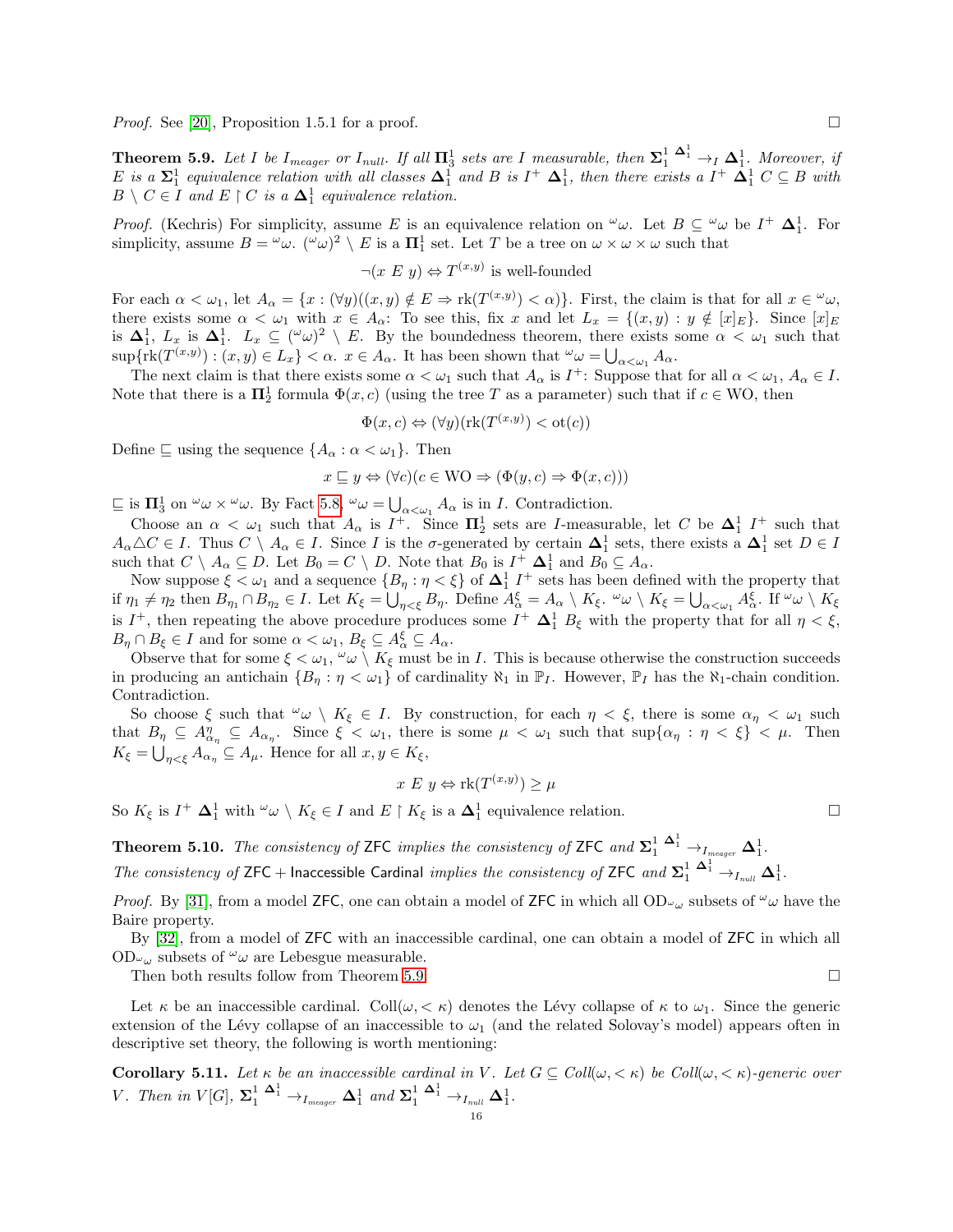*Proof.* See [20], Proposition 1.5.1 for a proof. ☐

**Theorem 5.9.** *Let $I$ be $I_{meager}$ or $I_{null}$. If all $\mathbf{\Pi}^1_3$ sets are $I$ measurable, then $\mathbf{\Sigma}^1_1 \overset{\mathbf{\Delta}^1_1}{\to}_I \mathbf{\Delta}^1_1$. Moreover, if $E$ is a $\mathbf{\Sigma}^1_1$ equivalence relation with all classes $\mathbf{\Delta}^1_1$ and $B$ is $I^+$ $\mathbf{\Delta}^1_1$, then there exists a $I^+$ $\mathbf{\Delta}^1_1$ $C \subseteq B$ with $B \setminus C \in I$ and $E \upharpoonright C$ is a $\mathbf{\Delta}^1_1$ equivalence relation.*

*Proof.* (Kechris) For simplicity, assume $E$ is an equivalence relation on ${}^\omega\omega$. Let $B \subseteq {}^\omega\omega$ be $I^+$ $\mathbf{\Delta}^1_1$. For simplicity, assume $B = {}^\omega\omega$. $({}^\omega\omega)^2 \setminus E$ is a $\mathbf{\Pi}^1_1$ set. Let $T$ be a tree on $\omega \times \omega \times \omega$ such that

$$\neg(x\ E\ y) \Leftrightarrow T^{(x,y)} \text{ is well-founded}$$

For each $\alpha < \omega_1$, let $A_\alpha = \{x : (\forall y)((x,y) \notin E \Rightarrow \text{rk}(T^{(x,y)}) < \alpha)\}$. First, the claim is that for all $x \in {}^\omega\omega$, there exists some $\alpha < \omega_1$ with $x \in A_\alpha$: To see this, fix $x$ and let $L_x = \{(x,y) : y \notin [x]_E\}$. Since $[x]_E$ is $\mathbf{\Delta}^1_1$, $L_x$ is $\mathbf{\Delta}^1_1$. $L_x \subseteq ({}^\omega\omega)^2 \setminus E$. By the boundedness theorem, there exists some $\alpha < \omega_1$ such that $\sup\{\text{rk}(T^{(x,y)}) : (x,y) \in L_x\} < \alpha$. $x \in A_\alpha$. It has been shown that ${}^\omega\omega = \bigcup_{\alpha<\omega_1} A_\alpha$.

The next claim is that there exists some $\alpha < \omega_1$ such that $A_\alpha$ is $I^+$: Suppose that for all $\alpha < \omega_1$, $A_\alpha \in I$. Note that there is a $\mathbf{\Pi}^1_2$ formula $\Phi(x,c)$ (using the tree $T$ as a parameter) such that if $c \in \text{WO}$, then

$$\Phi(x,c) \Leftrightarrow (\forall y)(\text{rk}(T^{(x,y)}) < \text{ot}(c))$$

Define $\sqsubseteq$ using the sequence $\{A_\alpha : \alpha < \omega_1\}$. Then

$$x \sqsubseteq y \Leftrightarrow (\forall c)(c \in \text{WO} \Rightarrow (\Phi(y,c) \Rightarrow \Phi(x,c)))$$

$\sqsubseteq$ is $\mathbf{\Pi}^1_3$ on ${}^\omega\omega \times {}^\omega\omega$. By Fact 5.8, ${}^\omega\omega = \bigcup_{\alpha<\omega_1} A_\alpha$ is in $I$. Contradiction.

Choose an $\alpha < \omega_1$ such that $A_\alpha$ is $I^+$. Since $\mathbf{\Pi}^1_2$ sets are $I$-measurable, let $C$ be $\mathbf{\Delta}^1_1$ $I^+$ such that $A_\alpha \triangle C \in I$. Thus $C \setminus A_\alpha \in I$. Since $I$ is the $\sigma$-generated by certain $\mathbf{\Delta}^1_1$ sets, there exists a $\mathbf{\Delta}^1_1$ set $D \in I$ such that $C \setminus A_\alpha \subseteq D$. Let $B_0 = C \setminus D$. Note that $B_0$ is $I^+$ $\mathbf{\Delta}^1_1$ and $B_0 \subseteq A_\alpha$.

Now suppose $\xi < \omega_1$ and a sequence $\{B_\eta : \eta < \xi\}$ of $\mathbf{\Delta}^1_1$ $I^+$ sets has been defined with the property that if $\eta_1 \neq \eta_2$ then $B_{\eta_1} \cap B_{\eta_2} \in I$. Let $K_\xi = \bigcup_{\eta<\xi} B_\eta$. Define $A^\xi_\alpha = A_\alpha \setminus K_\xi$. ${}^\omega\omega \setminus K_\xi = \bigcup_{\alpha<\omega_1} A^\xi_\alpha$. If ${}^\omega\omega \setminus K_\xi$ is $I^+$, then repeating the above procedure produces some $I^+$ $\mathbf{\Delta}^1_1$ $B_\xi$ with the property that for all $\eta < \xi$, $B_\eta \cap B_\xi \in I$ and for some $\alpha < \omega_1$, $B_\xi \subseteq A^\xi_\alpha \subseteq A_\alpha$.

Observe that for some $\xi < \omega_1$, ${}^\omega\omega \setminus K_\xi$ must be in $I$. This is because otherwise the construction succeeds in producing an antichain $\{B_\eta : \eta < \omega_1\}$ of cardinality $\aleph_1$ in $\mathbb{P}_I$. However, $\mathbb{P}_I$ has the $\aleph_1$-chain condition. Contradiction.

So choose $\xi$ such that ${}^\omega\omega \setminus K_\xi \in I$. By construction, for each $\eta < \xi$, there is some $\alpha_\eta < \omega_1$ such that $B_\eta \subseteq A^\eta_{\alpha_\eta} \subseteq A_{\alpha_\eta}$. Since $\xi < \omega_1$, there is some $\mu < \omega_1$ such that $\sup\{\alpha_\eta : \eta < \xi\} < \mu$. Then $K_\xi = \bigcup_{\eta<\xi} A_{\alpha_\eta} \subseteq A_\mu$. Hence for all $x, y \in K_\xi$,

$$x\ E\ y \Leftrightarrow \text{rk}(T^{(x,y)}) \geq \mu$$

So $K_\xi$ is $I^+$ $\mathbf{\Delta}^1_1$ with ${}^\omega\omega \setminus K_\xi \in I$ and $E \upharpoonright K_\xi$ is a $\mathbf{\Delta}^1_1$ equivalence relation. ☐

**Theorem 5.10.** *The consistency of* ZFC *implies the consistency of* ZFC *and* $\mathbf{\Sigma}^1_1 \overset{\mathbf{\Delta}^1_1}{\to}_{I_{meager}} \mathbf{\Delta}^1_1$.
*The consistency of* ZFC + Inaccessible Cardinal *implies the consistency of* ZFC *and* $\mathbf{\Sigma}^1_1 \overset{\mathbf{\Delta}^1_1}{\to}_{I_{null}} \mathbf{\Delta}^1_1$.

*Proof.* By [31], from a model ZFC, one can obtain a model of ZFC in which all $\text{OD}_{{}^\omega\omega}$ subsets of ${}^\omega\omega$ have the Baire property.

By [32], from a model of ZFC with an inaccessible cardinal, one can obtain a model of ZFC in which all $\text{OD}_{{}^\omega\omega}$ subsets of ${}^\omega\omega$ are Lebesgue measurable.

Then both results follow from Theorem 5.9. ☐

Let $\kappa$ be an inaccessible cardinal. $\text{Coll}(\omega, <\kappa)$ denotes the Lévy collapse of $\kappa$ to $\omega_1$. Since the generic extension of the Lévy collapse of an inaccessible to $\omega_1$ (and the related Solovay's model) appears often in descriptive set theory, the following is worth mentioning:

**Corollary 5.11.** *Let $\kappa$ be an inaccessible cardinal in $V$. Let $G \subseteq Coll(\omega, <\kappa)$ be $Coll(\omega, <\kappa)$-generic over $V$. Then in $V[G]$, $\mathbf{\Sigma}^1_1 \overset{\mathbf{\Delta}^1_1}{\to}_{I_{meager}} \mathbf{\Delta}^1_1$ and $\mathbf{\Sigma}^1_1 \overset{\mathbf{\Delta}^1_1}{\to}_{I_{null}} \mathbf{\Delta}^1_1$.*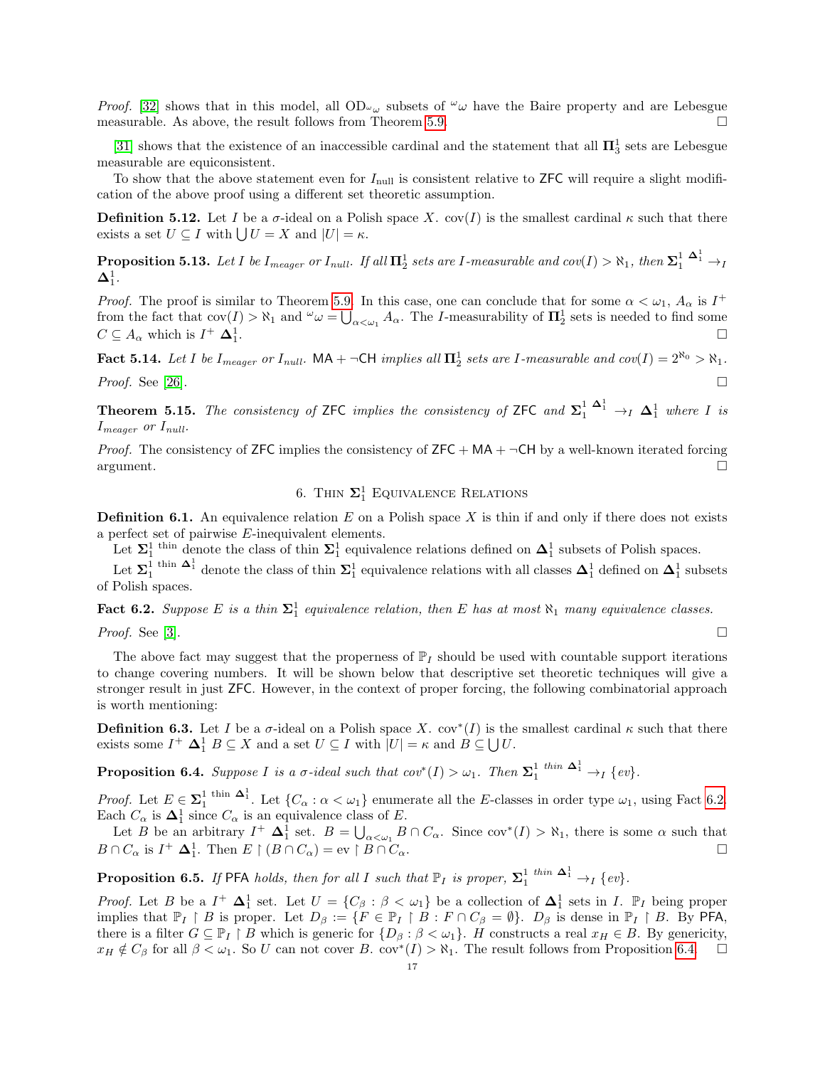*Proof.* [32] shows that in this model, all $\mathrm{OD}_{\omega_\omega}$ subsets of ${}^\omega\omega$ have the Baire property and are Lebesgue measurable. As above, the result follows from Theorem 5.9. □

[31] shows that the existence of an inaccessible cardinal and the statement that all $\mathbf{\Pi}^1_3$ sets are Lebesgue measurable are equiconsistent.

To show that the above statement even for $I_{\text{null}}$ is consistent relative to ZFC will require a slight modification of the above proof using a different set theoretic assumption.

**Definition 5.12.** Let $I$ be a $\sigma$-ideal on a Polish space $X$. $\text{cov}(I)$ is the smallest cardinal $\kappa$ such that there exists a set $U \subseteq I$ with $\bigcup U = X$ and $|U| = \kappa$.

**Proposition 5.13.** *Let $I$ be $I_{meager}$ or $I_{null}$. If all $\mathbf{\Pi}^1_2$ sets are $I$-measurable and $cov(I) > \aleph_1$, then $\mathbf{\Sigma}^1_1{}^{\mathbf{\Delta}^1_1} \to_I \mathbf{\Delta}^1_1$.*

*Proof.* The proof is similar to Theorem 5.9. In this case, one can conclude that for some $\alpha < \omega_1$, $A_\alpha$ is $I^+$ from the fact that $\text{cov}(I) > \aleph_1$ and ${}^\omega\omega = \bigcup_{\alpha<\omega_1} A_\alpha$. The $I$-measurability of $\mathbf{\Pi}^1_2$ sets is needed to find some $C \subseteq A_\alpha$ which is $I^+$ $\mathbf{\Delta}^1_1$. □

**Fact 5.14.** *Let $I$ be $I_{meager}$ or $I_{null}$. $\mathsf{MA} + \neg\mathsf{CH}$ implies all $\mathbf{\Pi}^1_2$ sets are $I$-measurable and $cov(I) = 2^{\aleph_0} > \aleph_1$.*

*Proof.* See [26]. □

**Theorem 5.15.** *The consistency of $\mathsf{ZFC}$ implies the consistency of $\mathsf{ZFC}$ and $\mathbf{\Sigma}^1_1{}^{\mathbf{\Delta}^1_1} \to_I \mathbf{\Delta}^1_1$ where $I$ is $I_{meager}$ or $I_{null}$.*

*Proof.* The consistency of $\mathsf{ZFC}$ implies the consistency of $\mathsf{ZFC} + \mathsf{MA} + \neg\mathsf{CH}$ by a well-known iterated forcing argument. □

## 6. Thin $\mathbf{\Sigma}^1_1$ Equivalence Relations

**Definition 6.1.** An equivalence relation $E$ on a Polish space $X$ is thin if and only if there does not exists a perfect set of pairwise $E$-inequivalent elements.

Let $\mathbf{\Sigma}^1_1{}^{\text{thin}}$ denote the class of thin $\mathbf{\Sigma}^1_1$ equivalence relations defined on $\mathbf{\Delta}^1_1$ subsets of Polish spaces.

Let $\mathbf{\Sigma}^1_1{}^{\text{thin } \mathbf{\Delta}^1_1}$ denote the class of thin $\mathbf{\Sigma}^1_1$ equivalence relations with all classes $\mathbf{\Delta}^1_1$ defined on $\mathbf{\Delta}^1_1$ subsets of Polish spaces.

**Fact 6.2.** *Suppose $E$ is a thin $\mathbf{\Sigma}^1_1$ equivalence relation, then $E$ has at most $\aleph_1$ many equivalence classes.*

*Proof.* See [3]. □

The above fact may suggest that the properness of $\mathbb{P}_I$ should be used with countable support iterations to change covering numbers. It will be shown below that descriptive set theoretic techniques will give a stronger result in just ZFC. However, in the context of proper forcing, the following combinatorial approach is worth mentioning:

**Definition 6.3.** Let $I$ be a $\sigma$-ideal on a Polish space $X$. $\text{cov}^*(I)$ is the smallest cardinal $\kappa$ such that there exists some $I^+$ $\mathbf{\Delta}^1_1$ $B \subseteq X$ and a set $U \subseteq I$ with $|U| = \kappa$ and $B \subseteq \bigcup U$.

**Proposition 6.4.** *Suppose $I$ is a $\sigma$-ideal such that $cov^*(I) > \omega_1$. Then $\mathbf{\Sigma}^1_1{}^{\text{thin } \mathbf{\Delta}^1_1} \to_I \{ev\}$.*

*Proof.* Let $E \in \mathbf{\Sigma}^1_1{}^{\text{thin } \mathbf{\Delta}^1_1}$. Let $\{C_\alpha : \alpha < \omega_1\}$ enumerate all the $E$-classes in order type $\omega_1$, using Fact 6.2. Each $C_\alpha$ is $\mathbf{\Delta}^1_1$ since $C_\alpha$ is an equivalence class of $E$.

Let $B$ be an arbitrary $I^+$ $\mathbf{\Delta}^1_1$ set. $B = \bigcup_{\alpha<\omega_1} B \cap C_\alpha$. Since $\text{cov}^*(I) > \aleph_1$, there is some $\alpha$ such that $B \cap C_\alpha$ is $I^+$ $\mathbf{\Delta}^1_1$. Then $E \restriction (B \cap C_\alpha) = \text{ev} \restriction B \cap C_\alpha$. □

**Proposition 6.5.** *If $\mathsf{PFA}$ holds, then for all $I$ such that $\mathbb{P}_I$ is proper, $\mathbf{\Sigma}^1_1{}^{\text{thin } \mathbf{\Delta}^1_1} \to_I \{ev\}$.*

*Proof.* Let $B$ be a $I^+$ $\mathbf{\Delta}^1_1$ set. Let $U = \{C_\beta : \beta < \omega_1\}$ be a collection of $\mathbf{\Delta}^1_1$ sets in $I$. $\mathbb{P}_I$ being proper implies that $\mathbb{P}_I \restriction B$ is proper. Let $D_\beta := \{F \in \mathbb{P}_I \restriction B : F \cap C_\beta = \emptyset\}$. $D_\beta$ is dense in $\mathbb{P}_I \restriction B$. By PFA, there is a filter $G \subseteq \mathbb{P}_I \restriction B$ which is generic for $\{D_\beta : \beta < \omega_1\}$. $H$ constructs a real $x_H \in B$. By genericity, $x_H \notin C_\beta$ for all $\beta < \omega_1$. So $U$ can not cover $B$. $\text{cov}^*(I) > \aleph_1$. The result follows from Proposition 6.4. □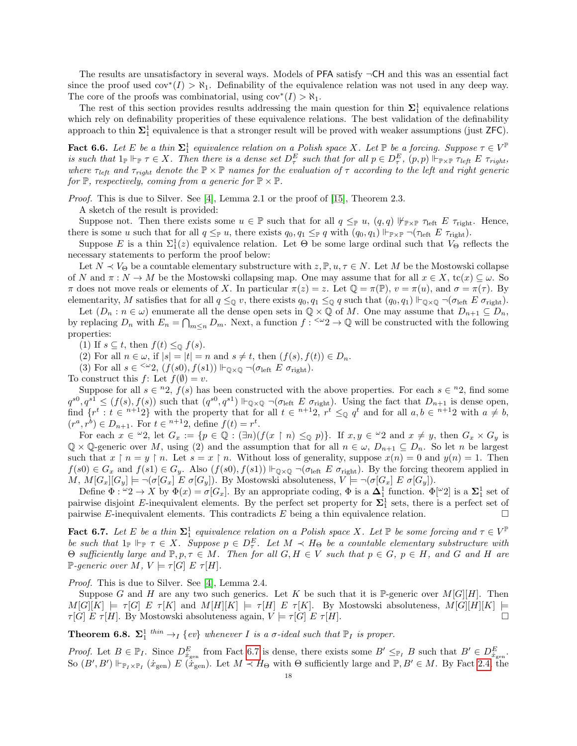The results are unsatisfactory in several ways. Models of $\mathsf{PFA}$ satisfy $\neg\mathsf{CH}$ and this was an essential fact since the proof used $\text{cov}^*(I) > \aleph_1$. Definability of the equivalence relation was not used in any deep way. The core of the proofs was combinatorial, using $\text{cov}^*(I) > \aleph_1$.

The rest of this section provides results addressing the main question for thin $\mathbf{\Sigma}_1^1$ equivalence relations which rely on definability properities of these equivalence relations. The best validation of the definability approach to thin $\mathbf{\Sigma}_1^1$ equivalence is that a stronger result will be proved with weaker assumptions (just $\mathsf{ZFC}$).

**Fact 6.6.** *Let $E$ be a thin $\mathbf{\Sigma}_1^1$ equivalence relation on a Polish space $X$. Let $\mathbb{P}$ be a forcing. Suppose $\tau \in V^{\mathbb{P}}$ is such that $1_{\mathbb{P}} \Vdash_{\mathbb{P}} \tau \in X$. Then there is a dense set $D_\tau^E$ such that for all $p \in D_\tau^E$, $(p,p) \Vdash_{\mathbb{P}\times\mathbb{P}} \tau_{left}\ E\ \tau_{right}$, where $\tau_{left}$ and $\tau_{right}$ denote the $\mathbb{P}\times\mathbb{P}$ names for the evaluation of $\tau$ according to the left and right generic for $\mathbb{P}$, respectively, coming from a generic for $\mathbb{P}\times\mathbb{P}$.*

*Proof.* This is due to Silver. See [4], Lemma 2.1 or the proof of [15], Theorem 2.3.

A sketch of the result is provided:

Suppose not. Then there exists some $u \in \mathbb{P}$ such that for all $q \leq_{\mathbb{P}} u$, $(q,q) \nVdash_{\mathbb{P}\times\mathbb{P}} \tau_{\text{left}}\ E\ \tau_{\text{right}}$. Hence, there is some $u$ such that for all $q \leq_{\mathbb{P}} u$, there exists $q_0, q_1 \leq_{\mathbb{P}} q$ with $(q_0,q_1) \Vdash_{\mathbb{P}\times\mathbb{P}} \neg(\tau_{\text{left}}\ E\ \tau_{\text{right}})$.

Suppose $E$ is a thin $\Sigma_1^1(z)$ equivalence relation. Let $\Theta$ be some large ordinal such that $V_\Theta$ reflects the necessary statements to perform the proof below:

Let $N \prec V_\Theta$ be a countable elementary substructure with $z, \mathbb{P}, u, \tau \in N$. Let $M$ be the Mostowski collapse of $N$ and $\pi : N \to M$ be the Mostowski collapsing map. One may assume that for all $x \in X$, $\text{tc}(x) \subseteq \omega$. So $\pi$ does not move reals or elements of $X$. In particular $\pi(z) = z$. Let $\mathbb{Q} = \pi(\mathbb{P})$, $v = \pi(u)$, and $\sigma = \pi(\tau)$. By elementarity, $M$ satisfies that for all $q \leq_{\mathbb{Q}} v$, there exists $q_0, q_1 \leq_{\mathbb{Q}} q$ such that $(q_0,q_1) \Vdash_{\mathbb{Q}\times\mathbb{Q}} \neg(\sigma_{\text{left}}\ E\ \sigma_{\text{right}})$.

Let $(D_n : n \in \omega)$ enumerate all the dense open sets in $\mathbb{Q}\times\mathbb{Q}$ of $M$. One may assume that $D_{n+1} \subseteq D_n$, by replacing $D_n$ with $E_n = \bigcap_{m\leq n} D_m$. Next, a function $f : {}^{<\omega}2 \to \mathbb{Q}$ will be constructed with the following properties:

(1) If $s \subseteq t$, then $f(t) \leq_{\mathbb{Q}} f(s)$.

(2) For all $n \in \omega$, if $|s| = |t| = n$ and $s \neq t$, then $(f(s), f(t)) \in D_n$.

(3) For all $s \in {}^{<\omega}2$, $(f(s0), f(s1)) \Vdash_{\mathbb{Q}\times\mathbb{Q}} \neg(\sigma_{\text{left}}\ E\ \sigma_{\text{right}})$.

To construct this $f$: Let $f(\emptyset) = v$.

Suppose for all $s \in {}^n2$, $f(s)$ has been constructed with the above properties. For each $s \in {}^n2$, find some $q^{s0}, q^{s1} \leq (f(s), f(s))$ such that $(q^{s0}, q^{s1}) \Vdash_{\mathbb{Q}\times\mathbb{Q}} \neg(\sigma_{\text{left}}\ E\ \sigma_{\text{right}})$. Using the fact that $D_{n+1}$ is dense open, find $\{r^t : t \in {}^{n+1}2\}$ with the property that for all $t \in {}^{n+1}2$, $r^t \leq_{\mathbb{Q}} q^t$ and for all $a, b \in {}^{n+1}2$ with $a \neq b$, $(r^a, r^b) \in D_{n+1}$. For $t \in {}^{n+1}2$, define $f(t) = r^t$.

For each $x \in {}^\omega 2$, let $G_x := \{p \in \mathbb{Q} : (\exists n)(f(x \upharpoonright n) \leq_{\mathbb{Q}} p)\}$. If $x, y \in {}^\omega 2$ and $x \neq y$, then $G_x \times G_y$ is $\mathbb{Q}\times\mathbb{Q}$-generic over $M$, using (2) and the assumption that for all $n \in \omega$, $D_{n+1} \subseteq D_n$. So let $n$ be largest such that $x \upharpoonright n = y \upharpoonright n$. Let $s = x \upharpoonright n$. Without loss of generality, suppose $x(n) = 0$ and $y(n) = 1$. Then $f(s0) \in G_x$ and $f(s1) \in G_y$. Also $(f(s0), f(s1)) \Vdash_{\mathbb{Q}\times\mathbb{Q}} \neg(\sigma_{\text{left}}\ E\ \sigma_{\text{right}})$. By the forcing theorem applied in $M$, $M[G_x][G_y] \models \neg(\sigma[G_x]\ E\ \sigma[G_y])$. By Mostowski absoluteness, $V \models \neg(\sigma[G_x]\ E\ \sigma[G_y])$.

Define $\Phi : {}^\omega 2 \to X$ by $\Phi(x) = \sigma[G_x]$. By an appropriate coding, $\Phi$ is a $\mathbf{\Delta}_1^1$ function. $\Phi[{}^\omega 2]$ is a $\mathbf{\Sigma}_1^1$ set of pairwise disjoint $E$-inequivalent elements. By the perfect set property for $\mathbf{\Sigma}_1^1$ sets, there is a perfect set of pairwise $E$-inequivalent elements. This contradicts $E$ being a thin equivalence relation. $\square$

**Fact 6.7.** *Let $E$ be a thin $\mathbf{\Sigma}_1^1$ equivalence relation on a Polish space $X$. Let $\mathbb{P}$ be some forcing and $\tau \in V^{\mathbb{P}}$ be such that $1_{\mathbb{P}} \Vdash_{\mathbb{P}} \tau \in X$. Suppose $p \in D_\tau^E$. Let $M \prec H_\Theta$ be a countable elementary substructure with $\Theta$ sufficiently large and $\mathbb{P}, p, \tau \in M$. Then for all $G, H \in V$ such that $p \in G$, $p \in H$, and $G$ and $H$ are $\mathbb{P}$-generic over $M$, $V \models \tau[G]\ E\ \tau[H]$.*

*Proof.* This is due to Silver. See [4], Lemma 2.4.

Suppose $G$ and $H$ are any two such generics. Let $K$ be such that it is $\mathbb{P}$-generic over $M[G][H]$. Then $M[G][K] \models \tau[G]\ E\ \tau[K]$ and $M[H][K] \models \tau[H]\ E\ \tau[K]$. By Mostowski absoluteness, $M[G][H][K] \models \tau[G]\ E\ \tau[H]$. By Mostowski absoluteness again, $V \models \tau[G]\ E\ \tau[H]$. $\square$

**Theorem 6.8.** *$\mathbf{\Sigma}_1^1$ $^{thin}$ $\to_I \{ev\}$ whenever $I$ is a $\sigma$-ideal such that $\mathbb{P}_I$ is proper.*

*Proof.* Let $B \in \mathbb{P}_I$. Since $D_{\dot{x}_{\text{gen}}}^E$ from Fact 6.7 is dense, there exists some $B' \leq_{\mathbb{P}_I} B$ such that $B' \in D_{\dot{x}_{\text{gen}}}^E$. So $(B', B') \Vdash_{\mathbb{P}_I\times\mathbb{P}_I} (\dot{x}_{\text{gen}})\ E\ (\dot{x}_{\text{gen}})$. Let $M \prec H_\Theta$ with $\Theta$ sufficiently large and $\mathbb{P}, B' \in M$. By Fact 2.4, the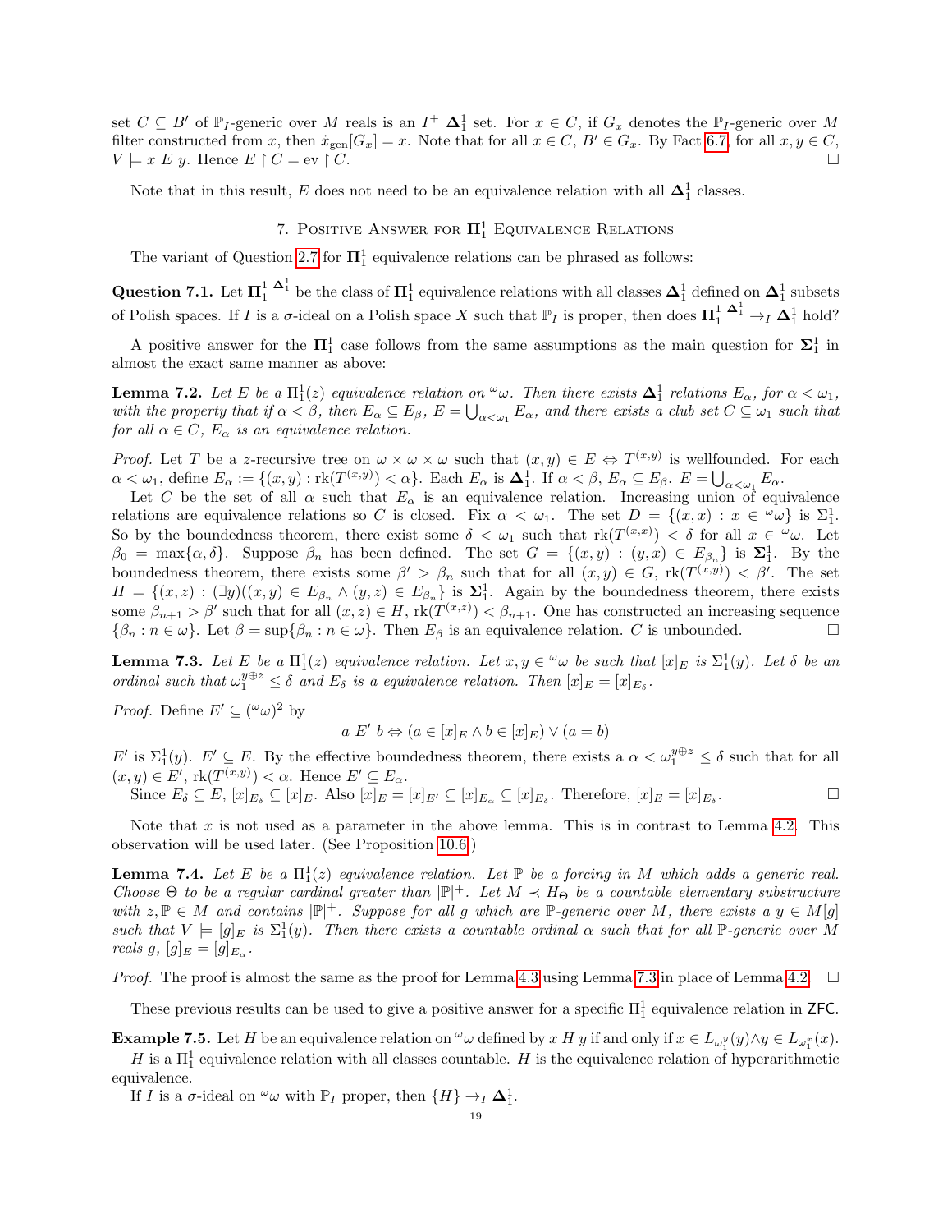set $C \subseteq B'$ of $\mathbb{P}_I$-generic over $M$ reals is an $I^+$ $\boldsymbol{\Delta}^1_1$ set. For $x \in C$, if $G_x$ denotes the $\mathbb{P}_I$-generic over $M$ filter constructed from $x$, then $\dot{x}_{\text{gen}}[G_x] = x$. Note that for all $x \in C$, $B' \in G_x$. By Fact 6.7, for all $x, y \in C$, $V \models x\ E\ y$. Hence $E \upharpoonright C = \text{ev} \upharpoonright C$. □

Note that in this result, $E$ does not need to be an equivalence relation with all $\boldsymbol{\Delta}^1_1$ classes.

## 7. Positive Answer for $\boldsymbol{\Pi}^1_1$ Equivalence Relations

The variant of Question 2.7 for $\boldsymbol{\Pi}^1_1$ equivalence relations can be phrased as follows:

**Question 7.1.** Let $\boldsymbol{\Pi}^{1\ \boldsymbol{\Delta}^1_1}_1$ be the class of $\boldsymbol{\Pi}^1_1$ equivalence relations with all classes $\boldsymbol{\Delta}^1_1$ defined on $\boldsymbol{\Delta}^1_1$ subsets of Polish spaces. If $I$ is a $\sigma$-ideal on a Polish space $X$ such that $\mathbb{P}_I$ is proper, then does $\boldsymbol{\Pi}^{1\ \boldsymbol{\Delta}^1_1}_1 \to_I \boldsymbol{\Delta}^1_1$ hold?

A positive answer for the $\boldsymbol{\Pi}^1_1$ case follows from the same assumptions as the main question for $\boldsymbol{\Sigma}^1_1$ in almost the exact same manner as above:

**Lemma 7.2.** *Let $E$ be a $\Pi^1_1(z)$ equivalence relation on ${}^\omega\omega$. Then there exists $\boldsymbol{\Delta}^1_1$ relations $E_\alpha$, for $\alpha < \omega_1$, with the property that if $\alpha < \beta$, then $E_\alpha \subseteq E_\beta$, $E = \bigcup_{\alpha<\omega_1} E_\alpha$, and there exists a club set $C \subseteq \omega_1$ such that for all $\alpha \in C$, $E_\alpha$ is an equivalence relation.*

*Proof.* Let $T$ be a $z$-recursive tree on $\omega \times \omega \times \omega$ such that $(x, y) \in E \Leftrightarrow T^{(x,y)}$ is wellfounded. For each $\alpha < \omega_1$, define $E_\alpha := \{(x, y) : \text{rk}(T^{(x,y)}) < \alpha\}$. Each $E_\alpha$ is $\boldsymbol{\Delta}^1_1$. If $\alpha < \beta$, $E_\alpha \subseteq E_\beta$. $E = \bigcup_{\alpha<\omega_1} E_\alpha$.

Let $C$ be the set of all $\alpha$ such that $E_\alpha$ is an equivalence relation. Increasing union of equivalence relations are equivalence relations so $C$ is closed. Fix $\alpha < \omega_1$. The set $D = \{(x, x) : x \in {}^\omega\omega\}$ is $\Sigma^1_1$. So by the boundedness theorem, there exist some $\delta < \omega_1$ such that $\text{rk}(T^{(x,x)}) < \delta$ for all $x \in {}^\omega\omega$. Let $\beta_0 = \max\{\alpha, \delta\}$. Suppose $\beta_n$ has been defined. The set $G = \{(x, y) : (y, x) \in E_{\beta_n}\}$ is $\boldsymbol{\Sigma}^1_1$. By the boundedness theorem, there exists some $\beta' > \beta_n$ such that for all $(x, y) \in G$, $\text{rk}(T^{(x,y)}) < \beta'$. The set $H = \{(x, z) : (\exists y)((x, y) \in E_{\beta_n} \wedge (y, z) \in E_{\beta_n}\}$ is $\boldsymbol{\Sigma}^1_1$. Again by the boundedness theorem, there exists some $\beta_{n+1} > \beta'$ such that for all $(x, z) \in H$, $\text{rk}(T^{(x,z)}) < \beta_{n+1}$. One has constructed an increasing sequence $\{\beta_n : n \in \omega\}$. Let $\beta = \sup\{\beta_n : n \in \omega\}$. Then $E_\beta$ is an equivalence relation. $C$ is unbounded. □

**Lemma 7.3.** *Let $E$ be a $\Pi^1_1(z)$ equivalence relation. Let $x, y \in {}^\omega\omega$ be such that $[x]_E$ is $\Sigma^1_1(y)$. Let $\delta$ be an ordinal such that $\omega_1^{y \oplus z} \leq \delta$ and $E_\delta$ is a equivalence relation. Then $[x]_E = [x]_{E_\delta}$.*

*Proof.* Define $E' \subseteq ({}^\omega\omega)^2$ by

$$a\ E'\ b \Leftrightarrow (a \in [x]_E \wedge b \in [x]_E) \vee (a = b)$$

$E'$ is $\Sigma^1_1(y)$. $E' \subseteq E$. By the effective boundedness theorem, there exists a $\alpha < \omega_1^{y \oplus z} \leq \delta$ such that for all $(x, y) \in E'$, $\text{rk}(T^{(x,y)}) < \alpha$. Hence $E' \subseteq E_\alpha$.

Since $E_\delta \subseteq E$, $[x]_{E_\delta} \subseteq [x]_E$. Also $[x]_E = [x]_{E'} \subseteq [x]_{E_\alpha} \subseteq [x]_{E_\delta}$. Therefore, $[x]_E = [x]_{E_\delta}$. □

Note that $x$ is not used as a parameter in the above lemma. This is in contrast to Lemma 4.2. This observation will be used later. (See Proposition 10.6.)

**Lemma 7.4.** *Let $E$ be a $\Pi^1_1(z)$ equivalence relation. Let $\mathbb{P}$ be a forcing in $M$ which adds a generic real. Choose $\Theta$ to be a regular cardinal greater than $|\mathbb{P}|^+$. Let $M \prec H_\Theta$ be a countable elementary substructure with $z, \mathbb{P} \in M$ and contains $|\mathbb{P}|^+$. Suppose for all $g$ which are $\mathbb{P}$-generic over $M$, there exists a $y \in M[g]$ such that $V \models [g]_E$ is $\Sigma^1_1(y)$. Then there exists a countable ordinal $\alpha$ such that for all $\mathbb{P}$-generic over $M$ reals $g$, $[g]_E = [g]_{E_\alpha}$.*

*Proof.* The proof is almost the same as the proof for Lemma 4.3 using Lemma 7.3 in place of Lemma 4.2. □

These previous results can be used to give a positive answer for a specific $\Pi^1_1$ equivalence relation in $\mathsf{ZFC}$.

**Example 7.5.** Let $H$ be an equivalence relation on ${}^\omega\omega$ defined by $x\ H\ y$ if and only if $x \in L_{\omega_1^y}(y) \wedge y \in L_{\omega_1^x}(x)$.

$H$ is a $\Pi^1_1$ equivalence relation with all classes countable. $H$ is the equivalence relation of hyperarithmetic equivalence.

If $I$ is a $\sigma$-ideal on ${}^\omega\omega$ with $\mathbb{P}_I$ proper, then $\{H\} \to_I \boldsymbol{\Delta}^1_1$.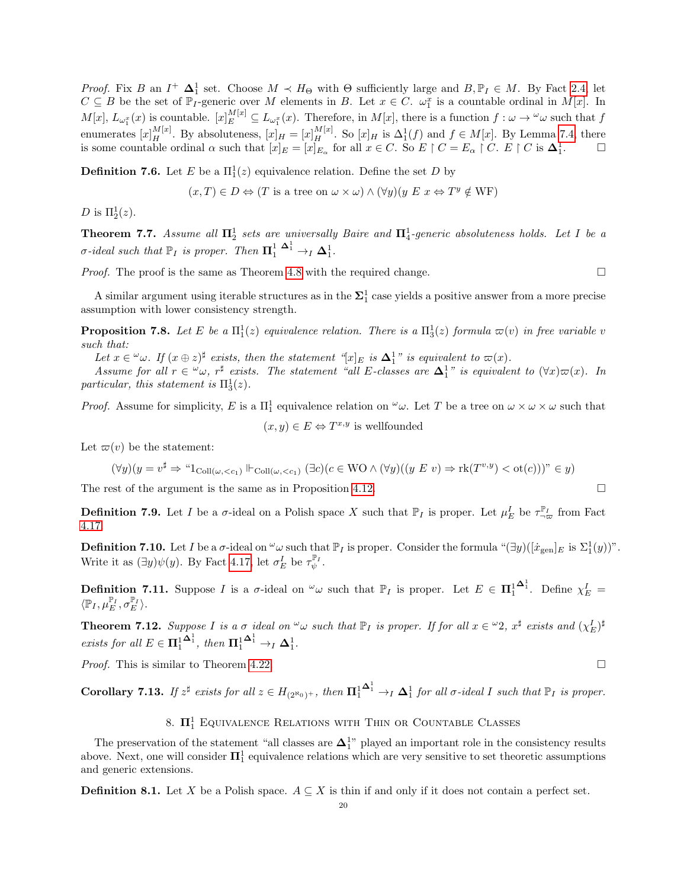*Proof.* Fix $B$ an $I^+$ $\mathbf{\Delta}^1_1$ set. Choose $M \prec H_\Theta$ with $\Theta$ sufficiently large and $B, \mathbb{P}_I \in M$. By Fact 2.4, let $C \subseteq B$ be the set of $\mathbb{P}_I$-generic over $M$ elements in $B$. Let $x \in C$. $\omega_1^x$ is a countable ordinal in $M[x]$. In $M[x]$, $L_{\omega_1^x}(x)$ is countable. $[x]_E^{M[x]} \subseteq L_{\omega_1^x}(x)$. Therefore, in $M[x]$, there is a function $f : \omega \to {}^\omega\omega$ such that $f$ enumerates $[x]_H^{M[x]}$. By absoluteness, $[x]_H = [x]_H^{M[x]}$. So $[x]_H$ is $\Delta^1_1(f)$ and $f \in M[x]$. By Lemma 7.4, there is some countable ordinal $\alpha$ such that $[x]_E = [x]_{E_\alpha}$ for all $x \in C$. So $E \upharpoonright C = E_\alpha \upharpoonright C$. $E \upharpoonright C$ is $\mathbf{\Delta}^1_1$. $\square$

**Definition 7.6.** Let $E$ be a $\Pi^1_1(z)$ equivalence relation. Define the set $D$ by

$$(x, T) \in D \Leftrightarrow (T \text{ is a tree on } \omega \times \omega) \wedge (\forall y)(y \; E \; x \Leftrightarrow T^y \notin \text{WF})$$

$D$ is $\Pi^1_2(z)$.

**Theorem 7.7.** *Assume all $\mathbf{\Pi}^1_2$ sets are universally Baire and $\mathbf{\Pi}^1_4$-generic absoluteness holds. Let $I$ be a $\sigma$-ideal such that $\mathbb{P}_I$ is proper. Then $\mathbf{\Pi}_1^{1\;\mathbf{\Delta}^1_1} \to_I \mathbf{\Delta}^1_1$.*

*Proof.* The proof is the same as Theorem 4.8 with the required change. $\square$

A similar argument using iterable structures as in the $\mathbf{\Sigma}^1_1$ case yields a positive answer from a more precise assumption with lower consistency strength.

**Proposition 7.8.** *Let $E$ be a $\Pi^1_1(z)$ equivalence relation. There is a $\Pi^1_3(z)$ formula $\varpi(v)$ in free variable $v$ such that:*

*Let $x \in {}^\omega\omega$. If $(x \oplus z)^\sharp$ exists, then the statement "$[x]_E$ is $\mathbf{\Delta}^1_1$" is equivalent to $\varpi(x)$.*

*Assume for all $r \in {}^\omega\omega$, $r^\sharp$ exists. The statement "all $E$-classes are $\mathbf{\Delta}^1_1$" is equivalent to $(\forall x)\varpi(x)$. In particular, this statement is $\Pi^1_3(z)$.*

*Proof.* Assume for simplicity, $E$ is a $\Pi^1_1$ equivalence relation on ${}^\omega\omega$. Let $T$ be a tree on $\omega \times \omega \times \omega$ such that

$$(x, y) \in E \Leftrightarrow T^{x,y} \text{ is wellfounded}$$

Let $\varpi(v)$ be the statement:

$$(\forall y)(y = v^\sharp \Rightarrow \text{"}1_{\text{Coll}(\omega,<c_1)} \Vdash_{\text{Coll}(\omega,<c_1)} (\exists c)(c \in \text{WO} \wedge (\forall y)((y \; E \; v) \Rightarrow \text{rk}(T^{v,y}) < \text{ot}(c)))\text{"} \in y)$$

The rest of the argument is the same as in Proposition 4.12. $\square$

**Definition 7.9.** Let $I$ be a $\sigma$-ideal on a Polish space $X$ such that $\mathbb{P}_I$ is proper. Let $\mu^I_E$ be $\tau^{\mathbb{P}_I}_{\neg\varpi}$ from Fact 4.17.

**Definition 7.10.** Let $I$ be a $\sigma$-ideal on ${}^\omega\omega$ such that $\mathbb{P}_I$ is proper. Consider the formula "$(\exists y)([\dot{x}_{\text{gen}}]_E$ is $\Sigma^1_1(y))$". Write it as $(\exists y)\psi(y)$. By Fact 4.17, let $\sigma^I_E$ be $\tau^{\mathbb{P}_I}_\psi$.

**Definition 7.11.** Suppose $I$ is a $\sigma$-ideal on ${}^\omega\omega$ such that $\mathbb{P}_I$ is proper. Let $E \in \mathbf{\Pi}_1^{1\,\mathbf{\Delta}^1_1}$. Define $\chi^I_E = \langle \mathbb{P}_I, \mu^{\mathbb{P}_I}_E, \sigma^{\mathbb{P}_I}_E \rangle$.

**Theorem 7.12.** *Suppose $I$ is a $\sigma$ ideal on ${}^\omega\omega$ such that $\mathbb{P}_I$ is proper. If for all $x \in {}^\omega 2$, $x^\sharp$ exists and $(\chi^I_E)^\sharp$ exists for all $E \in \mathbf{\Pi}_1^{1\,\mathbf{\Delta}^1_1}$, then $\mathbf{\Pi}_1^{1\,\mathbf{\Delta}^1_1} \to_I \mathbf{\Delta}^1_1$.*

*Proof.* This is similar to Theorem 4.22. $\square$

**Corollary 7.13.** *If $z^\sharp$ exists for all $z \in H_{(2^{\aleph_0})^+}$, then $\mathbf{\Pi}_1^{1\,\mathbf{\Delta}^1_1} \to_I \mathbf{\Delta}^1_1$ for all $\sigma$-ideal $I$ such that $\mathbb{P}_I$ is proper.*

## 8. $\mathbf{\Pi}^1_1$ Equivalence Relations with Thin or Countable Classes

The preservation of the statement "all classes are $\mathbf{\Delta}^1_1$" played an important role in the consistency results above. Next, one will consider $\mathbf{\Pi}^1_1$ equivalence relations which are very sensitive to set theoretic assumptions and generic extensions.

**Definition 8.1.** Let $X$ be a Polish space. $A \subseteq X$ is thin if and only if it does not contain a perfect set.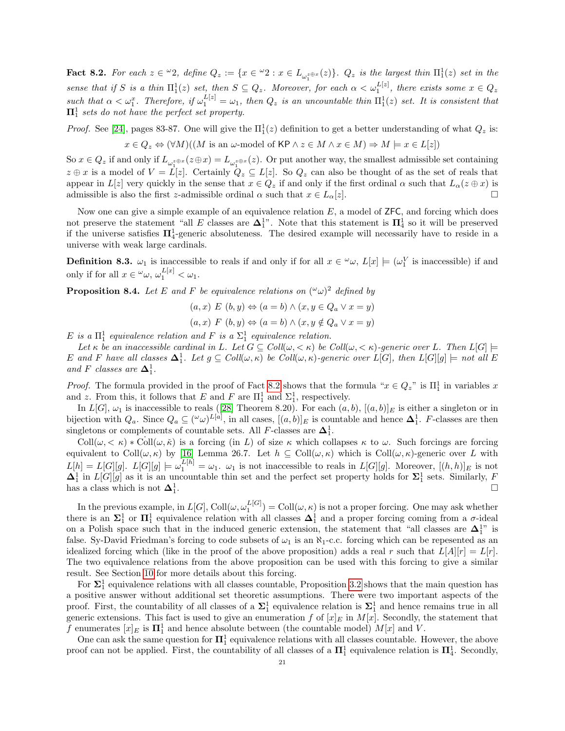**Fact 8.2.** *For each $z \in {}^\omega 2$, define $Q_z := \{x \in {}^\omega 2 : x \in L_{\omega_1^{z \oplus x}}(z)\}$. $Q_z$ is the largest thin $\Pi^1_1(z)$ set in the sense that if $S$ is a thin $\Pi^1_1(z)$ set, then $S \subseteq Q_z$. Moreover, for each $\alpha < \omega_1^{L[z]}$, there exists some $x \in Q_z$ such that $\alpha < \omega_1^x$. Therefore, if $\omega_1^{L[z]} = \omega_1$, then $Q_z$ is an uncountable thin $\Pi^1_1(z)$ set. It is consistent that $\mathbf{\Pi}^1_1$ sets do not have the perfect set property.*

*Proof.* See [24], pages 83-87. One will give the $\Pi^1_1(z)$ definition to get a better understanding of what $Q_z$ is:

$$x \in Q_z \Leftrightarrow (\forall M)((M \text{ is an } \omega\text{-model of } \mathsf{KP} \wedge z \in M \wedge x \in M) \Rightarrow M \models x \in L[z])$$

So $x \in Q_z$ if and only if $L_{\omega_1^{z\oplus x}}(z \oplus x) = L_{\omega_1^{z\oplus x}}(z)$. Or put another way, the smallest admissible set containing $z \oplus x$ is a model of $V = L[z]$. Certainly $Q_z \subseteq L[z]$. So $Q_z$ can also be thought of as the set of reals that appear in $L[z]$ very quickly in the sense that $x \in Q_z$ if and only if the first ordinal $\alpha$ such that $L_\alpha(z \oplus x)$ is admissible is also the first $z$-admissible ordinal $\alpha$ such that $x \in L_\alpha[z]$. $\square$

Now one can give a simple example of an equivalence relation $E$, a model of $\mathsf{ZFC}$, and forcing which does not preserve the statement "all $E$ classes are $\mathbf{\Delta}^1_1$". Note that this statement is $\mathbf{\Pi}^1_4$ so it will be preserved if the universe satisfies $\mathbf{\Pi}^1_4$-generic absoluteness. The desired example will necessarily have to reside in a universe with weak large cardinals.

**Definition 8.3.** $\omega_1$ is inaccessible to reals if and only if for all $x \in {}^\omega\omega$, $L[x] \models$ ($\omega_1^V$ is inaccessible) if and only if for all $x \in {}^\omega\omega$, $\omega_1^{L[x]} < \omega_1$.

**Proposition 8.4.** *Let $E$ and $F$ be equivalence relations on $({}^\omega\omega)^2$ defined by*

$$(a, x)\ E\ (b, y) \Leftrightarrow (a = b) \wedge (x, y \in Q_a \vee x = y)$$

$$(a, x)\ F\ (b, y) \Leftrightarrow (a = b) \wedge (x, y \notin Q_a \vee x = y)$$

*$E$ is a $\Pi^1_1$ equivalence relation and $F$ is a $\Sigma^1_1$ equivalence relation.*

*Let $\kappa$ be an inaccessible cardinal in $L$. Let $G \subseteq Coll(\omega, < \kappa)$ be $Coll(\omega, < \kappa)$-generic over $L$. Then $L[G] \models$ $E$ and $F$ have all classes $\mathbf{\Delta}^1_1$. Let $g \subseteq Coll(\omega, \kappa)$ be $Coll(\omega, \kappa)$-generic over $L[G]$, then $L[G][g] \models$ not all $E$ and $F$ classes are $\mathbf{\Delta}^1_1$.*

*Proof.* The formula provided in the proof of Fact 8.2 shows that the formula "$x \in Q_z$" is $\Pi^1_1$ in variables $x$ and $z$. From this, it follows that $E$ and $F$ are $\Pi^1_1$ and $\Sigma^1_1$, respectively.

In $L[G]$, $\omega_1$ is inaccessible to reals ([28] Theorem 8.20). For each $(a, b)$, $[(a, b)]_E$ is either a singleton or in bijection with $Q_a$. Since $Q_a \subseteq ({}^\omega\omega)^{L[a]}$, in all cases, $[(a, b)]_E$ is countable and hence $\mathbf{\Delta}^1_1$. $F$-classes are then singletons or complements of countable sets. All $F$-classes are $\mathbf{\Delta}^1_1$.

$\text{Coll}(\omega, < \kappa) * \dot{\text{Coll}}(\omega, \check{\kappa})$ is a forcing (in $L$) of size $\kappa$ which collapses $\kappa$ to $\omega$. Such forcings are forcing equivalent to $\text{Coll}(\omega, \kappa)$ by [16] Lemma 26.7. Let $h \subseteq \text{Coll}(\omega, \kappa)$ which is $\text{Coll}(\omega, \kappa)$-generic over $L$ with $L[h] = L[G][g]$. $L[G][g] \models \omega_1^{L[h]} = \omega_1$. $\omega_1$ is not inaccessible to reals in $L[G][g]$. Moreover, $[(h, h)]_E$ is not $\mathbf{\Delta}^1_1$ in $L[G][g]$ as it is an uncountable thin set and the perfect set property holds for $\mathbf{\Sigma}^1_1$ sets. Similarly, $F$ has a class which is not $\mathbf{\Delta}^1_1$. $\square$

In the previous example, in $L[G]$, $\text{Coll}(\omega, \omega_1^{L[G]}) = \text{Coll}(\omega, \kappa)$ is not a proper forcing. One may ask whether there is an $\mathbf{\Sigma}^1_1$ or $\mathbf{\Pi}^1_1$ equivalence relation with all classes $\mathbf{\Delta}^1_1$ and a proper forcing coming from a $\sigma$-ideal on a Polish space such that in the induced generic extension, the statement that "all classes are $\mathbf{\Delta}^1_1$" is false. Sy-David Friedman's forcing to code subsets of $\omega_1$ is an $\aleph_1$-c.c. forcing which can be repesented as an idealized forcing which (like in the proof of the above proposition) adds a real $r$ such that $L[A][r] = L[r]$. The two equivalence relations from the above proposition can be used with this forcing to give a similar result. See Section 10 for more details about this forcing.

For $\mathbf{\Sigma}^1_1$ equivalence relations with all classes countable, Proposition 3.2 shows that the main question has a positive answer without additional set theoretic assumptions. There were two important aspects of the proof. First, the countability of all classes of a $\mathbf{\Sigma}^1_1$ equivalence relation is $\mathbf{\Sigma}^1_1$ and hence remains true in all generic extensions. This fact is used to give an enumeration $f$ of $[x]_E$ in $M[x]$. Secondly, the statement that $f$ enumerates $[x]_E$ is $\mathbf{\Pi}^1_1$ and hence absolute between (the countable model) $M[x]$ and $V$.

One can ask the same question for $\mathbf{\Pi}^1_1$ equivalence relations with all classes countable. However, the above proof can not be applied. First, the countability of all classes of a $\mathbf{\Pi}^1_1$ equivalence relation is $\mathbf{\Pi}^1_4$. Secondly,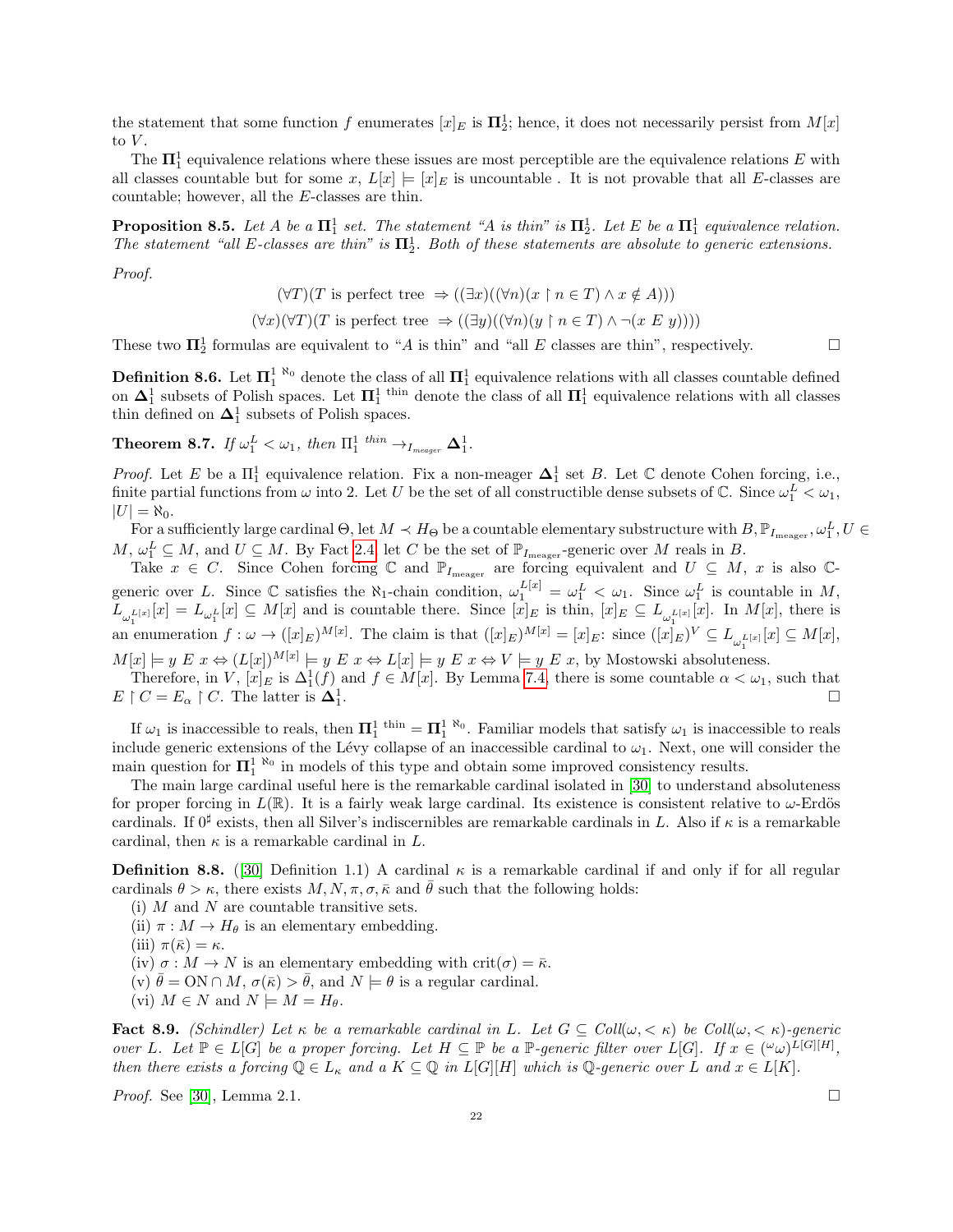the statement that some function $f$ enumerates $[x]_E$ is $\mathbf{\Pi}^1_2$; hence, it does not necessarily persist from $M[x]$ to $V$.

The $\mathbf{\Pi}^1_1$ equivalence relations where these issues are most perceptible are the equivalence relations $E$ with all classes countable but for some $x$, $L[x] \models [x]_E$ is uncountable . It is not provable that all $E$-classes are countable; however, all the $E$-classes are thin.

**Proposition 8.5.** *Let $A$ be a $\mathbf{\Pi}^1_1$ set. The statement "$A$ is thin" is $\mathbf{\Pi}^1_2$. Let $E$ be a $\mathbf{\Pi}^1_1$ equivalence relation. The statement "all $E$-classes are thin" is $\mathbf{\Pi}^1_2$. Both of these statements are absolute to generic extensions.*

*Proof.*

$$(\forall T)(T \text{ is perfect tree } \Rightarrow ((\exists x)((\forall n)(x \upharpoonright n \in T) \wedge x \notin A)))$$

$$(\forall x)(\forall T)(T \text{ is perfect tree } \Rightarrow ((\exists y)((\forall n)(y \upharpoonright n \in T) \wedge \neg(x\ E\ y))))$$

These two $\mathbf{\Pi}^1_2$ formulas are equivalent to "$A$ is thin" and "all $E$ classes are thin", respectively. $\square$

**Definition 8.6.** Let $\mathbf{\Pi}^{1\ \aleph_0}_1$ denote the class of all $\mathbf{\Pi}^1_1$ equivalence relations with all classes countable defined on $\mathbf{\Delta}^1_1$ subsets of Polish spaces. Let $\mathbf{\Pi}^{1\ \text{thin}}_1$ denote the class of all $\mathbf{\Pi}^1_1$ equivalence relations with all classes thin defined on $\mathbf{\Delta}^1_1$ subsets of Polish spaces.

**Theorem 8.7.** *If $\omega_1^L < \omega_1$, then $\Pi^{1\ \text{thin}}_1 \rightarrow_{I_{meager}} \mathbf{\Delta}^1_1$.*

*Proof.* Let $E$ be a $\Pi^1_1$ equivalence relation. Fix a non-meager $\mathbf{\Delta}^1_1$ set $B$. Let $\mathbb{C}$ denote Cohen forcing, i.e., finite partial functions from $\omega$ into 2. Let $U$ be the set of all constructible dense subsets of $\mathbb{C}$. Since $\omega_1^L < \omega_1$, $|U| = \aleph_0$.

For a sufficiently large cardinal $\Theta$, let $M \prec H_\Theta$ be a countable elementary substructure with $B, \mathbb{P}_{I_{\text{meager}}}, \omega_1^L, U \in M$, $\omega_1^L \subseteq M$, and $U \subseteq M$. By Fact 2.4 let $C$ be the set of $\mathbb{P}_{I_{\text{meager}}}$-generic over $M$ reals in $B$.

Take $x \in C$. Since Cohen forcing $\mathbb{C}$ and $\mathbb{P}_{I_{\text{meager}}}$ are forcing equivalent and $U \subseteq M$, $x$ is also $\mathbb{C}$-generic over $L$. Since $\mathbb{C}$ satisfies the $\aleph_1$-chain condition, $\omega_1^{L[x]} = \omega_1^L < \omega_1$. Since $\omega_1^L$ is countable in $M$, $L_{\omega_1^{L[x]}}[x] = L_{\omega_1^L}[x] \subseteq M[x]$ and is countable there. Since $[x]_E$ is thin, $[x]_E \subseteq L_{\omega_1^{L[x]}}[x]$. In $M[x]$, there is an enumeration $f : \omega \to ([x]_E)^{M[x]}$. The claim is that $([x]_E)^{M[x]} = [x]_E$: since $([x]_E)^V \subseteq L_{\omega_1^{L[x]}}[x] \subseteq M[x]$, $M[x] \models y\ E\ x \Leftrightarrow (L[x])^{M[x]} \models y\ E\ x \Leftrightarrow L[x] \models y\ E\ x \Leftrightarrow V \models y\ E\ x$, by Mostowski absoluteness.

Therefore, in $V$, $[x]_E$ is $\Delta^1_1(f)$ and $f \in M[x]$. By Lemma 7.4, there is some countable $\alpha < \omega_1$, such that $E \upharpoonright C = E_\alpha \upharpoonright C$. The latter is $\mathbf{\Delta}^1_1$. $\square$

If $\omega_1$ is inaccessible to reals, then $\mathbf{\Pi}^{1\ \text{thin}}_1 = \mathbf{\Pi}^{1\ \aleph_0}_1$. Familiar models that satisfy $\omega_1$ is inaccessible to reals include generic extensions of the Lévy collapse of an inaccessible cardinal to $\omega_1$. Next, one will consider the main question for $\mathbf{\Pi}^{1\ \aleph_0}_1$ in models of this type and obtain some improved consistency results.

The main large cardinal useful here is the remarkable cardinal isolated in [30] to understand absoluteness for proper forcing in $L(\mathbb{R})$. It is a fairly weak large cardinal. Its existence is consistent relative to $\omega$-Erdös cardinals. If $0^\sharp$ exists, then all Silver's indiscernibles are remarkable cardinals in $L$. Also if $\kappa$ is a remarkable cardinal, then $\kappa$ is a remarkable cardinal in $L$.

**Definition 8.8.** ([30] Definition 1.1) A cardinal $\kappa$ is a remarkable cardinal if and only if for all regular cardinals $\theta > \kappa$, there exists $M, N, \pi, \sigma, \bar{\kappa}$ and $\bar{\theta}$ such that the following holds:

(i) $M$ and $N$ are countable transitive sets.
(ii) $\pi : M \to H_\theta$ is an elementary embedding.
(iii) $\pi(\bar{\kappa}) = \kappa$.
(iv) $\sigma : M \to N$ is an elementary embedding with $\text{crit}(\sigma) = \bar{\kappa}$.
(v) $\bar{\theta} = \text{ON} \cap M$, $\sigma(\bar{\kappa}) > \bar{\theta}$, and $N \models \theta$ is a regular cardinal.
(vi) $M \in N$ and $N \models M = H_\theta$.

**Fact 8.9.** *(Schindler) Let $\kappa$ be a remarkable cardinal in $L$. Let $G \subseteq Coll(\omega, <\kappa)$ be $Coll(\omega, <\kappa)$-generic over $L$. Let $\mathbb{P} \in L[G]$ be a proper forcing. Let $H \subseteq \mathbb{P}$ be a $\mathbb{P}$-generic filter over $L[G]$. If $x \in ({}^\omega\omega)^{L[G][H]}$, then there exists a forcing $\mathbb{Q} \in L_\kappa$ and a $K \subseteq \mathbb{Q}$ in $L[G][H]$ which is $\mathbb{Q}$-generic over $L$ and $x \in L[K]$.*

*Proof.* See [30], Lemma 2.1. $\square$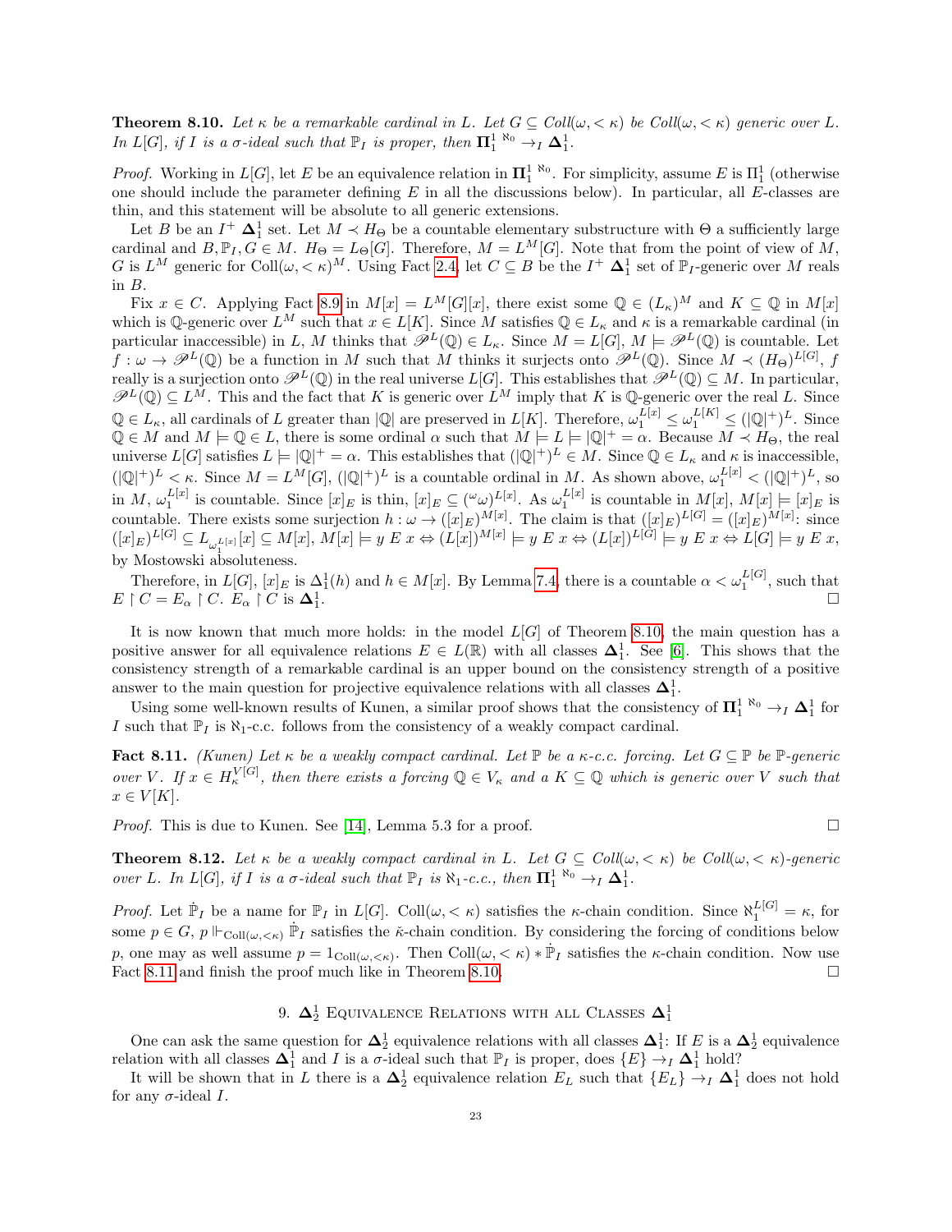**Theorem 8.10.** *Let $\kappa$ be a remarkable cardinal in $L$. Let $G \subseteq Coll(\omega, <\kappa)$ be $Coll(\omega, <\kappa)$ generic over $L$. In $L[G]$, if $I$ is a $\sigma$-ideal such that $\mathbb{P}_I$ is proper, then $\mathbf{\Pi}^1_1{}^{\aleph_0} \to_I \mathbf{\Delta}^1_1$.*

*Proof.* Working in $L[G]$, let $E$ be an equivalence relation in $\mathbf{\Pi}^1_1{}^{\aleph_0}$. For simplicity, assume $E$ is $\Pi^1_1$ (otherwise one should include the parameter defining $E$ in all the discussions below). In particular, all $E$-classes are thin, and this statement will be absolute to all generic extensions.

Let $B$ be an $I^+$ $\mathbf{\Delta}^1_1$ set. Let $M \prec H_\Theta$ be a countable elementary substructure with $\Theta$ a sufficiently large cardinal and $B, \mathbb{P}_I, G \in M$. $H_\Theta = L_\Theta[G]$. Therefore, $M = L^M[G]$. Note that from the point of view of $M$, $G$ is $L^M$ generic for $\text{Coll}(\omega, <\kappa)^M$. Using Fact 2.4, let $C \subseteq B$ be the $I^+$ $\mathbf{\Delta}^1_1$ set of $\mathbb{P}_I$-generic over $M$ reals in $B$.

Fix $x \in C$. Applying Fact 8.9 in $M[x] = L^M[G][x]$, there exist some $\mathbb{Q} \in (L_\kappa)^M$ and $K \subseteq \mathbb{Q}$ in $M[x]$ which is $\mathbb{Q}$-generic over $L^M$ such that $x \in L[K]$. Since $M$ satisfies $\mathbb{Q} \in L_\kappa$ and $\kappa$ is a remarkable cardinal (in particular inaccessible) in $L$, $M$ thinks that $\mathscr{P}^L(\mathbb{Q}) \in L_\kappa$. Since $M = L[G]$, $M \models \mathscr{P}^L(\mathbb{Q})$ is countable. Let $f : \omega \to \mathscr{P}^L(\mathbb{Q})$ be a function in $M$ such that $M$ thinks it surjects onto $\mathscr{P}^L(\mathbb{Q})$. Since $M \prec (H_\Theta)^{L[G]}$, $f$ really is a surjection onto $\mathscr{P}^L(\mathbb{Q})$ in the real universe $L[G]$. This establishes that $\mathscr{P}^L(\mathbb{Q}) \subseteq M$. In particular, $\mathscr{P}^L(\mathbb{Q}) \subseteq L^M$. This and the fact that $K$ is generic over $L^M$ imply that $K$ is $\mathbb{Q}$-generic over the real $L$. Since $\mathbb{Q} \in L_\kappa$, all cardinals of $L$ greater than $|\mathbb{Q}|$ are preserved in $L[K]$. Therefore, $\omega_1^{L[x]} \leq \omega_1^{L[K]} \leq (|\mathbb{Q}|^+)^L$. Since $\mathbb{Q} \in M$ and $M \models \mathbb{Q} \in L$, there is some ordinal $\alpha$ such that $M \models L \models |\mathbb{Q}|^+ = \alpha$. Because $M \prec H_\Theta$, the real universe $L[G]$ satisfies $L \models |\mathbb{Q}|^+ = \alpha$. This establishes that $(|\mathbb{Q}|^+)^L \in M$. Since $\mathbb{Q} \in L_\kappa$ and $\kappa$ is inaccessible, $(|\mathbb{Q}|^+)^L < \kappa$. Since $M = L^M[G]$, $(|\mathbb{Q}|^+)^L$ is a countable ordinal in $M$. As shown above, $\omega_1^{L[x]} < (|\mathbb{Q}|^+)^L$, so in $M$, $\omega_1^{L[x]}$ is countable. Since $[x]_E$ is thin, $[x]_E \subseteq ({}^\omega\omega)^{L[x]}$. As $\omega_1^{L[x]}$ is countable in $M[x]$, $M[x] \models [x]_E$ is countable. There exists some surjection $h : \omega \to ([x]_E)^{M[x]}$. The claim is that $([x]_E)^{L[G]} = ([x]_E)^{M[x]}$: since $([x]_E)^{L[G]} \subseteq L_{\omega_1^{L[x]}}[x] \subseteq M[x]$, $M[x] \models y\ E\ x \Leftrightarrow (L[x])^{M[x]} \models y\ E\ x \Leftrightarrow (L[x])^{L[G]} \models y\ E\ x \Leftrightarrow L[G] \models y\ E\ x$, by Mostowski absoluteness.

Therefore, in $L[G]$, $[x]_E$ is $\Delta^1_1(h)$ and $h \in M[x]$. By Lemma 7.4, there is a countable $\alpha < \omega_1^{L[G]}$, such that $E \restriction C = E_\alpha \restriction C$. $E_\alpha \restriction C$ is $\mathbf{\Delta}^1_1$. $\square$

It is now known that much more holds: in the model $L[G]$ of Theorem 8.10, the main question has a positive answer for all equivalence relations $E \in L(\mathbb{R})$ with all classes $\mathbf{\Delta}^1_1$. See [6]. This shows that the consistency strength of a remarkable cardinal is an upper bound on the consistency strength of a positive answer to the main question for projective equivalence relations with all classes $\mathbf{\Delta}^1_1$.

Using some well-known results of Kunen, a similar proof shows that the consistency of $\mathbf{\Pi}^1_1{}^{\aleph_0} \to_I \mathbf{\Delta}^1_1$ for $I$ such that $\mathbb{P}_I$ is $\aleph_1$-c.c. follows from the consistency of a weakly compact cardinal.

**Fact 8.11.** *(Kunen) Let $\kappa$ be a weakly compact cardinal. Let $\mathbb{P}$ be a $\kappa$-c.c. forcing. Let $G \subseteq \mathbb{P}$ be $\mathbb{P}$-generic over $V$. If $x \in H_\kappa^{V[G]}$, then there exists a forcing $\mathbb{Q} \in V_\kappa$ and a $K \subseteq \mathbb{Q}$ which is generic over $V$ such that $x \in V[K]$.*

*Proof.* This is due to Kunen. See [14], Lemma 5.3 for a proof. $\square$

**Theorem 8.12.** *Let $\kappa$ be a weakly compact cardinal in $L$. Let $G \subseteq Coll(\omega, <\kappa)$ be $Coll(\omega, <\kappa)$-generic over $L$. In $L[G]$, if $I$ is a $\sigma$-ideal such that $\mathbb{P}_I$ is $\aleph_1$-c.c., then $\mathbf{\Pi}^1_1{}^{\aleph_0} \to_I \mathbf{\Delta}^1_1$.*

*Proof.* Let $\dot{\mathbb{P}}_I$ be a name for $\mathbb{P}_I$ in $L[G]$. $\text{Coll}(\omega, <\kappa)$ satisfies the $\kappa$-chain condition. Since $\aleph_1^{L[G]} = \kappa$, for some $p \in G$, $p \Vdash_{\text{Coll}(\omega,<\kappa)} \dot{\mathbb{P}}_I$ satisfies the $\check{\kappa}$-chain condition. By considering the forcing of conditions below $p$, one may as well assume $p = 1_{\text{Coll}(\omega,<\kappa)}$. Then $\text{Coll}(\omega, <\kappa) * \dot{\mathbb{P}}_I$ satisfies the $\kappa$-chain condition. Now use Fact 8.11 and finish the proof much like in Theorem 8.10. $\square$

## 9. $\mathbf{\Delta}^1_2$ Equivalence Relations with all Classes $\mathbf{\Delta}^1_1$

One can ask the same question for $\mathbf{\Delta}^1_2$ equivalence relations with all classes $\mathbf{\Delta}^1_1$: If $E$ is a $\mathbf{\Delta}^1_2$ equivalence relation with all classes $\mathbf{\Delta}^1_1$ and $I$ is a $\sigma$-ideal such that $\mathbb{P}_I$ is proper, does $\{E\} \to_I \mathbf{\Delta}^1_1$ hold?

It will be shown that in $L$ there is a $\mathbf{\Delta}^1_2$ equivalence relation $E_L$ such that $\{E_L\} \to_I \mathbf{\Delta}^1_1$ does not hold for any $\sigma$-ideal $I$.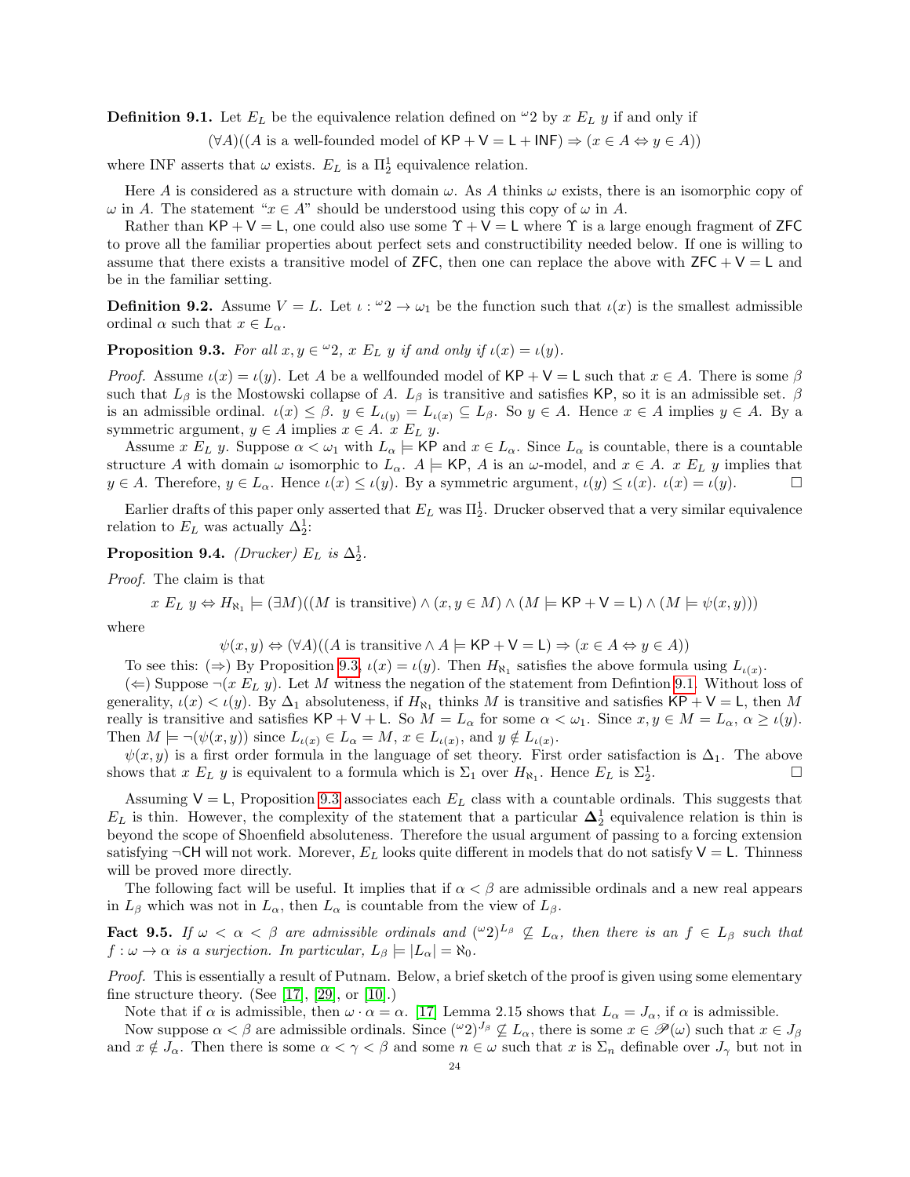**Definition 9.1.** Let $E_L$ be the equivalence relation defined on ${}^{\omega}2$ by $x \; E_L \; y$ if and only if

$$(\forall A)((A \text{ is a well-founded model of } \mathsf{KP} + \mathsf{V} = \mathsf{L} + \mathsf{INF}) \Rightarrow (x \in A \Leftrightarrow y \in A))$$

where INF asserts that $\omega$ exists. $E_L$ is a $\Pi^1_2$ equivalence relation.

Here $A$ is considered as a structure with domain $\omega$. As $A$ thinks $\omega$ exists, there is an isomorphic copy of $\omega$ in $A$. The statement "$x \in A$" should be understood using this copy of $\omega$ in $A$.

Rather than $\mathsf{KP} + \mathsf{V} = \mathsf{L}$, one could also use some $\Upsilon + \mathsf{V} = \mathsf{L}$ where $\Upsilon$ is a large enough fragment of $\mathsf{ZFC}$ to prove all the familiar properties about perfect sets and constructibility needed below. If one is willing to assume that there exists a transitive model of $\mathsf{ZFC}$, then one can replace the above with $\mathsf{ZFC} + \mathsf{V} = \mathsf{L}$ and be in the familiar setting.

**Definition 9.2.** Assume $V = L$. Let $\iota : {}^{\omega}2 \to \omega_1$ be the function such that $\iota(x)$ is the smallest admissible ordinal $\alpha$ such that $x \in L_\alpha$.

**Proposition 9.3.** *For all $x, y \in {}^{\omega}2$, $x \; E_L \; y$ if and only if $\iota(x) = \iota(y)$.*

*Proof.* Assume $\iota(x) = \iota(y)$. Let $A$ be a wellfounded model of $\mathsf{KP} + \mathsf{V} = \mathsf{L}$ such that $x \in A$. There is some $\beta$ such that $L_\beta$ is the Mostowski collapse of $A$. $L_\beta$ is transitive and satisfies $\mathsf{KP}$, so it is an admissible set. $\beta$ is an admissible ordinal. $\iota(x) \leq \beta$. $y \in L_{\iota(y)} = L_{\iota(x)} \subseteq L_\beta$. So $y \in A$. Hence $x \in A$ implies $y \in A$. By a symmetric argument, $y \in A$ implies $x \in A$. $x \; E_L \; y$.

Assume $x \; E_L \; y$. Suppose $\alpha < \omega_1$ with $L_\alpha \models \mathsf{KP}$ and $x \in L_\alpha$. Since $L_\alpha$ is countable, there is a countable structure $A$ with domain $\omega$ isomorphic to $L_\alpha$. $A \models \mathsf{KP}$, $A$ is an $\omega$-model, and $x \in A$. $x \; E_L \; y$ implies that $y \in A$. Therefore, $y \in L_\alpha$. Hence $\iota(y) \leq \iota(x)$. By a symmetric argument, $\iota(y) \leq \iota(x)$. $\iota(x) = \iota(y)$. ∎

Earlier drafts of this paper only asserted that $E_L$ was $\Pi^1_2$. Drucker observed that a very similar equivalence relation to $E_L$ was actually $\Delta^1_2$:

**Proposition 9.4.** *(Drucker) $E_L$ is $\Delta^1_2$.*

*Proof.* The claim is that

$$x \; E_L \; y \Leftrightarrow H_{\aleph_1} \models (\exists M)((M \text{ is transitive}) \wedge (x, y \in M) \wedge (M \models \mathsf{KP} + \mathsf{V} = \mathsf{L}) \wedge (M \models \psi(x, y)))$$

where

$$\psi(x, y) \Leftrightarrow (\forall A)((A \text{ is transitive} \wedge A \models \mathsf{KP} + \mathsf{V} = \mathsf{L}) \Rightarrow (x \in A \Leftrightarrow y \in A))$$

To see this: ($\Rightarrow$) By Proposition 9.3, $\iota(x) = \iota(y)$. Then $H_{\aleph_1}$ satisfies the above formula using $L_{\iota(x)}$.

($\Leftarrow$) Suppose $\neg(x \; E_L \; y)$. Let $M$ witness the negation of the statement from Defintion 9.1. Without loss of generality, $\iota(x) < \iota(y)$. By $\Delta_1$ absoluteness, if $H_{\aleph_1}$ thinks $M$ is transitive and satisfies $\mathsf{KP} + \mathsf{V} = \mathsf{L}$, then $M$ really is transitive and satisfies $\mathsf{KP} + \mathsf{V} + \mathsf{L}$. So $M = L_\alpha$ for some $\alpha < \omega_1$. Since $x, y \in M = L_\alpha$, $\alpha \geq \iota(y)$. Then $M \models \neg(\psi(x, y))$ since $L_{\iota(x)} \in L_\alpha = M$, $x \in L_{\iota(x)}$, and $y \notin L_{\iota(x)}$.

$\psi(x, y)$ is a first order formula in the language of set theory. First order satisfaction is $\Delta_1$. The above shows that $x \; E_L \; y$ is equivalent to a formula which is $\Sigma_1$ over $H_{\aleph_1}$. Hence $E_L$ is $\Sigma^1_2$. ∎

Assuming $\mathsf{V} = \mathsf{L}$, Proposition 9.3 associates each $E_L$ class with a countable ordinals. This suggests that $E_L$ is thin. However, the complexity of the statement that a particular $\mathbf{\Delta}^1_2$ equivalence relation is thin is beyond the scope of Shoenfield absoluteness. Therefore the usual argument of passing to a forcing extension satisfying $\neg\mathsf{CH}$ will not work. Morever, $E_L$ looks quite different in models that do not satisfy $\mathsf{V} = \mathsf{L}$. Thinness will be proved more directly.

The following fact will be useful. It implies that if $\alpha < \beta$ are admissible ordinals and a new real appears in $L_\beta$ which was not in $L_\alpha$, then $L_\alpha$ is countable from the view of $L_\beta$.

**Fact 9.5.** *If $\omega < \alpha < \beta$ are admissible ordinals and $({}^{\omega}2)^{L_\beta} \not\subseteq L_\alpha$, then there is an $f \in L_\beta$ such that $f : \omega \to \alpha$ is a surjection. In particular, $L_\beta \models |L_\alpha| = \aleph_0$.*

*Proof.* This is essentially a result of Putnam. Below, a brief sketch of the proof is given using some elementary fine structure theory. (See [17], [29], or [10].)

Note that if $\alpha$ is admissible, then $\omega \cdot \alpha = \alpha$. [17] Lemma 2.15 shows that $L_\alpha = J_\alpha$, if $\alpha$ is admissible.

Now suppose $\alpha < \beta$ are admissible ordinals. Since $({}^{\omega}2)^{J_\beta} \not\subseteq L_\alpha$, there is some $x \in \mathscr{P}(\omega)$ such that $x \in J_\beta$ and $x \notin J_\alpha$. Then there is some $\alpha < \gamma < \beta$ and some $n \in \omega$ such that $x$ is $\Sigma_n$ definable over $J_\gamma$ but not in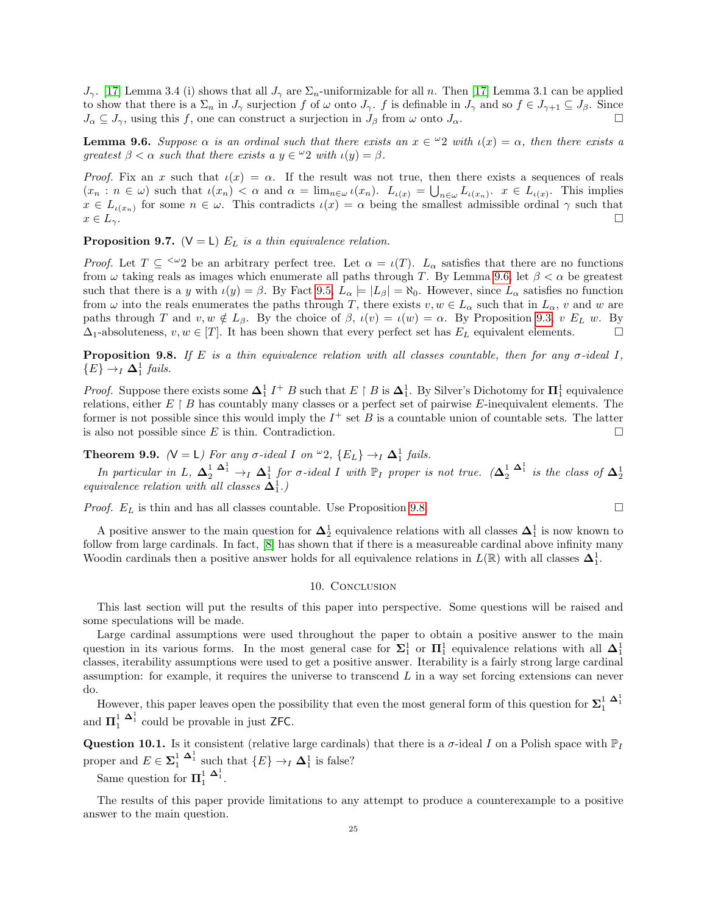$J_\gamma$. [17] Lemma 3.4 (i) shows that all $J_\gamma$ are $\Sigma_n$-uniformizable for all $n$. Then [17] Lemma 3.1 can be applied to show that there is a $\Sigma_n$ in $J_\gamma$ surjection $f$ of $\omega$ onto $J_\gamma$. $f$ is definable in $J_\gamma$ and so $f \in J_{\gamma+1} \subseteq J_\beta$. Since $J_\alpha \subseteq J_\gamma$, using this $f$, one can construct a surjection in $J_\beta$ from $\omega$ onto $J_\alpha$. ◻

**Lemma 9.6.** *Suppose $\alpha$ is an ordinal such that there exists an $x \in {}^\omega 2$ with $\iota(x) = \alpha$, then there exists a greatest $\beta < \alpha$ such that there exists a $y \in {}^\omega 2$ with $\iota(y) = \beta$.*

*Proof.* Fix an $x$ such that $\iota(x) = \alpha$. If the result was not true, then there exists a sequences of reals $(x_n : n \in \omega)$ such that $\iota(x_n) < \alpha$ and $\alpha = \lim_{n\in\omega} \iota(x_n)$. $L_{\iota(x)} = \bigcup_{n\in\omega} L_{\iota(x_n)}$. $x \in L_{\iota(x)}$. This implies $x \in L_{\iota(x_n)}$ for some $n \in \omega$. This contradicts $\iota(x) = \alpha$ being the smallest admissible ordinal $\gamma$ such that $x \in L_\gamma$. ◻

**Proposition 9.7.** ($\mathsf{V} = \mathsf{L}$) *$E_L$ is a thin equivalence relation.*

*Proof.* Let $T \subseteq {}^{<\omega}2$ be an arbitrary perfect tree. Let $\alpha = \iota(T)$. $L_\alpha$ satisfies that there are no functions from $\omega$ taking reals as images which enumerate all paths through $T$. By Lemma 9.6, let $\beta < \alpha$ be greatest such that there is a $y$ with $\iota(y) = \beta$. By Fact 9.5, $L_\alpha \models |L_\beta| = \aleph_0$. However, since $L_\alpha$ satisfies no function from $\omega$ into the reals enumerates the paths through $T$, there exists $v, w \in L_\alpha$ such that in $L_\alpha$, $v$ and $w$ are paths through $T$ and $v, w \notin L_\beta$. By the choice of $\beta$, $\iota(v) = \iota(w) = \alpha$. By Proposition 9.3, $v \ E_L \ w$. By $\Delta_1$-absoluteness, $v, w \in [T]$. It has been shown that every perfect set has $E_L$ equivalent elements. ◻

**Proposition 9.8.** *If $E$ is a thin equivalence relation with all classes countable, then for any $\sigma$-ideal $I$, $\{E\} \rightarrow_I \mathbf{\Delta}^1_1$ fails.*

*Proof.* Suppose there exists some $\mathbf{\Delta}^1_1$ $I^+$ $B$ such that $E \restriction B$ is $\mathbf{\Delta}^1_1$. By Silver's Dichotomy for $\mathbf{\Pi}^1_1$ equivalence relations, either $E \restriction B$ has countably many classes or a perfect set of pairwise $E$-inequivalent elements. The former is not possible since this would imply the $I^+$ set $B$ is a countable union of countable sets. The latter is also not possible since $E$ is thin. Contradiction. ◻

**Theorem 9.9.** ($\mathsf{V} = \mathsf{L}$) *For any $\sigma$-ideal $I$ on ${}^\omega 2$, $\{E_L\} \rightarrow_I \mathbf{\Delta}^1_1$ fails.*

*In particular in $L$, ${\mathbf{\Delta}^1_2}^{\mathbf{\Delta}^1_1} \rightarrow_I \mathbf{\Delta}^1_1$ for $\sigma$-ideal $I$ with $\mathbb{P}_I$ proper is not true. (${\mathbf{\Delta}^1_2}^{\mathbf{\Delta}^1_1}$ is the class of $\mathbf{\Delta}^1_2$ equivalence relation with all classes $\mathbf{\Delta}^1_1$.)*

*Proof.* $E_L$ is thin and has all classes countable. Use Proposition 9.8. ◻

A positive answer to the main question for $\mathbf{\Delta}^1_2$ equivalence relations with all classes $\mathbf{\Delta}^1_1$ is now known to follow from large cardinals. In fact, [8] has shown that if there is a measureable cardinal above infinity many Woodin cardinals then a positive answer holds for all equivalence relations in $L(\mathbb{R})$ with all classes $\mathbf{\Delta}^1_1$.

## 10. Conclusion

This last section will put the results of this paper into perspective. Some questions will be raised and some speculations will be made.

Large cardinal assumptions were used throughout the paper to obtain a positive answer to the main question in its various forms. In the most general case for $\mathbf{\Sigma}^1_1$ or $\mathbf{\Pi}^1_1$ equivalence relations with all $\mathbf{\Delta}^1_1$ classes, iterability assumptions were used to get a positive answer. Iterability is a fairly strong large cardinal assumption: for example, it requires the universe to transcend $L$ in a way set forcing extensions can never do.

However, this paper leaves open the possibility that even the most general form of this question for ${\mathbf{\Sigma}^1_1}^{\mathbf{\Delta}^1_1}$ and ${\mathbf{\Pi}^1_1}^{\mathbf{\Delta}^1_1}$ could be provable in just $\mathsf{ZFC}$.

**Question 10.1.** Is it consistent (relative large cardinals) that there is a $\sigma$-ideal $I$ on a Polish space with $\mathbb{P}_I$ proper and $E \in {\mathbf{\Sigma}^1_1}^{\mathbf{\Delta}^1_1}$ such that $\{E\} \rightarrow_I \mathbf{\Delta}^1_1$ is false?

Same question for ${\mathbf{\Pi}^1_1}^{\mathbf{\Delta}^1_1}$.

The results of this paper provide limitations to any attempt to produce a counterexample to a positive answer to the main question.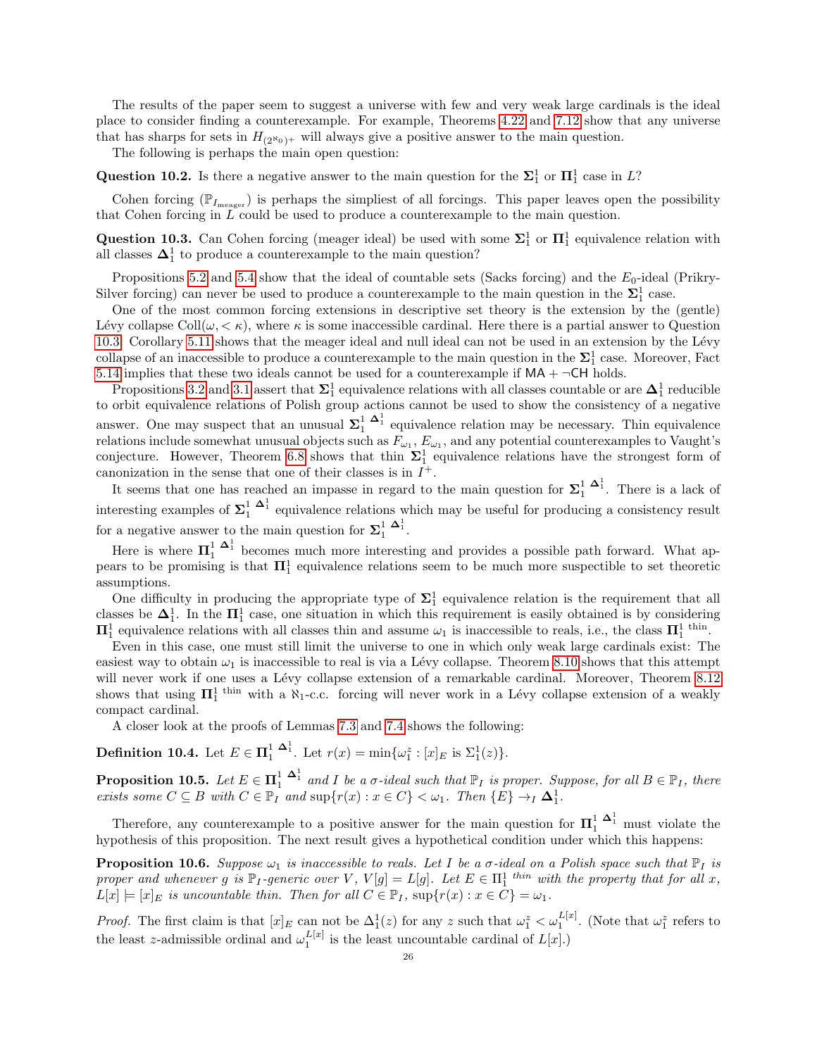The results of the paper seem to suggest a universe with few and very weak large cardinals is the ideal place to consider finding a counterexample. For example, Theorems 4.22 and 7.12 show that any universe that has sharps for sets in $H_{(2^{\aleph_0})^+}$ will always give a positive answer to the main question.

The following is perhaps the main open question:

**Question 10.2.** Is there a negative answer to the main question for the $\boldsymbol{\Sigma}_1^1$ or $\boldsymbol{\Pi}_1^1$ case in $L$?

Cohen forcing ($\mathbb{P}_{I_{\text{meager}}}$) is perhaps the simpliest of all forcings. This paper leaves open the possibility that Cohen forcing in $L$ could be used to produce a counterexample to the main question.

**Question 10.3.** Can Cohen forcing (meager ideal) be used with some $\boldsymbol{\Sigma}_1^1$ or $\boldsymbol{\Pi}_1^1$ equivalence relation with all classes $\boldsymbol{\Delta}_1^1$ to produce a counterexample to the main question?

Propositions 5.2 and 5.4 show that the ideal of countable sets (Sacks forcing) and the $E_0$-ideal (Prikry-Silver forcing) can never be used to produce a counterexample to the main question in the $\boldsymbol{\Sigma}_1^1$ case.

One of the most common forcing extensions in descriptive set theory is the extension by the (gentle) Lévy collapse $\text{Coll}(\omega, <\kappa)$, where $\kappa$ is some inaccessible cardinal. Here there is a partial answer to Question 10.3. Corollary 5.11 shows that the meager ideal and null ideal can not be used in an extension by the Lévy collapse of an inaccessible to produce a counterexample to the main question in the $\boldsymbol{\Sigma}_1^1$ case. Moreover, Fact 5.14 implies that these two ideals cannot be used for a counterexample if $\mathsf{MA} + \neg\mathsf{CH}$ holds.

Propositions 3.2 and 3.1 assert that $\boldsymbol{\Sigma}_1^1$ equivalence relations with all classes countable or are $\boldsymbol{\Delta}_1^1$ reducible to orbit equivalence relations of Polish group actions cannot be used to show the consistency of a negative answer. One may suspect that an unusual $\boldsymbol{\Sigma}_1^{1\ \boldsymbol{\Delta}_1^1}$ equivalence relation may be necessary. Thin equivalence relations include somewhat unusual objects such as $F_{\omega_1}$, $E_{\omega_1}$, and any potential counterexamples to Vaught's conjecture. However, Theorem 6.8 shows that thin $\boldsymbol{\Sigma}_1^1$ equivalence relations have the strongest form of canonization in the sense that one of their classes is in $I^+$.

It seems that one has reached an impasse in regard to the main question for $\boldsymbol{\Sigma}_1^{1\ \boldsymbol{\Delta}_1^1}$. There is a lack of interesting examples of $\boldsymbol{\Sigma}_1^{1\ \boldsymbol{\Delta}_1^1}$ equivalence relations which may be useful for producing a consistency result for a negative answer to the main question for $\boldsymbol{\Sigma}_1^{1\ \boldsymbol{\Delta}_1^1}$.

Here is where $\boldsymbol{\Pi}_1^{1\ \boldsymbol{\Delta}_1^1}$ becomes much more interesting and provides a possible path forward. What appears to be promising is that $\boldsymbol{\Pi}_1^1$ equivalence relations seem to be much more suspectible to set theoretic assumptions.

One difficulty in producing the appropriate type of $\boldsymbol{\Sigma}_1^1$ equivalence relation is the requirement that all classes be $\boldsymbol{\Delta}_1^1$. In the $\boldsymbol{\Pi}_1^1$ case, one situation in which this requirement is easily obtained is by considering $\boldsymbol{\Pi}_1^1$ equivalence relations with all classes thin and assume $\omega_1$ is inaccessible to reals, i.e., the class $\boldsymbol{\Pi}_1^{1\ \text{thin}}$.

Even in this case, one must still limit the universe to one in which only weak large cardinals exist: The easiest way to obtain $\omega_1$ is inaccessible to real is via a Lévy collapse. Theorem 8.10 shows that this attempt will never work if one uses a Lévy collapse extension of a remarkable cardinal. Moreover, Theorem 8.12 shows that using $\boldsymbol{\Pi}_1^{1\ \text{thin}}$ with a $\aleph_1$-c.c. forcing will never work in a Lévy collapse extension of a weakly compact cardinal.

A closer look at the proofs of Lemmas 7.3 and 7.4 shows the following:

**Definition 10.4.** Let $E \in \boldsymbol{\Pi}_1^{1\ \boldsymbol{\Delta}_1^1}$. Let $r(x) = \min\{\omega_1^z : [x]_E \text{ is } \Sigma_1^1(z)\}$.

**Proposition 10.5.** *Let $E \in \boldsymbol{\Pi}_1^{1\ \boldsymbol{\Delta}_1^1}$ and $I$ be a $\sigma$-ideal such that $\mathbb{P}_I$ is proper. Suppose, for all $B \in \mathbb{P}_I$, there exists some $C \subseteq B$ with $C \in \mathbb{P}_I$ and $\sup\{r(x) : x \in C\} < \omega_1$. Then $\{E\} \to_I \boldsymbol{\Delta}_1^1$.*

Therefore, any counterexample to a positive answer for the main question for $\boldsymbol{\Pi}_1^{1\ \boldsymbol{\Delta}_1^1}$ must violate the hypothesis of this proposition. The next result gives a hypothetical condition under which this happens:

**Proposition 10.6.** *Suppose $\omega_1$ is inaccessible to reals. Let $I$ be a $\sigma$-ideal on a Polish space such that $\mathbb{P}_I$ is proper and whenever $g$ is $\mathbb{P}_I$-generic over $V$, $V[g] = L[g]$. Let $E \in \Pi_1^{1\ \text{thin}}$ with the property that for all $x$, $L[x] \models [x]_E$ is uncountable thin. Then for all $C \in \mathbb{P}_I$, $\sup\{r(x) : x \in C\} = \omega_1$.*

*Proof.* The first claim is that $[x]_E$ can not be $\Delta_1^1(z)$ for any $z$ such that $\omega_1^z < \omega_1^{L[x]}$. (Note that $\omega_1^z$ refers to the least $z$-admissible ordinal and $\omega_1^{L[x]}$ is the least uncountable cardinal of $L[x]$.)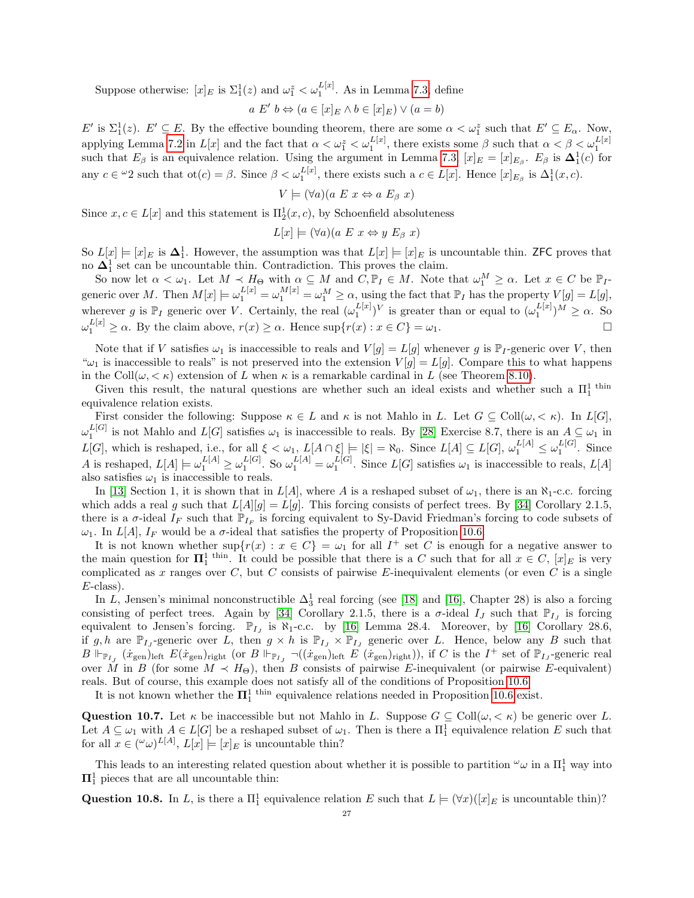Suppose otherwise: $[x]_E$ is $\Sigma^1_1(z)$ and $\omega_1^z < \omega_1^{L[x]}$. As in Lemma 7.3, define

$$a \; E' \; b \Leftrightarrow (a \in [x]_E \wedge b \in [x]_E) \vee (a = b)$$

$E'$ is $\Sigma^1_1(z)$. $E' \subseteq E$. By the effective bounding theorem, there are some $\alpha < \omega_1^z$ such that $E' \subseteq E_\alpha$. Now, applying Lemma 7.2 in $L[x]$ and the fact that $\alpha < \omega_1^z < \omega_1^{L[x]}$, there exists some $\beta$ such that $\alpha < \beta < \omega_1^{L[x]}$ such that $E_\beta$ is an equivalence relation. Using the argument in Lemma 7.3, $[x]_E = [x]_{E_\beta}$. $E_\beta$ is $\mathbf{\Delta}^1_1(c)$ for any $c \in {}^\omega 2$ such that $\text{ot}(c) = \beta$. Since $\beta < \omega_1^{L[x]}$, there exists such a $c \in L[x]$. Hence $[x]_{E_\beta}$ is $\Delta^1_1(x, c)$.

$$V \models (\forall a)(a \; E \; x \Leftrightarrow a \; E_\beta \; x)$$

Since $x, c \in L[x]$ and this statement is $\Pi^1_2(x, c)$, by Schoenfield absoluteness

$$L[x] \models (\forall a)(a \; E \; x \Leftrightarrow y \; E_\beta \; x)$$

So $L[x] \models [x]_E$ is $\mathbf{\Delta}^1_1$. However, the assumption was that $L[x] \models [x]_E$ is uncountable thin. ZFC proves that no $\mathbf{\Delta}^1_1$ set can be uncountable thin. Contradiction. This proves the claim.

So now let $\alpha < \omega_1$. Let $M \prec H_\Theta$ with $\alpha \subseteq M$ and $C, \mathbb{P}_I \in M$. Note that $\omega_1^M \geq \alpha$. Let $x \in C$ be $\mathbb{P}_I$-generic over $M$. Then $M[x] \models \omega_1^{L[x]} = \omega_1^{M[x]} = \omega_1^M \geq \alpha$, using the fact that $\mathbb{P}_I$ has the property $V[g] = L[g]$, wherever $g$ is $\mathbb{P}_I$ generic over $V$. Certainly, the real $(\omega_1^{L[x]})^V$ is greater than or equal to $(\omega_1^{L[x]})^M \geq \alpha$. So $\omega_1^{L[x]} \geq \alpha$. By the claim above, $r(x) \geq \alpha$. Hence $\sup\{r(x) : x \in C\} = \omega_1$. □

Note that if $V$ satisfies $\omega_1$ is inaccessible to reals and $V[g] = L[g]$ whenever $g$ is $\mathbb{P}_I$-generic over $V$, then "$\omega_1$ is inaccessible to reals" is not preserved into the extension $V[g] = L[g]$. Compare this to what happens in the $\text{Coll}(\omega, < \kappa)$ extension of $L$ when $\kappa$ is a remarkable cardinal in $L$ (see Theorem 8.10).

Given this result, the natural questions are whether such an ideal exists and whether such a $\Pi^{1 \text{ thin}}_1$ equivalence relation exists.

First consider the following: Suppose $\kappa \in L$ and $\kappa$ is not Mahlo in $L$. Let $G \subseteq \text{Coll}(\omega, < \kappa)$. In $L[G]$, $\omega_1^{L[G]}$ is not Mahlo and $L[G]$ satisfies $\omega_1$ is inaccessible to reals. By [28] Exercise 8.7, there is an $A \subseteq \omega_1$ in $L[G]$, which is reshaped, i.e., for all $\xi < \omega_1$, $L[A \cap \xi] \models |\xi| = \aleph_0$. Since $L[A] \subseteq L[G]$, $\omega_1^{L[A]} \leq \omega_1^{L[G]}$. Since $A$ is reshaped, $L[A] \models \omega_1^{L[A]} \geq \omega_1^{L[G]}$. So $\omega_1^{L[A]} = \omega_1^{L[G]}$. Since $L[G]$ satisfies $\omega_1$ is inaccessible to reals, $L[A]$ also satisfies $\omega_1$ is inaccessible to reals.

In [13] Section 1, it is shown that in $L[A]$, where $A$ is a reshaped subset of $\omega_1$, there is an $\aleph_1$-c.c. forcing which adds a real $g$ such that $L[A][g] = L[g]$. This forcing consists of perfect trees. By [34] Corollary 2.1.5, there is a $\sigma$-ideal $I_F$ such that $\mathbb{P}_{I_F}$ is forcing equivalent to Sy-David Friedman's forcing to code subsets of $\omega_1$. In $L[A]$, $I_F$ would be a $\sigma$-ideal that satisfies the property of Proposition 10.6.

It is not known whether $\sup\{r(x) : x \in C\} = \omega_1$ for all $I^+$ set $C$ is enough for a negative answer to the main question for $\mathbf{\Pi}^{1 \text{ thin}}_1$. It could be possible that there is a $C$ such that for all $x \in C$, $[x]_E$ is very complicated as $x$ ranges over $C$, but $C$ consists of pairwise $E$-inequivalent elements (or even $C$ is a single $E$-class).

In $L$, Jensen's minimal nonconstructible $\Delta^1_3$ real forcing (see [18] and [16], Chapter 28) is also a forcing consisting of perfect trees. Again by [34] Corollary 2.1.5, there is a $\sigma$-ideal $I_J$ such that $\mathbb{P}_{I_J}$ is forcing equivalent to Jensen's forcing. $\mathbb{P}_{I_J}$ is $\aleph_1$-c.c. by [16] Lemma 28.4. Moreover, by [16] Corollary 28.6, if $g, h$ are $\mathbb{P}_{I_J}$-generic over $L$, then $g \times h$ is $\mathbb{P}_{I_J} \times \mathbb{P}_{I_J}$ generic over $L$. Hence, below any $B$ such that $B \Vdash_{\mathbb{P}_{I_J}} (\dot{x}_{\text{gen}})_{\text{left}} \; E (\dot{x}_{\text{gen}})_{\text{right}}$ (or $B \Vdash_{\mathbb{P}_{I_J}} \neg((\dot{x}_{\text{gen}})_{\text{left}} \; E \; (\dot{x}_{\text{gen}})_{\text{right}})$), if $C$ is the $I^+$ set of $\mathbb{P}_{I_J}$-generic real over $M$ in $B$ (for some $M \prec H_\Theta$), then $B$ consists of pairwise $E$-inequivalent (or pairwise $E$-equivalent) reals. But of course, this example does not satisfy all of the conditions of Proposition 10.6.

It is not known whether the $\mathbf{\Pi}^{1 \text{ thin}}_1$ equivalence relations needed in Proposition 10.6 exist.

**Question 10.7.** Let $\kappa$ be inaccessible but not Mahlo in $L$. Suppose $G \subseteq \text{Coll}(\omega, < \kappa)$ be generic over $L$. Let $A \subseteq \omega_1$ with $A \in L[G]$ be a reshaped subset of $\omega_1$. Then is there a $\Pi^1_1$ equivalence relation $E$ such that for all $x \in ({}^\omega\omega)^{L[A]}$, $L[x] \models [x]_E$ is uncountable thin?

This leads to an interesting related question about whether it is possible to partition ${}^\omega\omega$ in a $\Pi^1_1$ way into $\mathbf{\Pi}^1_1$ pieces that are all uncountable thin:

**Question 10.8.** In $L$, is there a $\Pi^1_1$ equivalence relation $E$ such that $L \models (\forall x)([x]_E$ is uncountable thin)?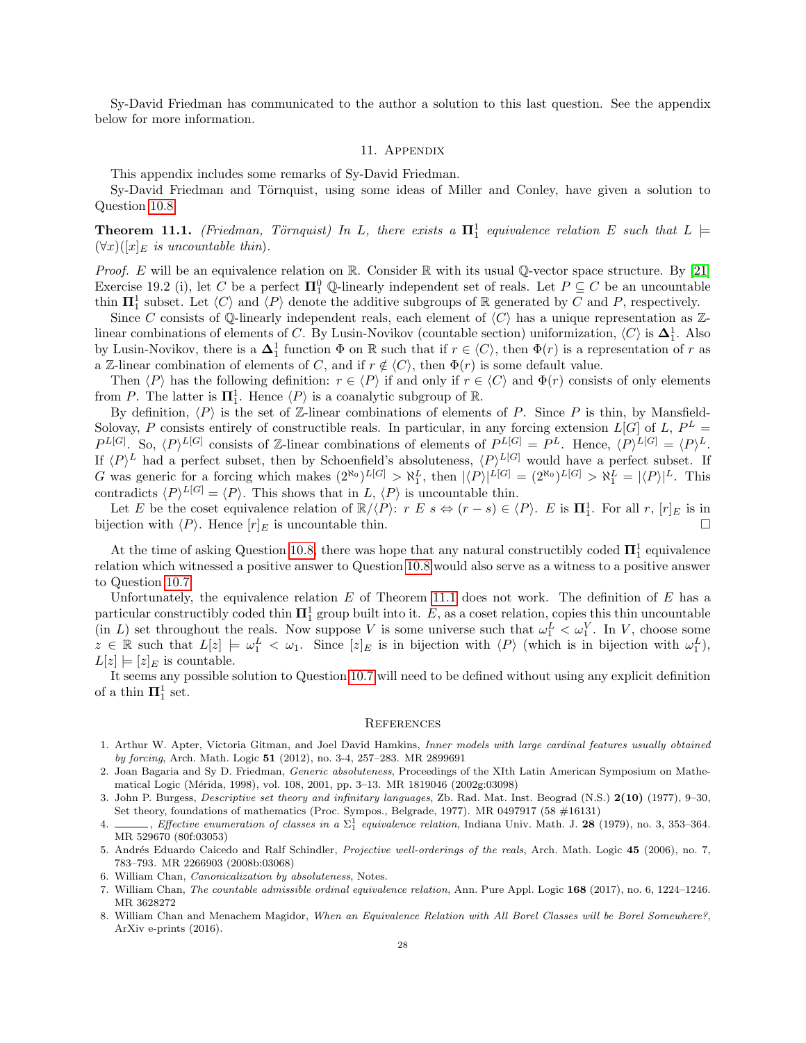Sy-David Friedman has communicated to the author a solution to this last question. See the appendix below for more information.

## 11. Appendix

This appendix includes some remarks of Sy-David Friedman.

Sy-David Friedman and Törnquist, using some ideas of Miller and Conley, have given a solution to Question 10.8.

**Theorem 11.1.** *(Friedman, Törnquist) In $L$, there exists a $\mathbf{\Pi}^1_1$ equivalence relation $E$ such that $L \models (\forall x)([x]_E$ is uncountable thin$)$.*

*Proof.* $E$ will be an equivalence relation on $\mathbb{R}$. Consider $\mathbb{R}$ with its usual $\mathbb{Q}$-vector space structure. By [21] Exercise 19.2 (i), let $C$ be a perfect $\mathbf{\Pi}^0_1$ $\mathbb{Q}$-linearly independent set of reals. Let $P \subseteq C$ be an uncountable thin $\mathbf{\Pi}^1_1$ subset. Let $\langle C \rangle$ and $\langle P \rangle$ denote the additive subgroups of $\mathbb{R}$ generated by $C$ and $P$, respectively.

Since $C$ consists of $\mathbb{Q}$-linearly independent reals, each element of $\langle C \rangle$ has a unique representation as $\mathbb{Z}$-linear combinations of elements of $C$. By Lusin-Novikov (countable section) uniformization, $\langle C \rangle$ is $\mathbf{\Delta}^1_1$. Also by Lusin-Novikov, there is a $\mathbf{\Delta}^1_1$ function $\Phi$ on $\mathbb{R}$ such that if $r \in \langle C \rangle$, then $\Phi(r)$ is a representation of $r$ as a $\mathbb{Z}$-linear combination of elements of $C$, and if $r \notin \langle C \rangle$, then $\Phi(r)$ is some default value.

Then $\langle P \rangle$ has the following definition: $r \in \langle P \rangle$ if and only if $r \in \langle C \rangle$ and $\Phi(r)$ consists of only elements from $P$. The latter is $\mathbf{\Pi}^1_1$. Hence $\langle P \rangle$ is a coanalytic subgroup of $\mathbb{R}$.

By definition, $\langle P \rangle$ is the set of $\mathbb{Z}$-linear combinations of elements of $P$. Since $P$ is thin, by Mansfield-Solovay, $P$ consists entirely of constructible reals. In particular, in any forcing extension $L[G]$ of $L$, $P^L = P^{L[G]}$. So, $\langle P \rangle^{L[G]}$ consists of $\mathbb{Z}$-linear combinations of elements of $P^{L[G]} = P^L$. Hence, $\langle P \rangle^{L[G]} = \langle P \rangle^L$. If $\langle P \rangle^L$ had a perfect subset, then by Schoenfield's absoluteness, $\langle P \rangle^{L[G]}$ would have a perfect subset. If $G$ was generic for a forcing which makes $(2^{\aleph_0})^{L[G]} > \aleph_1^L$, then $|\langle P \rangle|^{L[G]} = (2^{\aleph_0})^{L[G]} > \aleph_1^L = |\langle P \rangle|^L$. This contradicts $\langle P \rangle^{L[G]} = \langle P \rangle$. This shows that in $L$, $\langle P \rangle$ is uncountable thin.

Let $E$ be the coset equivalence relation of $\mathbb{R}/\langle P \rangle$: $r \; E \; s \Leftrightarrow (r - s) \in \langle P \rangle$. $E$ is $\mathbf{\Pi}^1_1$. For all $r$, $[r]_E$ is in bijection with $\langle P \rangle$. Hence $[r]_E$ is uncountable thin. $\square$

At the time of asking Question 10.8, there was hope that any natural constructibly coded $\mathbf{\Pi}^1_1$ equivalence relation which witnessed a positive answer to Question 10.8 would also serve as a witness to a positive answer to Question 10.7.

Unfortunately, the equivalence relation $E$ of Theorem 11.1 does not work. The definition of $E$ has a particular constructibly coded thin $\mathbf{\Pi}^1_1$ group built into it. $E$, as a coset relation, copies this thin uncountable (in $L$) set throughout the reals. Now suppose $V$ is some universe such that $\omega_1^L < \omega_1^V$. In $V$, choose some $z \in \mathbb{R}$ such that $L[z] \models \omega_1^L < \omega_1$. Since $[z]_E$ is in bijection with $\langle P \rangle$ (which is in bijection with $\omega_1^L$), $L[z] \models [z]_E$ is countable.

It seems any possible solution to Question 10.7 will need to be defined without using any explicit definition of a thin $\mathbf{\Pi}^1_1$ set.

## References

1. Arthur W. Apter, Victoria Gitman, and Joel David Hamkins, *Inner models with large cardinal features usually obtained by forcing*, Arch. Math. Logic **51** (2012), no. 3-4, 257–283. MR 2899691
2. Joan Bagaria and Sy D. Friedman, *Generic absoluteness*, Proceedings of the XIth Latin American Symposium on Mathematical Logic (Mérida, 1998), vol. 108, 2001, pp. 3–13. MR 1819046 (2002g:03098)
3. John P. Burgess, *Descriptive set theory and infinitary languages*, Zb. Rad. Mat. Inst. Beograd (N.S.) **2(10)** (1977), 9–30, Set theory, foundations of mathematics (Proc. Sympos., Belgrade, 1977). MR 0497917 (58 #16131)
4. ———, *Effective enumeration of classes in a $\Sigma^1_1$ equivalence relation*, Indiana Univ. Math. J. **28** (1979), no. 3, 353–364. MR 529670 (80f:03053)
5. Andrés Eduardo Caicedo and Ralf Schindler, *Projective well-orderings of the reals*, Arch. Math. Logic **45** (2006), no. 7, 783–793. MR 2266903 (2008b:03068)
6. William Chan, *Canonicalization by absoluteness*, Notes.
7. William Chan, *The countable admissible ordinal equivalence relation*, Ann. Pure Appl. Logic **168** (2017), no. 6, 1224–1246. MR 3628272
8. William Chan and Menachem Magidor, *When an Equivalence Relation with All Borel Classes will be Borel Somewhere?*, ArXiv e-prints (2016).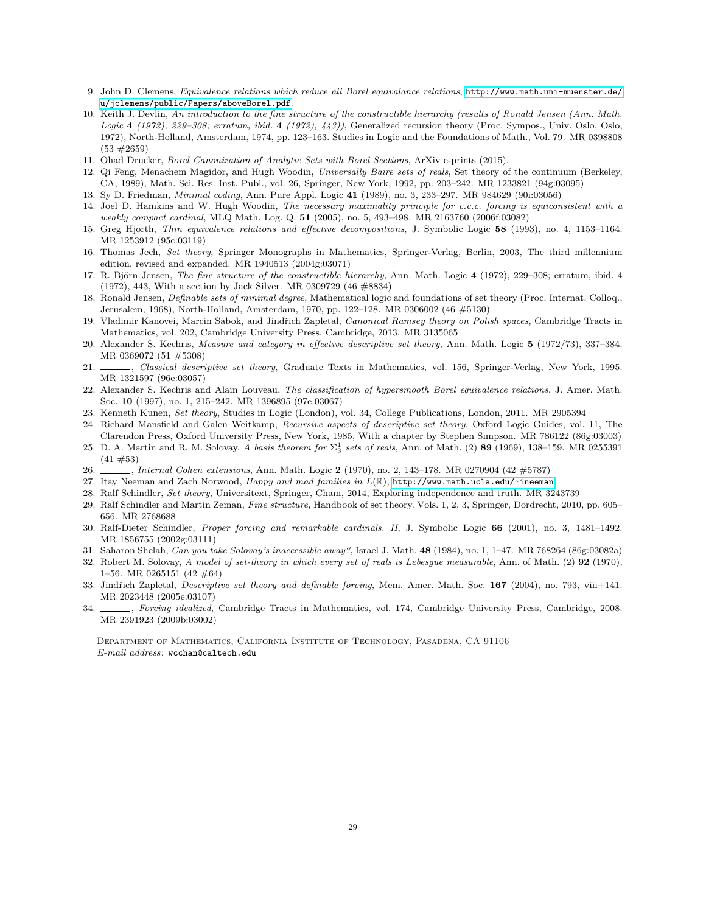9. John D. Clemens, *Equivalence relations which reduce all Borel equivalance relations*, http://www.math.uni-muenster.de/u/jclemens/public/Papers/aboveBorel.pdf.
10. Keith J. Devlin, *An introduction to the fine structure of the constructible hierarchy (results of Ronald Jensen (Ann. Math. Logic* **4** *(1972), 229–308; erratum, ibid.* **4** *(1972), 443))*, Generalized recursion theory (Proc. Sympos., Univ. Oslo, Oslo, 1972), North-Holland, Amsterdam, 1974, pp. 123–163. Studies in Logic and the Foundations of Math., Vol. 79. MR 0398808 (53 #2659)
11. Ohad Drucker, *Borel Canonization of Analytic Sets with Borel Sections*, ArXiv e-prints (2015).
12. Qi Feng, Menachem Magidor, and Hugh Woodin, *Universally Baire sets of reals*, Set theory of the continuum (Berkeley, CA, 1989), Math. Sci. Res. Inst. Publ., vol. 26, Springer, New York, 1992, pp. 203–242. MR 1233821 (94g:03095)
13. Sy D. Friedman, *Minimal coding*, Ann. Pure Appl. Logic **41** (1989), no. 3, 233–297. MR 984629 (90i:03056)
14. Joel D. Hamkins and W. Hugh Woodin, *The necessary maximality principle for c.c.c. forcing is equiconsistent with a weakly compact cardinal*, MLQ Math. Log. Q. **51** (2005), no. 5, 493–498. MR 2163760 (2006f:03082)
15. Greg Hjorth, *Thin equivalence relations and effective decompositions*, J. Symbolic Logic **58** (1993), no. 4, 1153–1164. MR 1253912 (95c:03119)
16. Thomas Jech, *Set theory*, Springer Monographs in Mathematics, Springer-Verlag, Berlin, 2003, The third millennium edition, revised and expanded. MR 1940513 (2004g:03071)
17. R. Björn Jensen, *The fine structure of the constructible hierarchy*, Ann. Math. Logic **4** (1972), 229–308; erratum, ibid. 4 (1972), 443, With a section by Jack Silver. MR 0309729 (46 #8834)
18. Ronald Jensen, *Definable sets of minimal degree*, Mathematical logic and foundations of set theory (Proc. Internat. Colloq., Jerusalem, 1968), North-Holland, Amsterdam, 1970, pp. 122–128. MR 0306002 (46 #5130)
19. Vladimir Kanovei, Marcin Sabok, and Jindřich Zapletal, *Canonical Ramsey theory on Polish spaces*, Cambridge Tracts in Mathematics, vol. 202, Cambridge University Press, Cambridge, 2013. MR 3135065
20. Alexander S. Kechris, *Measure and category in effective descriptive set theory*, Ann. Math. Logic **5** (1972/73), 337–384. MR 0369072 (51 #5308)
21. ______, *Classical descriptive set theory*, Graduate Texts in Mathematics, vol. 156, Springer-Verlag, New York, 1995. MR 1321597 (96e:03057)
22. Alexander S. Kechris and Alain Louveau, *The classification of hypersmooth Borel equivalence relations*, J. Amer. Math. Soc. **10** (1997), no. 1, 215–242. MR 1396895 (97e:03067)
23. Kenneth Kunen, *Set theory*, Studies in Logic (London), vol. 34, College Publications, London, 2011. MR 2905394
24. Richard Mansfield and Galen Weitkamp, *Recursive aspects of descriptive set theory*, Oxford Logic Guides, vol. 11, The Clarendon Press, Oxford University Press, New York, 1985, With a chapter by Stephen Simpson. MR 786122 (86g:03003)
25. D. A. Martin and R. M. Solovay, *A basis theorem for $\Sigma^1_3$ sets of reals*, Ann. of Math. (2) **89** (1969), 138–159. MR 0255391 (41 #53)
26. ______, *Internal Cohen extensions*, Ann. Math. Logic **2** (1970), no. 2, 143–178. MR 0270904 (42 #5787)
27. Itay Neeman and Zach Norwood, *Happy and mad families in $L(\mathbb{R})$*, http://www.math.ucla.edu/~ineeman.
28. Ralf Schindler, *Set theory*, Universitext, Springer, Cham, 2014, Exploring independence and truth. MR 3243739
29. Ralf Schindler and Martin Zeman, *Fine structure*, Handbook of set theory. Vols. 1, 2, 3, Springer, Dordrecht, 2010, pp. 605–656. MR 2768688
30. Ralf-Dieter Schindler, *Proper forcing and remarkable cardinals. II*, J. Symbolic Logic **66** (2001), no. 3, 1481–1492. MR 1856755 (2002g:03111)
31. Saharon Shelah, *Can you take Solovay's inaccessible away?*, Israel J. Math. **48** (1984), no. 1, 1–47. MR 768264 (86g:03082a)
32. Robert M. Solovay, *A model of set-theory in which every set of reals is Lebesgue measurable*, Ann. of Math. (2) **92** (1970), 1–56. MR 0265151 (42 #64)
33. Jindřich Zapletal, *Descriptive set theory and definable forcing*, Mem. Amer. Math. Soc. **167** (2004), no. 793, viii+141. MR 2023448 (2005e:03107)
34. ______, *Forcing idealized*, Cambridge Tracts in Mathematics, vol. 174, Cambridge University Press, Cambridge, 2008. MR 2391923 (2009b:03002)

Department of Mathematics, California Institute of Technology, Pasadena, CA 91106
*E-mail address*: wcchan@caltech.edu